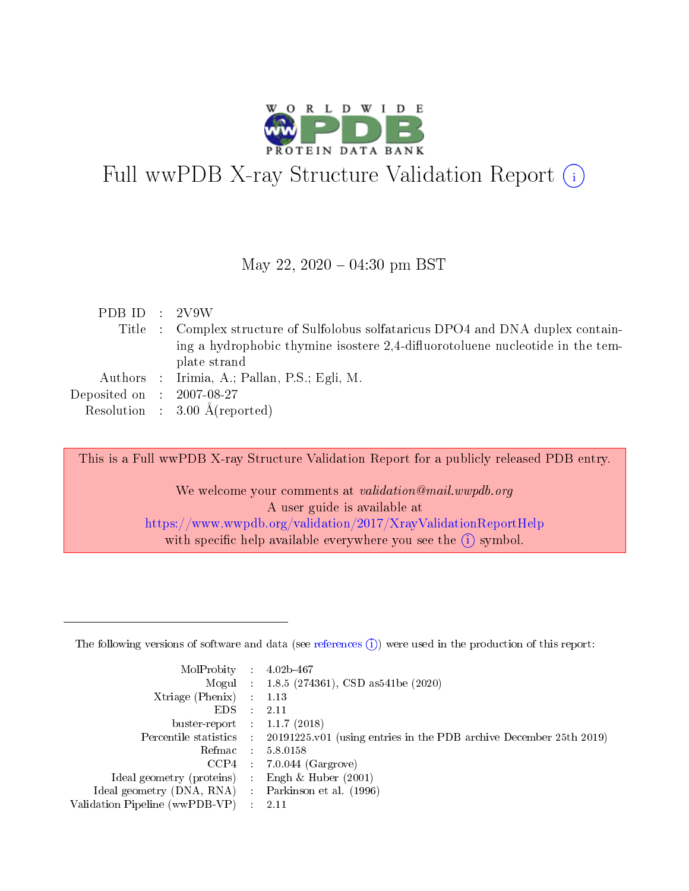# Full wwPDB X-ray Structure Validation Report (i)

May 22, 2020 – 04:30 pm BST

| | | |
|---|---|---|
| PDB ID | : | 2V9W |
| Title | : | Complex structure of Sulfolobus solfataricus DPO4 and DNA duplex containing a hydrophobic thymine isostere 2,4-difluorotoluene nucleotide in the template strand |
| Authors | : | Irimia, A.; Pallan, P.S.; Egli, M. |
| Deposited on | : | 2007-08-27 |
| Resolution | : | 3.00 Å(reported) |

This is a Full wwPDB X-ray Structure Validation Report for a publicly released PDB entry.

We welcome your comments at *validation@mail.wwpdb.org*
A user guide is available at
https://www.wwpdb.org/validation/2017/XrayValidationReportHelp
with specific help available everywhere you see the (i) symbol.

---

The following versions of software and data (see references (i)) were used in the production of this report:

| | | |
|---|---|---|
| MolProbity | : | 4.02b-467 |
| Mogul | : | 1.8.5 (274361), CSD as541be (2020) |
| Xtriage (Phenix) | : | 1.13 |
| EDS | : | 2.11 |
| buster-report | : | 1.1.7 (2018) |
| Percentile statistics | : | 20191225.v01 (using entries in the PDB archive December 25th 2019) |
| Refmac | : | 5.8.0158 |
| CCP4 | : | 7.0.044 (Gargrove) |
| Ideal geometry (proteins) | : | Engh & Huber (2001) |
| Ideal geometry (DNA, RNA) | : | Parkinson et al. (1996) |
| Validation Pipeline (wwPDB-VP) | : | 2.11 |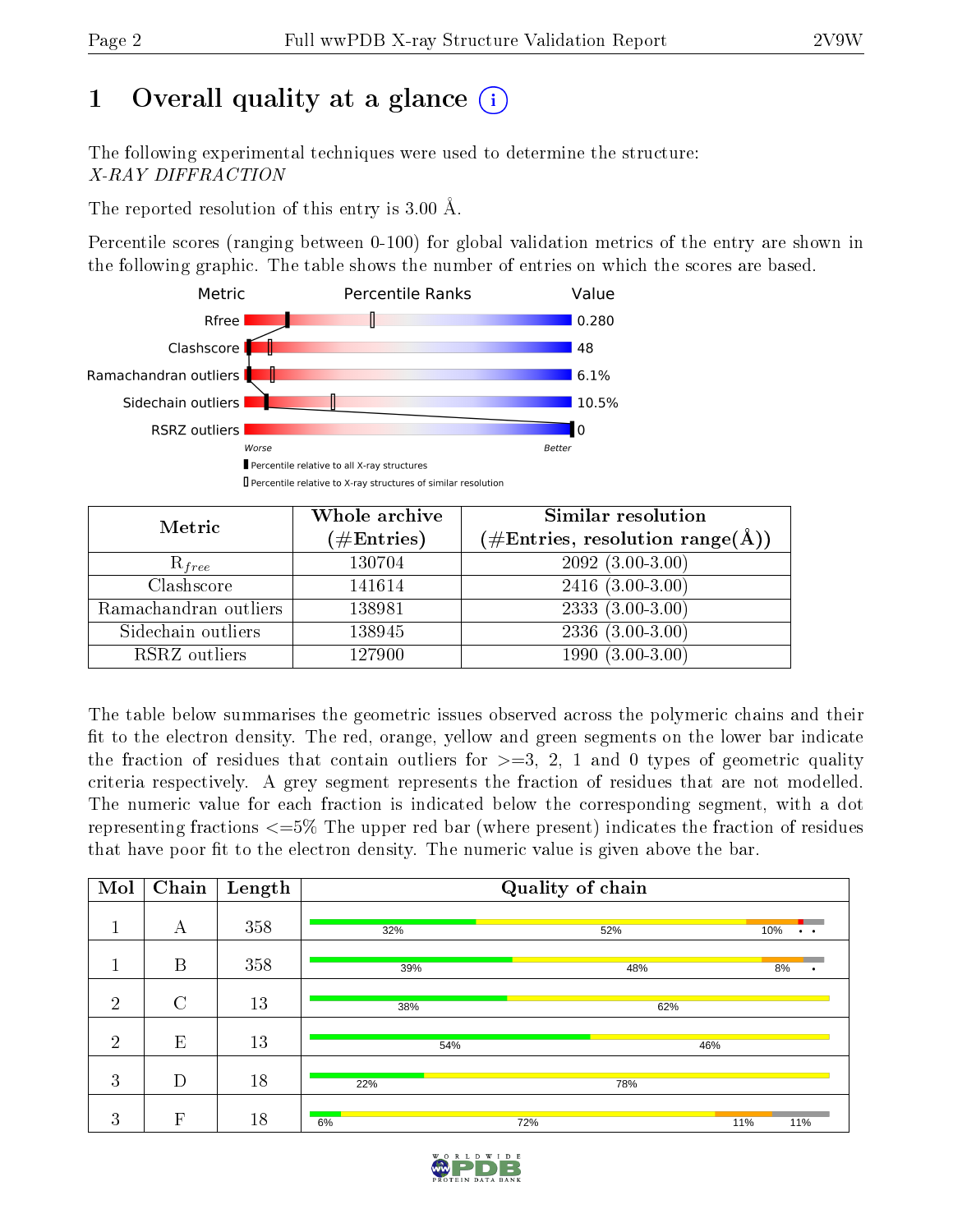# 1 Overall quality at a glance

The following experimental techniques were used to determine the structure:
*X-RAY DIFFRACTION*

The reported resolution of this entry is 3.00 Å.

Percentile scores (ranging between 0-100) for global validation metrics of the entry are shown in the following graphic. The table shows the number of entries on which the scores are based.

| Metric | Value |
|---|---|
| Rfree | 0.280 |
| Clashscore | 48 |
| Ramachandran outliers | 6.1% |
| Sidechain outliers | 10.5% |
| RSRZ outliers | 0 |

Worse — Better

Percentile relative to all X-ray structures

Percentile relative to X-ray structures of similar resolution

| Metric | Whole archive (#Entries) | Similar resolution (#Entries, resolution range(Å)) |
|---|---|---|
| $R_{free}$ | 130704 | 2092 (3.00-3.00) |
| Clashscore | 141614 | 2416 (3.00-3.00) |
| Ramachandran outliers | 138981 | 2333 (3.00-3.00) |
| Sidechain outliers | 138945 | 2336 (3.00-3.00) |
| RSRZ outliers | 127900 | 1990 (3.00-3.00) |

The table below summarises the geometric issues observed across the polymeric chains and their fit to the electron density. The red, orange, yellow and green segments on the lower bar indicate the fraction of residues that contain outliers for >=3, 2, 1 and 0 types of geometric quality criteria respectively. A grey segment represents the fraction of residues that are not modelled. The numeric value for each fraction is indicated below the corresponding segment, with a dot representing fractions <=5% The upper red bar (where present) indicates the fraction of residues that have poor fit to the electron density. The numeric value is given above the bar.

| Mol | Chain | Length | Quality of chain |
|---|---|---|---|
| 1 | A | 358 | 32% / 52% / 10% / • / • |
| 1 | B | 358 | 39% / 48% / 8% / • |
| 2 | C | 13 | 38% / 62% |
| 2 | E | 13 | 54% / 46% |
| 3 | D | 18 | 22% / 78% |
| 3 | F | 18 | 6% / 72% / 11% / 11% |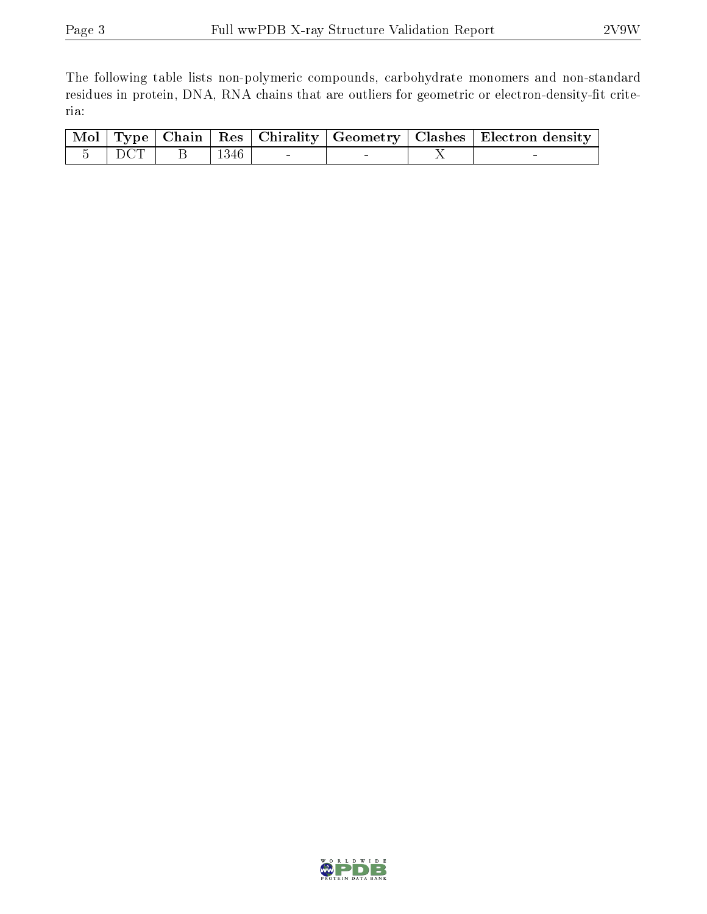The following table lists non-polymeric compounds, carbohydrate monomers and non-standard residues in protein, DNA, RNA chains that are outliers for geometric or electron-density-fit criteria:

| Mol | Type | Chain | Res | Chirality | Geometry | Clashes | Electron density |
|---|---|---|---|---|---|---|---|
| 5 | DCT | B | 1346 | - | - | X | - |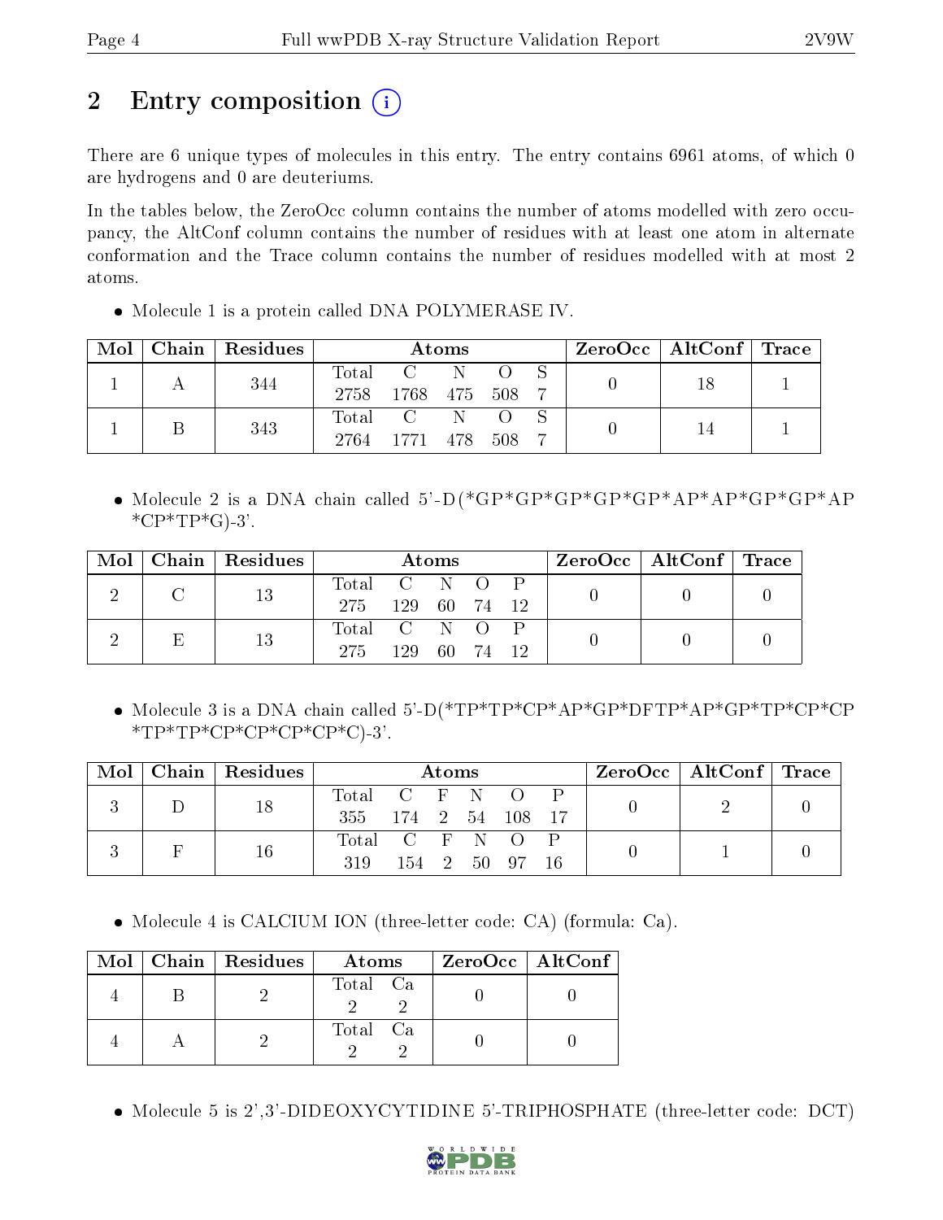# 2 Entry composition

There are 6 unique types of molecules in this entry. The entry contains 6961 atoms, of which 0 are hydrogens and 0 are deuteriums.

In the tables below, the ZeroOcc column contains the number of atoms modelled with zero occupancy, the AltConf column contains the number of residues with at least one atom in alternate conformation and the Trace column contains the number of residues modelled with at most 2 atoms.

- Molecule 1 is a protein called DNA POLYMERASE IV.

| Mol | Chain | Residues | Atoms | | | | | ZeroOcc | AltConf | Trace |
|---|---|---|---|---|---|---|---|---|---|---|
| 1 | A | 344 | Total 2758 | C 1768 | N 475 | O 508 | S 7 | 0 | 18 | 1 |
| 1 | B | 343 | Total 2764 | C 1771 | N 478 | O 508 | S 7 | 0 | 14 | 1 |

- Molecule 2 is a DNA chain called 5'-D(*GP*GP*GP*GP*GP*AP*AP*GP*GP*AP *CP*TP*G)-3'.

| Mol | Chain | Residues | Atoms | | | | | ZeroOcc | AltConf | Trace |
|---|---|---|---|---|---|---|---|---|---|---|
| 2 | C | 13 | Total 275 | C 129 | N 60 | O 74 | P 12 | 0 | 0 | 0 |
| 2 | E | 13 | Total 275 | C 129 | N 60 | O 74 | P 12 | 0 | 0 | 0 |

- Molecule 3 is a DNA chain called 5'-D(*TP*TP*CP*AP*GP*DFTP*AP*GP*TP*CP*CP *TP*TP*CP*CP*CP*CP*C)-3'.

| Mol | Chain | Residues | Atoms | | | | | | ZeroOcc | AltConf | Trace |
|---|---|---|---|---|---|---|---|---|---|---|---|
| 3 | D | 18 | Total 355 | C 174 | F 2 | N 54 | O 108 | P 17 | 0 | 2 | 0 |
| 3 | F | 16 | Total 319 | C 154 | F 2 | N 50 | O 97 | P 16 | 0 | 1 | 0 |

- Molecule 4 is CALCIUM ION (three-letter code: CA) (formula: Ca).

| Mol | Chain | Residues | Atoms | | ZeroOcc | AltConf |
|---|---|---|---|---|---|---|
| 4 | B | 2 | Total 2 | Ca 2 | 0 | 0 |
| 4 | A | 2 | Total 2 | Ca 2 | 0 | 0 |

- Molecule 5 is 2',3'-DIDEOXYCYTIDINE 5'-TRIPHOSPHATE (three-letter code: DCT)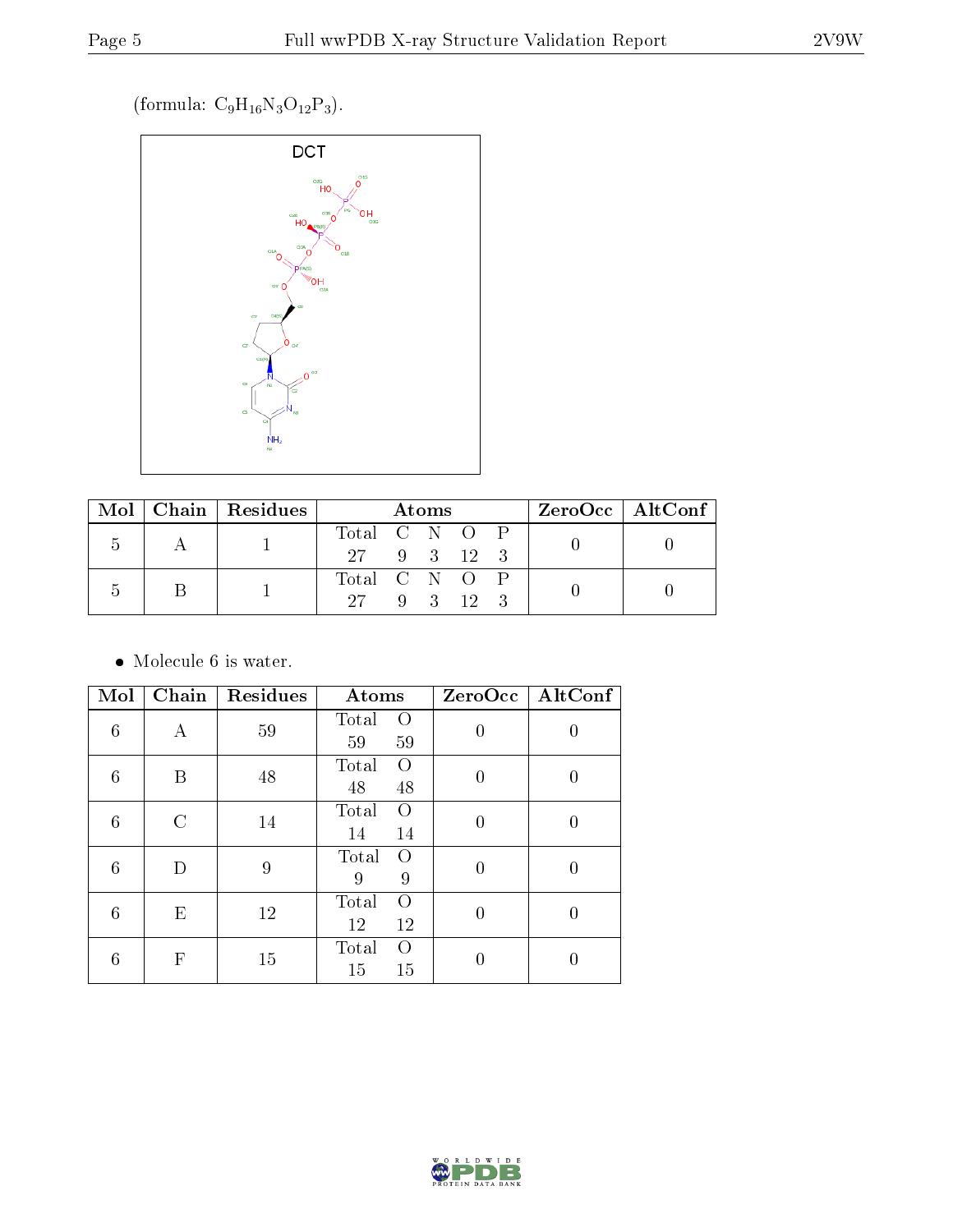(formula: $C_9H_{16}N_3O_{12}P_3$).

| Mol | Chain | Residues | Atoms | ZeroOcc | AltConf |
|---|---|---|---|---|---|
| 5 | A | 1 | Total C N O P<br>27 9 3 12 3 | 0 | 0 |
| 5 | B | 1 | Total C N O P<br>27 9 3 12 3 | 0 | 0 |

- Molecule 6 is water.

| Mol | Chain | Residues | Atoms | ZeroOcc | AltConf |
|---|---|---|---|---|---|
| 6 | A | 59 | Total O<br>59 59 | 0 | 0 |
| 6 | B | 48 | Total O<br>48 48 | 0 | 0 |
| 6 | C | 14 | Total O<br>14 14 | 0 | 0 |
| 6 | D | 9 | Total O<br>9 9 | 0 | 0 |
| 6 | E | 12 | Total O<br>12 12 | 0 | 0 |
| 6 | F | 15 | Total O<br>15 15 | 0 | 0 |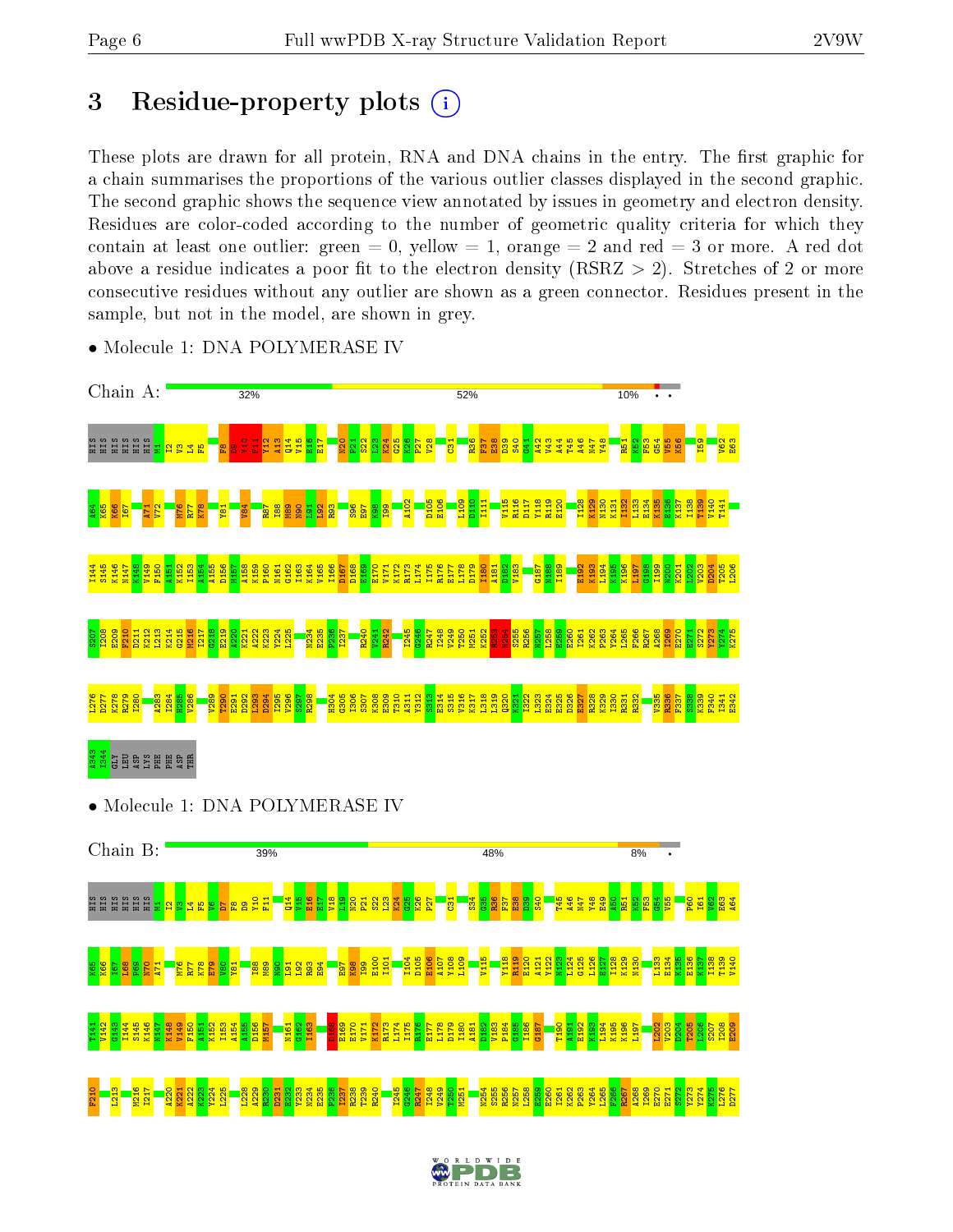# 3 Residue-property plots

These plots are drawn for all protein, RNA and DNA chains in the entry. The first graphic for a chain summarises the proportions of the various outlier classes displayed in the second graphic. The second graphic shows the sequence view annotated by issues in geometry and electron density. Residues are color-coded according to the number of geometric quality criteria for which they contain at least one outlier: green = 0, yellow = 1, orange = 2 and red = 3 or more. A red dot above a residue indicates a poor fit to the electron density (RSRZ > 2). Stretches of 2 or more consecutive residues without any outlier are shown as a green connector. Residues present in the sample, but not in the model, are shown in grey.

- Molecule 1: DNA POLYMERASE IV

Chain A: 32% | 52% | 10% | • •

- Molecule 1: DNA POLYMERASE IV

Chain B: 39% | 48% | 8% | •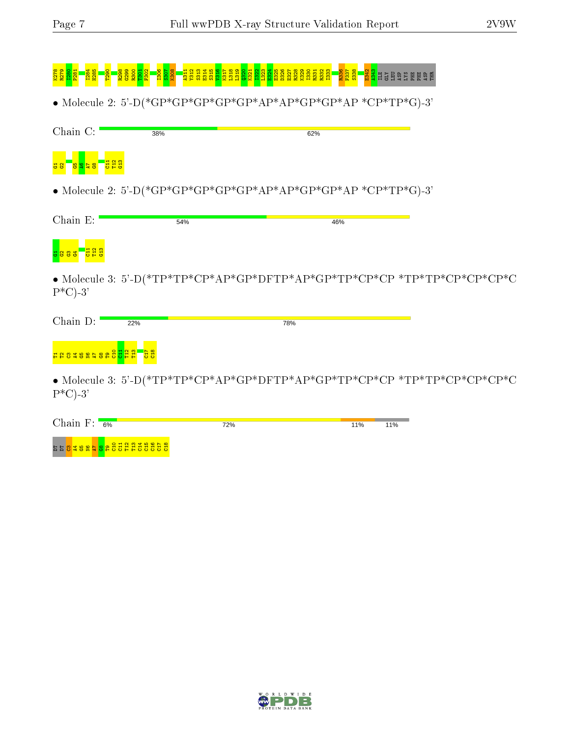K278 R279 I280 P281 I284 H285 T290 R298 G299 R300 T301 F302 I306 S307 K308 A311 Y312 S313 E314 S315 V316 K317 L318 L319 Q320 K321 I322 L323 E324 E325 D326 E327 R328 K329 I330 R331 R332 I333 R336 F337 S338 E342 A343 ILE GLY LEU ASP LYS PHE PHE ASP THR

• Molecule 2: 5'-D(*GP*GP*GP*GP*GP*AP*AP*GP*GP*AP *CP*TP*G)-3'

Chain C: 38% 62%

G1 G2 G5 A6 A7 G8 C11 T12 G13

• Molecule 2: 5'-D(*GP*GP*GP*GP*GP*AP*AP*GP*GP*AP *CP*TP*G)-3'

Chain E: 54% 46%

G1 G2 G3 G4 C11 T12 G13

• Molecule 3: 5'-D(*TP*TP*CP*AP*GP*DFTP*AP*GP*TP*CP*CP *TP*TP*CP*CP*CP*CP*C)-3'

Chain D: 22% 78%

T1 T2 C3 A4 G5 N6 A7 G8 T9 C10 C11 T12 T13 C17 C18

• Molecule 3: 5'-D(*TP*TP*CP*AP*GP*DFTP*AP*GP*TP*CP*CP *TP*TP*CP*CP*CP*CP*C)-3'

Chain F: 6% 72% 11% 11%

DT DT C3 A4 G5 N6 A7 G8 T9 C10 C11 T12 T13 C14 C15 C16 C17 C18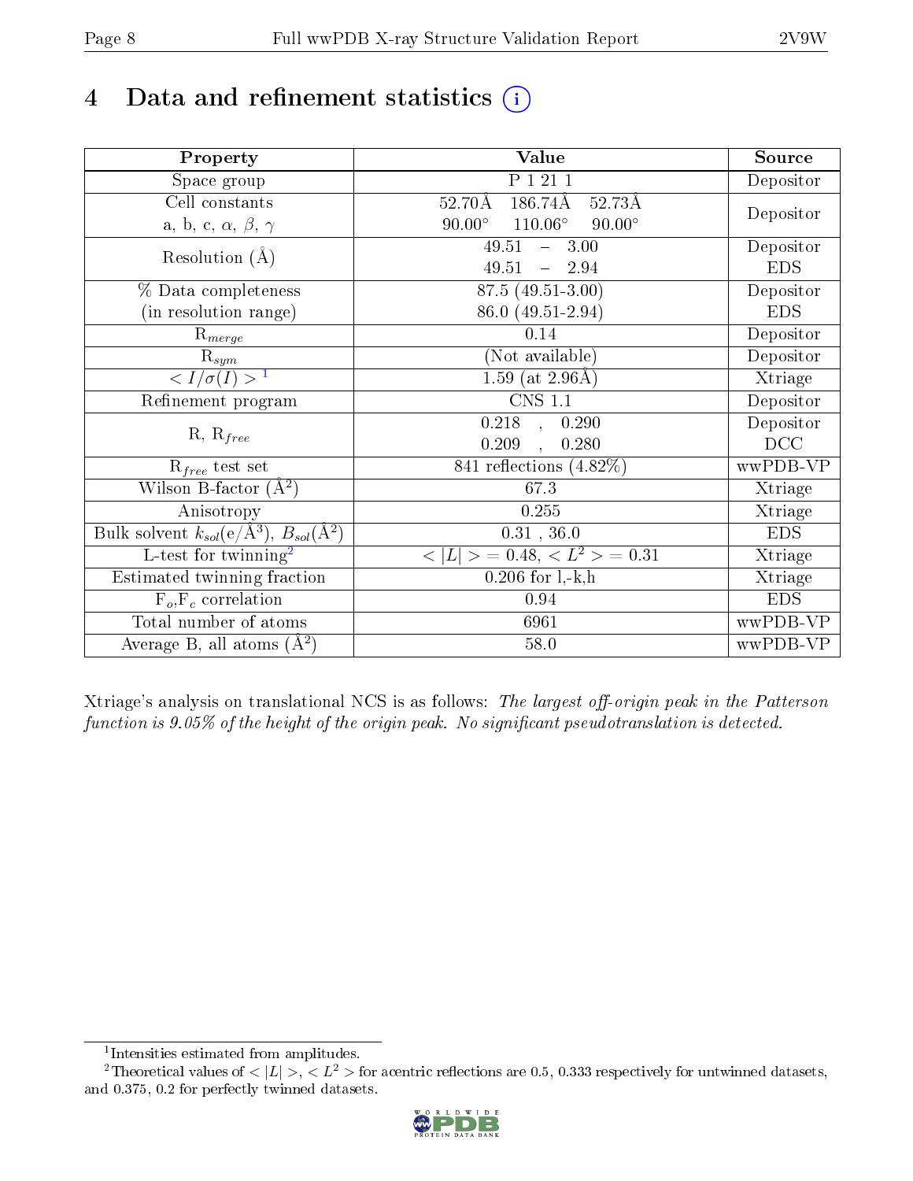# 4 Data and refinement statistics ⓘ

| Property | Value | Source |
|---|---|---|
| Space group | P 1 21 1 | Depositor |
| Cell constants<br>a, b, c, $\alpha$, $\beta$, $\gamma$ | 52.70Å 186.74Å 52.73Å<br>90.00° 110.06° 90.00° | Depositor |
| Resolution (Å) | 49.51 – 3.00<br>49.51 – 2.94 | Depositor<br>EDS |
| % Data completeness<br>(in resolution range) | 87.5 (49.51-3.00)<br>86.0 (49.51-2.94) | Depositor<br>EDS |
| $R_{merge}$ | 0.14 | Depositor |
| $R_{sym}$ | (Not available) | Depositor |
| $< I/\sigma(I) >$ [1] | 1.59 (at 2.96Å) | Xtriage |
| Refinement program | CNS 1.1 | Depositor |
| R, $R_{free}$ | 0.218 , 0.290<br>0.209 , 0.280 | Depositor<br>DCC |
| $R_{free}$ test set | 841 reflections (4.82%) | wwPDB-VP |
| Wilson B-factor ($Å^2$) | 67.3 | Xtriage |
| Anisotropy | 0.255 | Xtriage |
| Bulk solvent $k_{sol}$(e/$Å^3$), $B_{sol}$($Å^2$) | 0.31 , 36.0 | EDS |
| L-test for twinning[2] | $< \|L\| >$ = 0.48, $< L^2 >$ = 0.31 | Xtriage |
| Estimated twinning fraction | 0.206 for l,-k,h | Xtriage |
| $F_o$,$F_c$ correlation | 0.94 | EDS |
| Total number of atoms | 6961 | wwPDB-VP |
| Average B, all atoms ($Å^2$) | 58.0 | wwPDB-VP |

Xtriage's analysis on translational NCS is as follows: *The largest off-origin peak in the Patterson function is 9.05% of the height of the origin peak. No significant pseudotranslation is detected.*

[1] Intensities estimated from amplitudes.

[2] Theoretical values of $< |L| >$, $< L^2 >$ for acentric reflections are 0.5, 0.333 respectively for untwinned datasets, and 0.375, 0.2 for perfectly twinned datasets.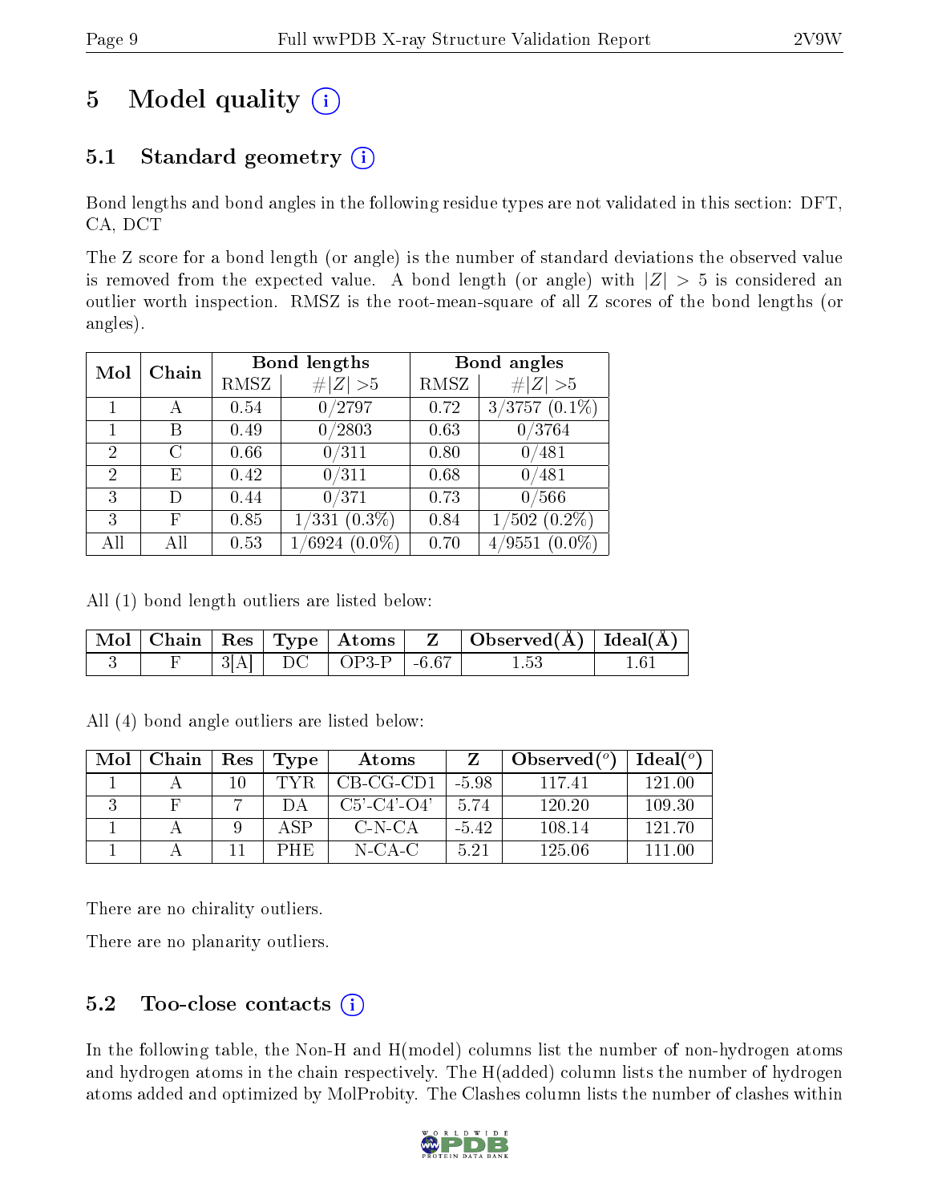# 5 Model quality (i)

## 5.1 Standard geometry (i)

Bond lengths and bond angles in the following residue types are not validated in this section: DFT, CA, DCT

The Z score for a bond length (or angle) is the number of standard deviations the observed value is removed from the expected value. A bond length (or angle) with $|Z| > 5$ is considered an outlier worth inspection. RMSZ is the root-mean-square of all Z scores of the bond lengths (or angles).

| Mol | Chain | Bond lengths | | Bond angles | |
|---|---|---|---|---|---|
| | | RMSZ | $\#\|Z\| > 5$ | RMSZ | $\#\|Z\| > 5$ |
| 1 | A | 0.54 | 0/2797 | 0.72 | 3/3757 (0.1%) |
| 1 | B | 0.49 | 0/2803 | 0.63 | 0/3764 |
| 2 | C | 0.66 | 0/311 | 0.80 | 0/481 |
| 2 | E | 0.42 | 0/311 | 0.68 | 0/481 |
| 3 | D | 0.44 | 0/371 | 0.73 | 0/566 |
| 3 | F | 0.85 | 1/331 (0.3%) | 0.84 | 1/502 (0.2%) |
| All | All | 0.53 | 1/6924 (0.0%) | 0.70 | 4/9551 (0.0%) |

All (1) bond length outliers are listed below:

| Mol | Chain | Res | Type | Atoms | Z | Observed(Å) | Ideal(Å) |
|---|---|---|---|---|---|---|---|
| 3 | F | 3[A] | DC | OP3-P | -6.67 | 1.53 | 1.61 |

All (4) bond angle outliers are listed below:

| Mol | Chain | Res | Type | Atoms | Z | Observed(°) | Ideal(°) |
|---|---|---|---|---|---|---|---|
| 1 | A | 10 | TYR | CB-CG-CD1 | -5.98 | 117.41 | 121.00 |
| 3 | F | 7 | DA | C5'-C4'-O4' | 5.74 | 120.20 | 109.30 |
| 1 | A | 9 | ASP | C-N-CA | -5.42 | 108.14 | 121.70 |
| 1 | A | 11 | PHE | N-CA-C | 5.21 | 125.06 | 111.00 |

There are no chirality outliers.

There are no planarity outliers.

## 5.2 Too-close contacts (i)

In the following table, the Non-H and H(model) columns list the number of non-hydrogen atoms and hydrogen atoms in the chain respectively. The H(added) column lists the number of hydrogen atoms added and optimized by MolProbity. The Clashes column lists the number of clashes within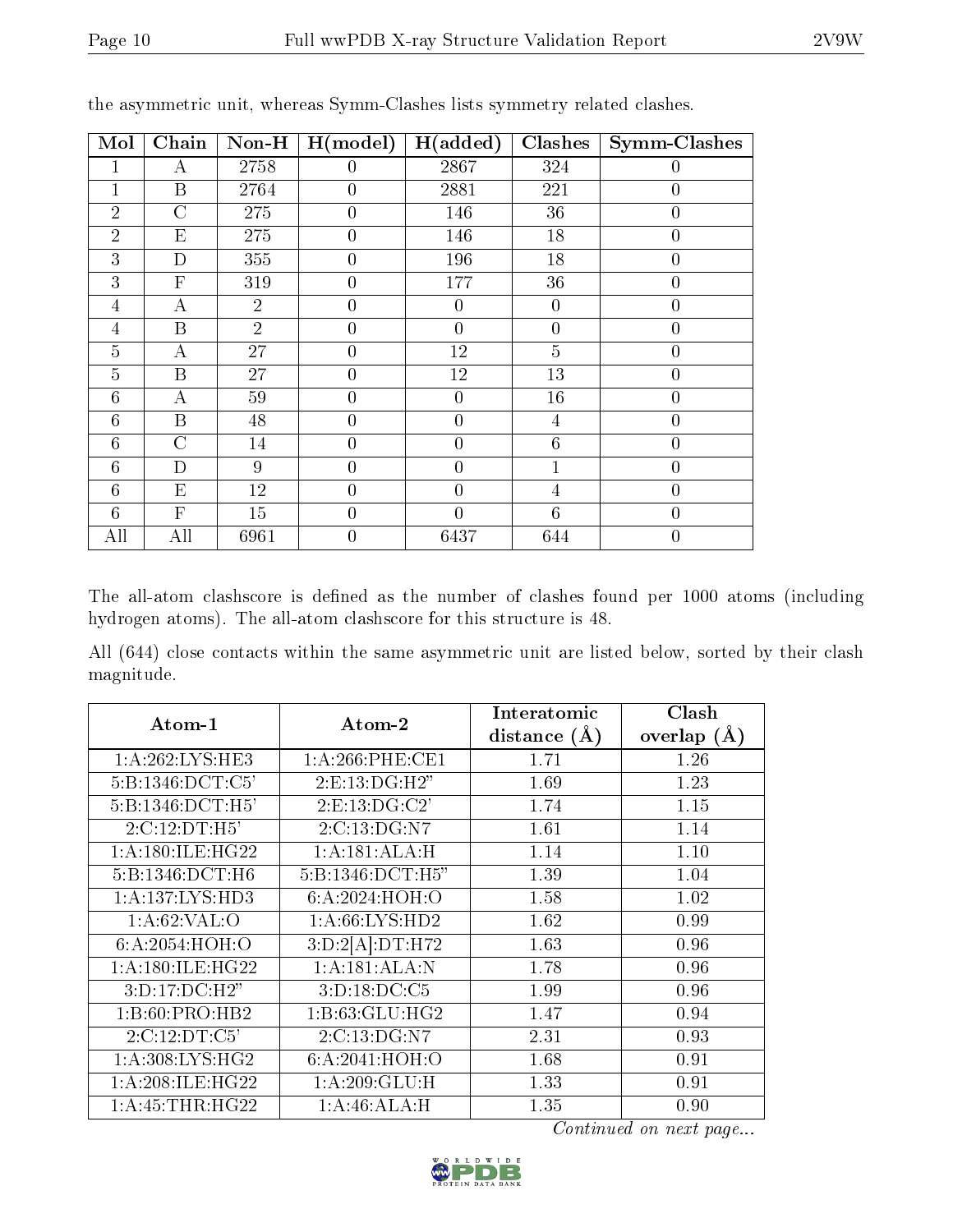the asymmetric unit, whereas Symm-Clashes lists symmetry related clashes.

| Mol | Chain | Non-H | H(model) | H(added) | Clashes | Symm-Clashes |
|---|---|---|---|---|---|---|
| 1 | A | 2758 | 0 | 2867 | 324 | 0 |
| 1 | B | 2764 | 0 | 2881 | 221 | 0 |
| 2 | C | 275 | 0 | 146 | 36 | 0 |
| 2 | E | 275 | 0 | 146 | 18 | 0 |
| 3 | D | 355 | 0 | 196 | 18 | 0 |
| 3 | F | 319 | 0 | 177 | 36 | 0 |
| 4 | A | 2 | 0 | 0 | 0 | 0 |
| 4 | B | 2 | 0 | 0 | 0 | 0 |
| 5 | A | 27 | 0 | 12 | 5 | 0 |
| 5 | B | 27 | 0 | 12 | 13 | 0 |
| 6 | A | 59 | 0 | 0 | 16 | 0 |
| 6 | B | 48 | 0 | 0 | 4 | 0 |
| 6 | C | 14 | 0 | 0 | 6 | 0 |
| 6 | D | 9 | 0 | 0 | 1 | 0 |
| 6 | E | 12 | 0 | 0 | 4 | 0 |
| 6 | F | 15 | 0 | 0 | 6 | 0 |
| All | All | 6961 | 0 | 6437 | 644 | 0 |

The all-atom clashscore is defined as the number of clashes found per 1000 atoms (including hydrogen atoms). The all-atom clashscore for this structure is 48.

All (644) close contacts within the same asymmetric unit are listed below, sorted by their clash magnitude.

| Atom-1 | Atom-2 | Interatomic distance (Å) | Clash overlap (Å) |
|---|---|---|---|
| 1:A:262:LYS:HE3 | 1:A:266:PHE:CE1 | 1.71 | 1.26 |
| 5:B:1346:DCT:C5' | 2:E:13:DG:H2" | 1.69 | 1.23 |
| 5:B:1346:DCT:H5' | 2:E:13:DG:C2' | 1.74 | 1.15 |
| 2:C:12:DT:H5' | 2:C:13:DG:N7 | 1.61 | 1.14 |
| 1:A:180:ILE:HG22 | 1:A:181:ALA:H | 1.14 | 1.10 |
| 5:B:1346:DCT:H6 | 5:B:1346:DCT:H5" | 1.39 | 1.04 |
| 1:A:137:LYS:HD3 | 6:A:2024:HOH:O | 1.58 | 1.02 |
| 1:A:62:VAL:O | 1:A:66:LYS:HD2 | 1.62 | 0.99 |
| 6:A:2054:HOH:O | 3:D:2[A]:DT:H72 | 1.63 | 0.96 |
| 1:A:180:ILE:HG22 | 1:A:181:ALA:N | 1.78 | 0.96 |
| 3:D:17:DC:H2" | 3:D:18:DC:C5 | 1.99 | 0.96 |
| 1:B:60:PRO:HB2 | 1:B:63:GLU:HG2 | 1.47 | 0.94 |
| 2:C:12:DT:C5' | 2:C:13:DG:N7 | 2.31 | 0.93 |
| 1:A:308:LYS:HG2 | 6:A:2041:HOH:O | 1.68 | 0.91 |
| 1:A:208:ILE:HG22 | 1:A:209:GLU:H | 1.33 | 0.91 |
| 1:A:45:THR:HG22 | 1:A:46:ALA:H | 1.35 | 0.90 |

*Continued on next page...*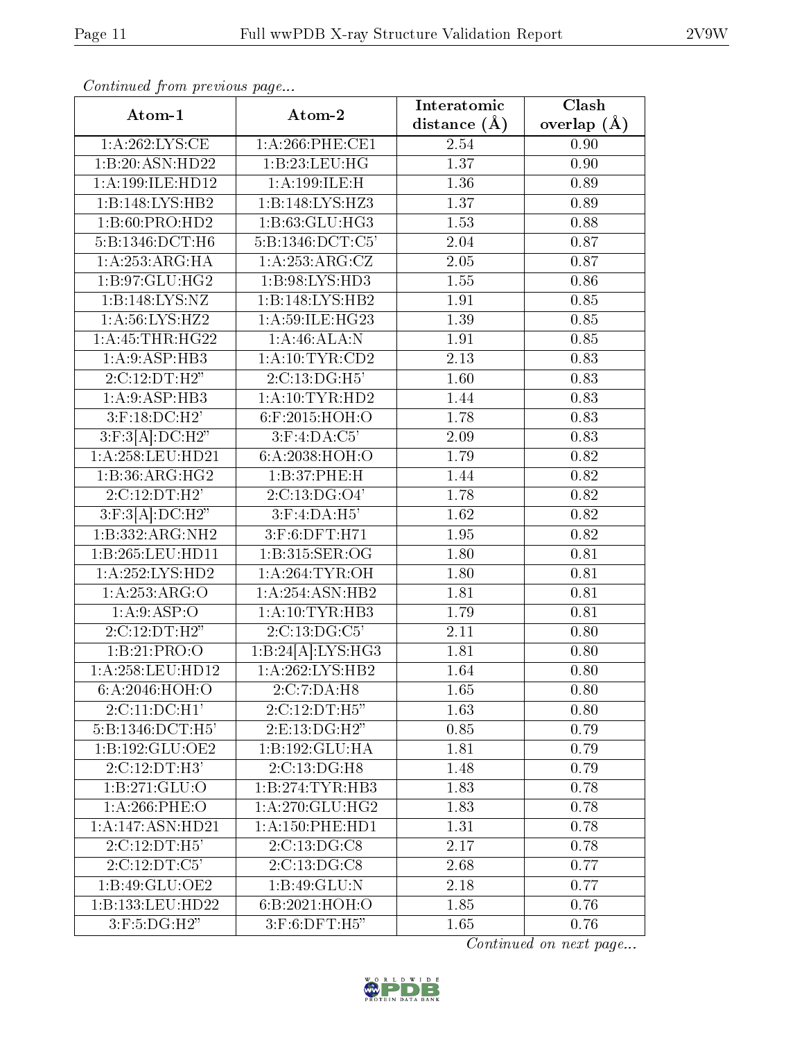*Continued from previous page...*

| Atom-1 | Atom-2 | Interatomic distance (Å) | Clash overlap (Å) |
|---|---|---|---|
| 1:A:262:LYS:CE | 1:A:266:PHE:CE1 | 2.54 | 0.90 |
| 1:B:20:ASN:HD22 | 1:B:23:LEU:HG | 1.37 | 0.90 |
| 1:A:199:ILE:HD12 | 1:A:199:ILE:H | 1.36 | 0.89 |
| 1:B:148:LYS:HB2 | 1:B:148:LYS:HZ3 | 1.37 | 0.89 |
| 1:B:60:PRO:HD2 | 1:B:63:GLU:HG3 | 1.53 | 0.88 |
| 5:B:1346:DCT:H6 | 5:B:1346:DCT:C5' | 2.04 | 0.87 |
| 1:A:253:ARG:HA | 1:A:253:ARG:CZ | 2.05 | 0.87 |
| 1:B:97:GLU:HG2 | 1:B:98:LYS:HD3 | 1.55 | 0.86 |
| 1:B:148:LYS:NZ | 1:B:148:LYS:HB2 | 1.91 | 0.85 |
| 1:A:56:LYS:HZ2 | 1:A:59:ILE:HG23 | 1.39 | 0.85 |
| 1:A:45:THR:HG22 | 1:A:46:ALA:N | 1.91 | 0.85 |
| 1:A:9:ASP:HB3 | 1:A:10:TYR:CD2 | 2.13 | 0.83 |
| 2:C:12:DT:H2" | 2:C:13:DG:H5' | 1.60 | 0.83 |
| 1:A:9:ASP:HB3 | 1:A:10:TYR:HD2 | 1.44 | 0.83 |
| 3:F:18:DC:H2' | 6:F:2015:HOH:O | 1.78 | 0.83 |
| 3:F:3[A]:DC:H2" | 3:F:4:DA:C5' | 2.09 | 0.83 |
| 1:A:258:LEU:HD21 | 6:A:2038:HOH:O | 1.79 | 0.82 |
| 1:B:36:ARG:HG2 | 1:B:37:PHE:H | 1.44 | 0.82 |
| 2:C:12:DT:H2' | 2:C:13:DG:O4' | 1.78 | 0.82 |
| 3:F:3[A]:DC:H2" | 3:F:4:DA:H5' | 1.62 | 0.82 |
| 1:B:332:ARG:NH2 | 3:F:6:DFT:H71 | 1.95 | 0.82 |
| 1:B:265:LEU:HD11 | 1:B:315:SER:OG | 1.80 | 0.81 |
| 1:A:252:LYS:HD2 | 1:A:264:TYR:OH | 1.80 | 0.81 |
| 1:A:253:ARG:O | 1:A:254:ASN:HB2 | 1.81 | 0.81 |
| 1:A:9:ASP:O | 1:A:10:TYR:HB3 | 1.79 | 0.81 |
| 2:C:12:DT:H2" | 2:C:13:DG:C5' | 2.11 | 0.80 |
| 1:B:21:PRO:O | 1:B:24[A]:LYS:HG3 | 1.81 | 0.80 |
| 1:A:258:LEU:HD12 | 1:A:262:LYS:HB2 | 1.64 | 0.80 |
| 6:A:2046:HOH:O | 2:C:7:DA:H8 | 1.65 | 0.80 |
| 2:C:11:DC:H1' | 2:C:12:DT:H5" | 1.63 | 0.80 |
| 5:B:1346:DCT:H5' | 2:E:13:DG:H2" | 0.85 | 0.79 |
| 1:B:192:GLU:OE2 | 1:B:192:GLU:HA | 1.81 | 0.79 |
| 2:C:12:DT:H3' | 2:C:13:DG:H8 | 1.48 | 0.79 |
| 1:B:271:GLU:O | 1:B:274:TYR:HB3 | 1.83 | 0.78 |
| 1:A:266:PHE:O | 1:A:270:GLU:HG2 | 1.83 | 0.78 |
| 1:A:147:ASN:HD21 | 1:A:150:PHE:HD1 | 1.31 | 0.78 |
| 2:C:12:DT:H5' | 2:C:13:DG:C8 | 2.17 | 0.78 |
| 2:C:12:DT:C5' | 2:C:13:DG:C8 | 2.68 | 0.77 |
| 1:B:49:GLU:OE2 | 1:B:49:GLU:N | 2.18 | 0.77 |
| 1:B:133:LEU:HD22 | 6:B:2021:HOH:O | 1.85 | 0.76 |
| 3:F:5:DG:H2" | 3:F:6:DFT:H5" | 1.65 | 0.76 |

*Continued on next page...*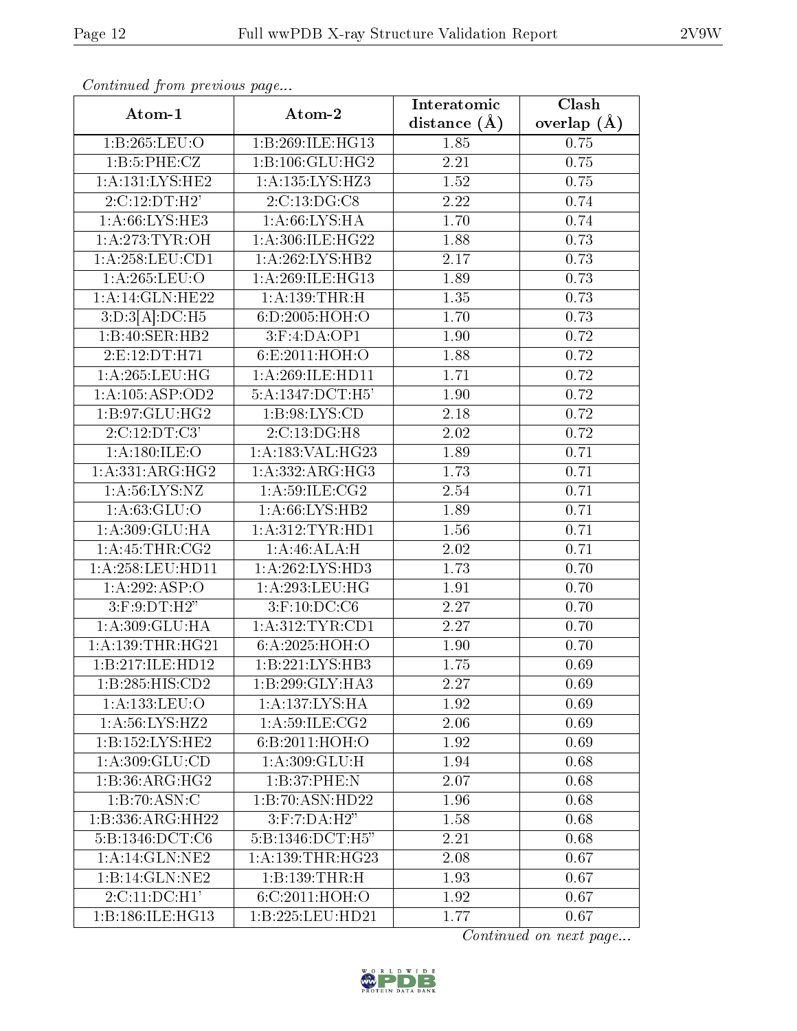*Continued from previous page...*

| Atom-1 | Atom-2 | Interatomic distance (Å) | Clash overlap (Å) |
|---|---|---|---|
| 1:B:265:LEU:O | 1:B:269:ILE:HG13 | 1.85 | 0.75 |
| 1:B:5:PHE:CZ | 1:B:106:GLU:HG2 | 2.21 | 0.75 |
| 1:A:131:LYS:HE2 | 1:A:135:LYS:HZ3 | 1.52 | 0.75 |
| 2:C:12:DT:H2' | 2:C:13:DG:C8 | 2.22 | 0.74 |
| 1:A:66:LYS:HE3 | 1:A:66:LYS:HA | 1.70 | 0.74 |
| 1:A:273:TYR:OH | 1:A:306:ILE:HG22 | 1.88 | 0.73 |
| 1:A:258:LEU:CD1 | 1:A:262:LYS:HB2 | 2.17 | 0.73 |
| 1:A:265:LEU:O | 1:A:269:ILE:HG13 | 1.89 | 0.73 |
| 1:A:14:GLN:HE22 | 1:A:139:THR:H | 1.35 | 0.73 |
| 3:D:3[A]:DC:H5 | 6:D:2005:HOH:O | 1.70 | 0.73 |
| 1:B:40:SER:HB2 | 3:F:4:DA:OP1 | 1.90 | 0.72 |
| 2:E:12:DT:H71 | 6:E:2011:HOH:O | 1.88 | 0.72 |
| 1:A:265:LEU:HG | 1:A:269:ILE:HD11 | 1.71 | 0.72 |
| 1:A:105:ASP:OD2 | 5:A:1347:DCT:H5' | 1.90 | 0.72 |
| 1:B:97:GLU:HG2 | 1:B:98:LYS:CD | 2.18 | 0.72 |
| 2:C:12:DT:C3' | 2:C:13:DG:H8 | 2.02 | 0.72 |
| 1:A:180:ILE:O | 1:A:183:VAL:HG23 | 1.89 | 0.71 |
| 1:A:331:ARG:HG2 | 1:A:332:ARG:HG3 | 1.73 | 0.71 |
| 1:A:56:LYS:NZ | 1:A:59:ILE:CG2 | 2.54 | 0.71 |
| 1:A:63:GLU:O | 1:A:66:LYS:HB2 | 1.89 | 0.71 |
| 1:A:309:GLU:HA | 1:A:312:TYR:HD1 | 1.56 | 0.71 |
| 1:A:45:THR:CG2 | 1:A:46:ALA:H | 2.02 | 0.71 |
| 1:A:258:LEU:HD11 | 1:A:262:LYS:HD3 | 1.73 | 0.70 |
| 1:A:292:ASP:O | 1:A:293:LEU:HG | 1.91 | 0.70 |
| 3:F:9:DT:H2" | 3:F:10:DC:C6 | 2.27 | 0.70 |
| 1:A:309:GLU:HA | 1:A:312:TYR:CD1 | 2.27 | 0.70 |
| 1:A:139:THR:HG21 | 6:A:2025:HOH:O | 1.90 | 0.70 |
| 1:B:217:ILE:HD12 | 1:B:221:LYS:HB3 | 1.75 | 0.69 |
| 1:B:285:HIS:CD2 | 1:B:299:GLY:HA3 | 2.27 | 0.69 |
| 1:A:133:LEU:O | 1:A:137:LYS:HA | 1.92 | 0.69 |
| 1:A:56:LYS:HZ2 | 1:A:59:ILE:CG2 | 2.06 | 0.69 |
| 1:B:152:LYS:HE2 | 6:B:2011:HOH:O | 1.92 | 0.69 |
| 1:A:309:GLU:CD | 1:A:309:GLU:H | 1.94 | 0.68 |
| 1:B:36:ARG:HG2 | 1:B:37:PHE:N | 2.07 | 0.68 |
| 1:B:70:ASN:C | 1:B:70:ASN:HD22 | 1.96 | 0.68 |
| 1:B:336:ARG:HH22 | 3:F:7:DA:H2" | 1.58 | 0.68 |
| 5:B:1346:DCT:C6 | 5:B:1346:DCT:H5" | 2.21 | 0.68 |
| 1:A:14:GLN:NE2 | 1:A:139:THR:HG23 | 2.08 | 0.67 |
| 1:B:14:GLN:NE2 | 1:B:139:THR:H | 1.93 | 0.67 |
| 2:C:11:DC:H1' | 6:C:2011:HOH:O | 1.92 | 0.67 |
| 1:B:186:ILE:HG13 | 1:B:225:LEU:HD21 | 1.77 | 0.67 |

*Continued on next page...*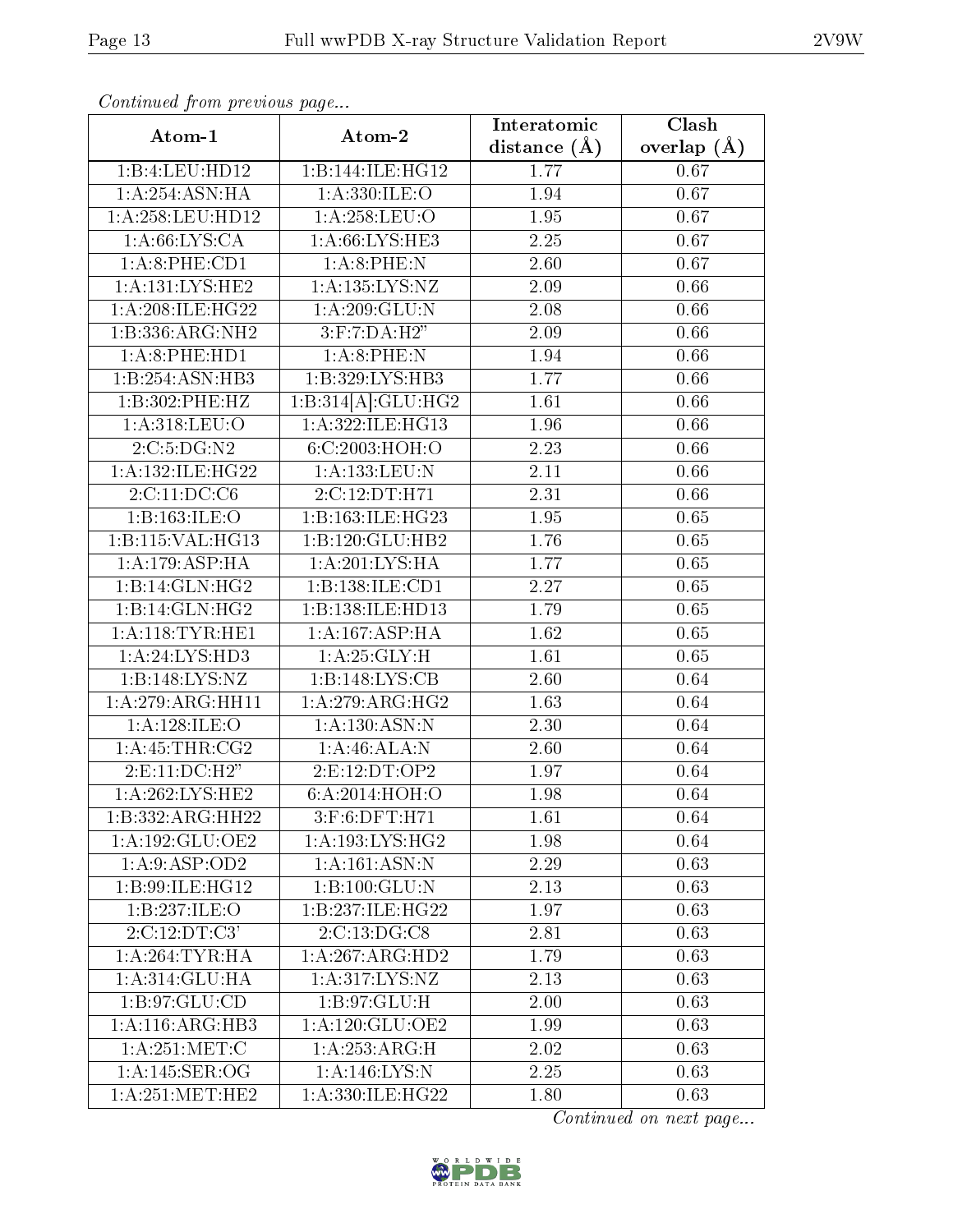*Continued from previous page...*

| Atom-1 | Atom-2 | Interatomic distance (Å) | Clash overlap (Å) |
|---|---|---|---|
| 1:B:4:LEU:HD12 | 1:B:144:ILE:HG12 | 1.77 | 0.67 |
| 1:A:254:ASN:HA | 1:A:330:ILE:O | 1.94 | 0.67 |
| 1:A:258:LEU:HD12 | 1:A:258:LEU:O | 1.95 | 0.67 |
| 1:A:66:LYS:CA | 1:A:66:LYS:HE3 | 2.25 | 0.67 |
| 1:A:8:PHE:CD1 | 1:A:8:PHE:N | 2.60 | 0.67 |
| 1:A:131:LYS:HE2 | 1:A:135:LYS:NZ | 2.09 | 0.66 |
| 1:A:208:ILE:HG22 | 1:A:209:GLU:N | 2.08 | 0.66 |
| 1:B:336:ARG:NH2 | 3:F:7:DA:H2" | 2.09 | 0.66 |
| 1:A:8:PHE:HD1 | 1:A:8:PHE:N | 1.94 | 0.66 |
| 1:B:254:ASN:HB3 | 1:B:329:LYS:HB3 | 1.77 | 0.66 |
| 1:B:302:PHE:HZ | 1:B:314[A]:GLU:HG2 | 1.61 | 0.66 |
| 1:A:318:LEU:O | 1:A:322:ILE:HG13 | 1.96 | 0.66 |
| 2:C:5:DG:N2 | 6:C:2003:HOH:O | 2.23 | 0.66 |
| 1:A:132:ILE:HG22 | 1:A:133:LEU:N | 2.11 | 0.66 |
| 2:C:11:DC:C6 | 2:C:12:DT:H71 | 2.31 | 0.66 |
| 1:B:163:ILE:O | 1:B:163:ILE:HG23 | 1.95 | 0.65 |
| 1:B:115:VAL:HG13 | 1:B:120:GLU:HB2 | 1.76 | 0.65 |
| 1:A:179:ASP:HA | 1:A:201:LYS:HA | 1.77 | 0.65 |
| 1:B:14:GLN:HG2 | 1:B:138:ILE:CD1 | 2.27 | 0.65 |
| 1:B:14:GLN:HG2 | 1:B:138:ILE:HD13 | 1.79 | 0.65 |
| 1:A:118:TYR:HE1 | 1:A:167:ASP:HA | 1.62 | 0.65 |
| 1:A:24:LYS:HD3 | 1:A:25:GLY:H | 1.61 | 0.65 |
| 1:B:148:LYS:NZ | 1:B:148:LYS:CB | 2.60 | 0.64 |
| 1:A:279:ARG:HH11 | 1:A:279:ARG:HG2 | 1.63 | 0.64 |
| 1:A:128:ILE:O | 1:A:130:ASN:N | 2.30 | 0.64 |
| 1:A:45:THR:CG2 | 1:A:46:ALA:N | 2.60 | 0.64 |
| 2:E:11:DC:H2" | 2:E:12:DT:OP2 | 1.97 | 0.64 |
| 1:A:262:LYS:HE2 | 6:A:2014:HOH:O | 1.98 | 0.64 |
| 1:B:332:ARG:HH22 | 3:F:6:DFT:H71 | 1.61 | 0.64 |
| 1:A:192:GLU:OE2 | 1:A:193:LYS:HG2 | 1.98 | 0.64 |
| 1:A:9:ASP:OD2 | 1:A:161:ASN:N | 2.29 | 0.63 |
| 1:B:99:ILE:HG12 | 1:B:100:GLU:N | 2.13 | 0.63 |
| 1:B:237:ILE:O | 1:B:237:ILE:HG22 | 1.97 | 0.63 |
| 2:C:12:DT:C3' | 2:C:13:DG:C8 | 2.81 | 0.63 |
| 1:A:264:TYR:HA | 1:A:267:ARG:HD2 | 1.79 | 0.63 |
| 1:A:314:GLU:HA | 1:A:317:LYS:NZ | 2.13 | 0.63 |
| 1:B:97:GLU:CD | 1:B:97:GLU:H | 2.00 | 0.63 |
| 1:A:116:ARG:HB3 | 1:A:120:GLU:OE2 | 1.99 | 0.63 |
| 1:A:251:MET:C | 1:A:253:ARG:H | 2.02 | 0.63 |
| 1:A:145:SER:OG | 1:A:146:LYS:N | 2.25 | 0.63 |
| 1:A:251:MET:HE2 | 1:A:330:ILE:HG22 | 1.80 | 0.63 |

*Continued on next page...*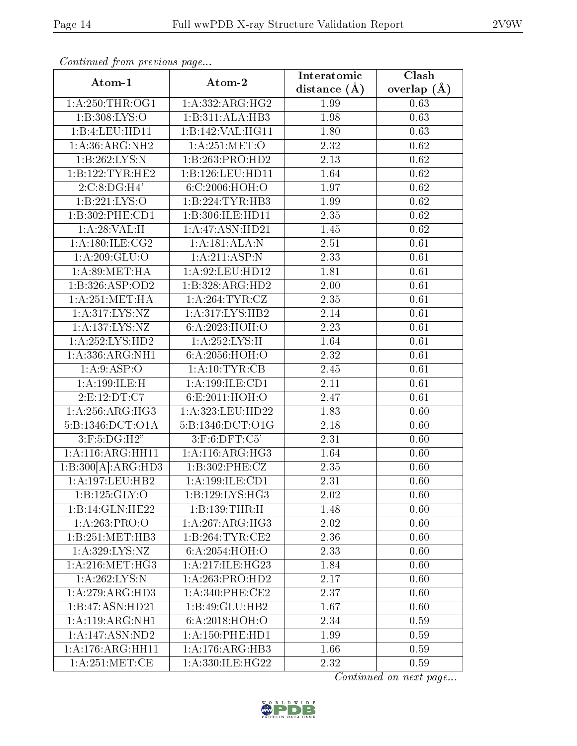*Continued from previous page...*

| Atom-1 | Atom-2 | Interatomic distance (Å) | Clash overlap (Å) |
|---|---|---|---|
| 1:A:250:THR:OG1 | 1:A:332:ARG:HG2 | 1.99 | 0.63 |
| 1:B:308:LYS:O | 1:B:311:ALA:HB3 | 1.98 | 0.63 |
| 1:B:4:LEU:HD11 | 1:B:142:VAL:HG11 | 1.80 | 0.63 |
| 1:A:36:ARG:NH2 | 1:A:251:MET:O | 2.32 | 0.62 |
| 1:B:262:LYS:N | 1:B:263:PRO:HD2 | 2.13 | 0.62 |
| 1:B:122:TYR:HE2 | 1:B:126:LEU:HD11 | 1.64 | 0.62 |
| 2:C:8:DG:H4' | 6:C:2006:HOH:O | 1.97 | 0.62 |
| 1:B:221:LYS:O | 1:B:224:TYR:HB3 | 1.99 | 0.62 |
| 1:B:302:PHE:CD1 | 1:B:306:ILE:HD11 | 2.35 | 0.62 |
| 1:A:28:VAL:H | 1:A:47:ASN:HD21 | 1.45 | 0.62 |
| 1:A:180:ILE:CG2 | 1:A:181:ALA:N | 2.51 | 0.61 |
| 1:A:209:GLU:O | 1:A:211:ASP:N | 2.33 | 0.61 |
| 1:A:89:MET:HA | 1:A:92:LEU:HD12 | 1.81 | 0.61 |
| 1:B:326:ASP:OD2 | 1:B:328:ARG:HD2 | 2.00 | 0.61 |
| 1:A:251:MET:HA | 1:A:264:TYR:CZ | 2.35 | 0.61 |
| 1:A:317:LYS:NZ | 1:A:317:LYS:HB2 | 2.14 | 0.61 |
| 1:A:137:LYS:NZ | 6:A:2023:HOH:O | 2.23 | 0.61 |
| 1:A:252:LYS:HD2 | 1:A:252:LYS:H | 1.64 | 0.61 |
| 1:A:336:ARG:NH1 | 6:A:2056:HOH:O | 2.32 | 0.61 |
| 1:A:9:ASP:O | 1:A:10:TYR:CB | 2.45 | 0.61 |
| 1:A:199:ILE:H | 1:A:199:ILE:CD1 | 2.11 | 0.61 |
| 2:E:12:DT:C7 | 6:E:2011:HOH:O | 2.47 | 0.61 |
| 1:A:256:ARG:HG3 | 1:A:323:LEU:HD22 | 1.83 | 0.60 |
| 5:B:1346:DCT:O1A | 5:B:1346:DCT:O1G | 2.18 | 0.60 |
| 3:F:5:DG:H2" | 3:F:6:DFT:C5' | 2.31 | 0.60 |
| 1:A:116:ARG:HH11 | 1:A:116:ARG:HG3 | 1.64 | 0.60 |
| 1:B:300[A]:ARG:HD3 | 1:B:302:PHE:CZ | 2.35 | 0.60 |
| 1:A:197:LEU:HB2 | 1:A:199:ILE:CD1 | 2.31 | 0.60 |
| 1:B:125:GLY:O | 1:B:129:LYS:HG3 | 2.02 | 0.60 |
| 1:B:14:GLN:HE22 | 1:B:139:THR:H | 1.48 | 0.60 |
| 1:A:263:PRO:O | 1:A:267:ARG:HG3 | 2.02 | 0.60 |
| 1:B:251:MET:HB3 | 1:B:264:TYR:CE2 | 2.36 | 0.60 |
| 1:A:329:LYS:NZ | 6:A:2054:HOH:O | 2.33 | 0.60 |
| 1:A:216:MET:HG3 | 1:A:217:ILE:HG23 | 1.84 | 0.60 |
| 1:A:262:LYS:N | 1:A:263:PRO:HD2 | 2.17 | 0.60 |
| 1:A:279:ARG:HD3 | 1:A:340:PHE:CE2 | 2.37 | 0.60 |
| 1:B:47:ASN:HD21 | 1:B:49:GLU:HB2 | 1.67 | 0.60 |
| 1:A:119:ARG:NH1 | 6:A:2018:HOH:O | 2.34 | 0.59 |
| 1:A:147:ASN:ND2 | 1:A:150:PHE:HD1 | 1.99 | 0.59 |
| 1:A:176:ARG:HH11 | 1:A:176:ARG:HB3 | 1.66 | 0.59 |
| 1:A:251:MET:CE | 1:A:330:ILE:HG22 | 2.32 | 0.59 |

*Continued on next page...*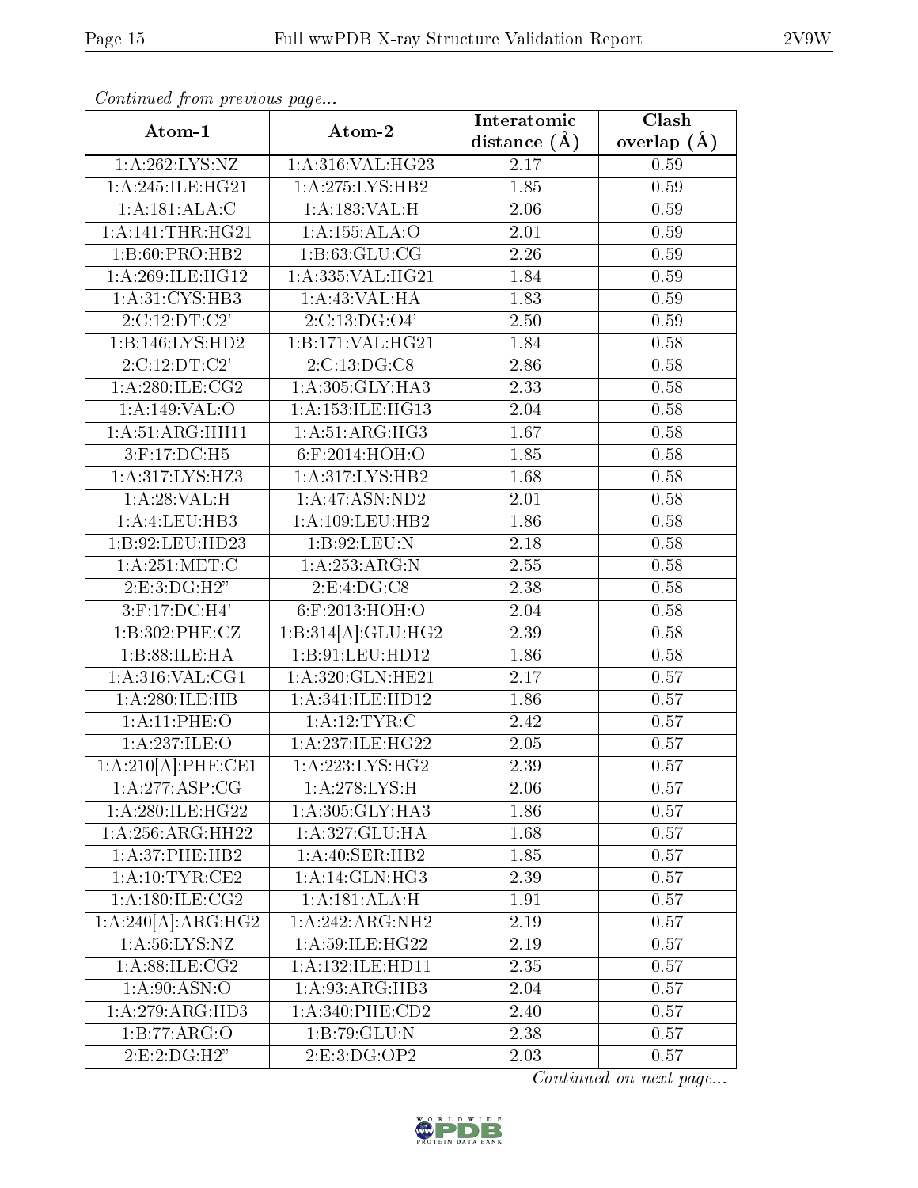*Continued from previous page...*

| Atom-1 | Atom-2 | Interatomic distance (Å) | Clash overlap (Å) |
|---|---|---|---|
| 1:A:262:LYS:NZ | 1:A:316:VAL:HG23 | 2.17 | 0.59 |
| 1:A:245:ILE:HG21 | 1:A:275:LYS:HB2 | 1.85 | 0.59 |
| 1:A:181:ALA:C | 1:A:183:VAL:H | 2.06 | 0.59 |
| 1:A:141:THR:HG21 | 1:A:155:ALA:O | 2.01 | 0.59 |
| 1:B:60:PRO:HB2 | 1:B:63:GLU:CG | 2.26 | 0.59 |
| 1:A:269:ILE:HG12 | 1:A:335:VAL:HG21 | 1.84 | 0.59 |
| 1:A:31:CYS:HB3 | 1:A:43:VAL:HA | 1.83 | 0.59 |
| 2:C:12:DT:C2' | 2:C:13:DG:O4' | 2.50 | 0.59 |
| 1:B:146:LYS:HD2 | 1:B:171:VAL:HG21 | 1.84 | 0.58 |
| 2:C:12:DT:C2' | 2:C:13:DG:C8 | 2.86 | 0.58 |
| 1:A:280:ILE:CG2 | 1:A:305:GLY:HA3 | 2.33 | 0.58 |
| 1:A:149:VAL:O | 1:A:153:ILE:HG13 | 2.04 | 0.58 |
| 1:A:51:ARG:HH11 | 1:A:51:ARG:HG3 | 1.67 | 0.58 |
| 3:F:17:DC:H5 | 6:F:2014:HOH:O | 1.85 | 0.58 |
| 1:A:317:LYS:HZ3 | 1:A:317:LYS:HB2 | 1.68 | 0.58 |
| 1:A:28:VAL:H | 1:A:47:ASN:ND2 | 2.01 | 0.58 |
| 1:A:4:LEU:HB3 | 1:A:109:LEU:HB2 | 1.86 | 0.58 |
| 1:B:92:LEU:HD23 | 1:B:92:LEU:N | 2.18 | 0.58 |
| 1:A:251:MET:C | 1:A:253:ARG:N | 2.55 | 0.58 |
| 2:E:3:DG:H2" | 2:E:4:DG:C8 | 2.38 | 0.58 |
| 3:F:17:DC:H4' | 6:F:2013:HOH:O | 2.04 | 0.58 |
| 1:B:302:PHE:CZ | 1:B:314[A]:GLU:HG2 | 2.39 | 0.58 |
| 1:B:88:ILE:HA | 1:B:91:LEU:HD12 | 1.86 | 0.58 |
| 1:A:316:VAL:CG1 | 1:A:320:GLN:HE21 | 2.17 | 0.57 |
| 1:A:280:ILE:HB | 1:A:341:ILE:HD12 | 1.86 | 0.57 |
| 1:A:11:PHE:O | 1:A:12:TYR:C | 2.42 | 0.57 |
| 1:A:237:ILE:O | 1:A:237:ILE:HG22 | 2.05 | 0.57 |
| 1:A:210[A]:PHE:CE1 | 1:A:223:LYS:HG2 | 2.39 | 0.57 |
| 1:A:277:ASP:CG | 1:A:278:LYS:H | 2.06 | 0.57 |
| 1:A:280:ILE:HG22 | 1:A:305:GLY:HA3 | 1.86 | 0.57 |
| 1:A:256:ARG:HH22 | 1:A:327:GLU:HA | 1.68 | 0.57 |
| 1:A:37:PHE:HB2 | 1:A:40:SER:HB2 | 1.85 | 0.57 |
| 1:A:10:TYR:CE2 | 1:A:14:GLN:HG3 | 2.39 | 0.57 |
| 1:A:180:ILE:CG2 | 1:A:181:ALA:H | 1.91 | 0.57 |
| 1:A:240[A]:ARG:HG2 | 1:A:242:ARG:NH2 | 2.19 | 0.57 |
| 1:A:56:LYS:NZ | 1:A:59:ILE:HG22 | 2.19 | 0.57 |
| 1:A:88:ILE:CG2 | 1:A:132:ILE:HD11 | 2.35 | 0.57 |
| 1:A:90:ASN:O | 1:A:93:ARG:HB3 | 2.04 | 0.57 |
| 1:A:279:ARG:HD3 | 1:A:340:PHE:CD2 | 2.40 | 0.57 |
| 1:B:77:ARG:O | 1:B:79:GLU:N | 2.38 | 0.57 |
| 2:E:2:DG:H2" | 2:E:3:DG:OP2 | 2.03 | 0.57 |

*Continued on next page...*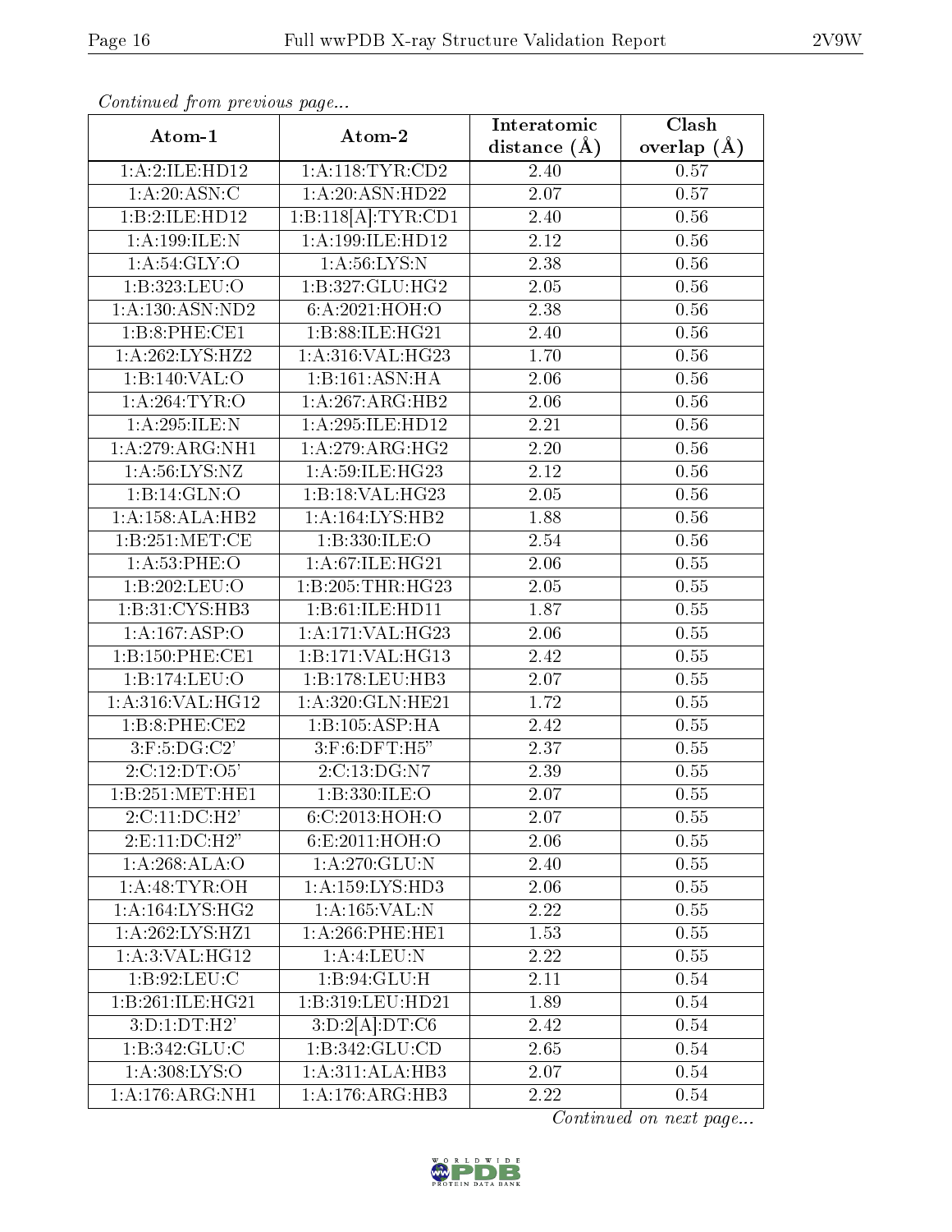*Continued from previous page...*

| Atom-1 | Atom-2 | Interatomic distance (Å) | Clash overlap (Å) |
|---|---|---|---|
| 1:A:2:ILE:HD12 | 1:A:118:TYR:CD2 | 2.40 | 0.57 |
| 1:A:20:ASN:C | 1:A:20:ASN:HD22 | 2.07 | 0.57 |
| 1:B:2:ILE:HD12 | 1:B:118[A]:TYR:CD1 | 2.40 | 0.56 |
| 1:A:199:ILE:N | 1:A:199:ILE:HD12 | 2.12 | 0.56 |
| 1:A:54:GLY:O | 1:A:56:LYS:N | 2.38 | 0.56 |
| 1:B:323:LEU:O | 1:B:327:GLU:HG2 | 2.05 | 0.56 |
| 1:A:130:ASN:ND2 | 6:A:2021:HOH:O | 2.38 | 0.56 |
| 1:B:8:PHE:CE1 | 1:B:88:ILE:HG21 | 2.40 | 0.56 |
| 1:A:262:LYS:HZ2 | 1:A:316:VAL:HG23 | 1.70 | 0.56 |
| 1:B:140:VAL:O | 1:B:161:ASN:HA | 2.06 | 0.56 |
| 1:A:264:TYR:O | 1:A:267:ARG:HB2 | 2.06 | 0.56 |
| 1:A:295:ILE:N | 1:A:295:ILE:HD12 | 2.21 | 0.56 |
| 1:A:279:ARG:NH1 | 1:A:279:ARG:HG2 | 2.20 | 0.56 |
| 1:A:56:LYS:NZ | 1:A:59:ILE:HG23 | 2.12 | 0.56 |
| 1:B:14:GLN:O | 1:B:18:VAL:HG23 | 2.05 | 0.56 |
| 1:A:158:ALA:HB2 | 1:A:164:LYS:HB2 | 1.88 | 0.56 |
| 1:B:251:MET:CE | 1:B:330:ILE:O | 2.54 | 0.56 |
| 1:A:53:PHE:O | 1:A:67:ILE:HG21 | 2.06 | 0.55 |
| 1:B:202:LEU:O | 1:B:205:THR:HG23 | 2.05 | 0.55 |
| 1:B:31:CYS:HB3 | 1:B:61:ILE:HD11 | 1.87 | 0.55 |
| 1:A:167:ASP:O | 1:A:171:VAL:HG23 | 2.06 | 0.55 |
| 1:B:150:PHE:CE1 | 1:B:171:VAL:HG13 | 2.42 | 0.55 |
| 1:B:174:LEU:O | 1:B:178:LEU:HB3 | 2.07 | 0.55 |
| 1:A:316:VAL:HG12 | 1:A:320:GLN:HE21 | 1.72 | 0.55 |
| 1:B:8:PHE:CE2 | 1:B:105:ASP:HA | 2.42 | 0.55 |
| 3:F:5:DG:C2' | 3:F:6:DFT:H5" | 2.37 | 0.55 |
| 2:C:12:DT:O5' | 2:C:13:DG:N7 | 2.39 | 0.55 |
| 1:B:251:MET:HE1 | 1:B:330:ILE:O | 2.07 | 0.55 |
| 2:C:11:DC:H2' | 6:C:2013:HOH:O | 2.07 | 0.55 |
| 2:E:11:DC:H2" | 6:E:2011:HOH:O | 2.06 | 0.55 |
| 1:A:268:ALA:O | 1:A:270:GLU:N | 2.40 | 0.55 |
| 1:A:48:TYR:OH | 1:A:159:LYS:HD3 | 2.06 | 0.55 |
| 1:A:164:LYS:HG2 | 1:A:165:VAL:N | 2.22 | 0.55 |
| 1:A:262:LYS:HZ1 | 1:A:266:PHE:HE1 | 1.53 | 0.55 |
| 1:A:3:VAL:HG12 | 1:A:4:LEU:N | 2.22 | 0.55 |
| 1:B:92:LEU:C | 1:B:94:GLU:H | 2.11 | 0.54 |
| 1:B:261:ILE:HG21 | 1:B:319:LEU:HD21 | 1.89 | 0.54 |
| 3:D:1:DT:H2' | 3:D:2[A]:DT:C6 | 2.42 | 0.54 |
| 1:B:342:GLU:C | 1:B:342:GLU:CD | 2.65 | 0.54 |
| 1:A:308:LYS:O | 1:A:311:ALA:HB3 | 2.07 | 0.54 |
| 1:A:176:ARG:NH1 | 1:A:176:ARG:HB3 | 2.22 | 0.54 |

*Continued on next page...*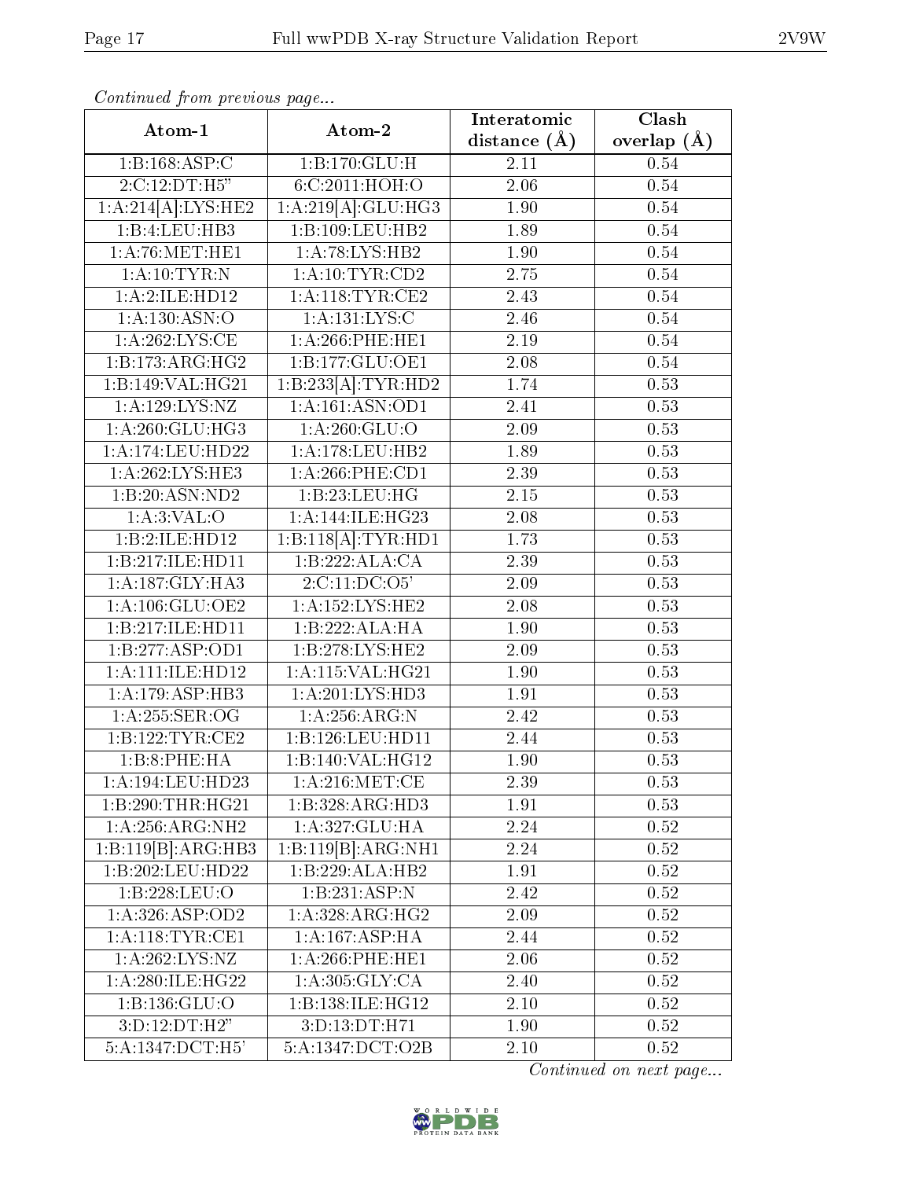*Continued from previous page...*

| Atom-1 | Atom-2 | Interatomic distance (Å) | Clash overlap (Å) |
| --- | --- | --- | --- |
| 1:B:168:ASP:C | 1:B:170:GLU:H | 2.11 | 0.54 |
| 2:C:12:DT:H5" | 6:C:2011:HOH:O | 2.06 | 0.54 |
| 1:A:214[A]:LYS:HE2 | 1:A:219[A]:GLU:HG3 | 1.90 | 0.54 |
| 1:B:4:LEU:HB3 | 1:B:109:LEU:HB2 | 1.89 | 0.54 |
| 1:A:76:MET:HE1 | 1:A:78:LYS:HB2 | 1.90 | 0.54 |
| 1:A:10:TYR:N | 1:A:10:TYR:CD2 | 2.75 | 0.54 |
| 1:A:2:ILE:HD12 | 1:A:118:TYR:CE2 | 2.43 | 0.54 |
| 1:A:130:ASN:O | 1:A:131:LYS:C | 2.46 | 0.54 |
| 1:A:262:LYS:CE | 1:A:266:PHE:HE1 | 2.19 | 0.54 |
| 1:B:173:ARG:HG2 | 1:B:177:GLU:OE1 | 2.08 | 0.54 |
| 1:B:149:VAL:HG21 | 1:B:233[A]:TYR:HD2 | 1.74 | 0.53 |
| 1:A:129:LYS:NZ | 1:A:161:ASN:OD1 | 2.41 | 0.53 |
| 1:A:260:GLU:HG3 | 1:A:260:GLU:O | 2.09 | 0.53 |
| 1:A:174:LEU:HD22 | 1:A:178:LEU:HB2 | 1.89 | 0.53 |
| 1:A:262:LYS:HE3 | 1:A:266:PHE:CD1 | 2.39 | 0.53 |
| 1:B:20:ASN:ND2 | 1:B:23:LEU:HG | 2.15 | 0.53 |
| 1:A:3:VAL:O | 1:A:144:ILE:HG23 | 2.08 | 0.53 |
| 1:B:2:ILE:HD12 | 1:B:118[A]:TYR:HD1 | 1.73 | 0.53 |
| 1:B:217:ILE:HD11 | 1:B:222:ALA:CA | 2.39 | 0.53 |
| 1:A:187:GLY:HA3 | 2:C:11:DC:O5' | 2.09 | 0.53 |
| 1:A:106:GLU:OE2 | 1:A:152:LYS:HE2 | 2.08 | 0.53 |
| 1:B:217:ILE:HD11 | 1:B:222:ALA:HA | 1.90 | 0.53 |
| 1:B:277:ASP:OD1 | 1:B:278:LYS:HE2 | 2.09 | 0.53 |
| 1:A:111:ILE:HD12 | 1:A:115:VAL:HG21 | 1.90 | 0.53 |
| 1:A:179:ASP:HB3 | 1:A:201:LYS:HD3 | 1.91 | 0.53 |
| 1:A:255:SER:OG | 1:A:256:ARG:N | 2.42 | 0.53 |
| 1:B:122:TYR:CE2 | 1:B:126:LEU:HD11 | 2.44 | 0.53 |
| 1:B:8:PHE:HA | 1:B:140:VAL:HG12 | 1.90 | 0.53 |
| 1:A:194:LEU:HD23 | 1:A:216:MET:CE | 2.39 | 0.53 |
| 1:B:290:THR:HG21 | 1:B:328:ARG:HD3 | 1.91 | 0.53 |
| 1:A:256:ARG:NH2 | 1:A:327:GLU:HA | 2.24 | 0.52 |
| 1:B:119[B]:ARG:HB3 | 1:B:119[B]:ARG:NH1 | 2.24 | 0.52 |
| 1:B:202:LEU:HD22 | 1:B:229:ALA:HB2 | 1.91 | 0.52 |
| 1:B:228:LEU:O | 1:B:231:ASP:N | 2.42 | 0.52 |
| 1:A:326:ASP:OD2 | 1:A:328:ARG:HG2 | 2.09 | 0.52 |
| 1:A:118:TYR:CE1 | 1:A:167:ASP:HA | 2.44 | 0.52 |
| 1:A:262:LYS:NZ | 1:A:266:PHE:HE1 | 2.06 | 0.52 |
| 1:A:280:ILE:HG22 | 1:A:305:GLY:CA | 2.40 | 0.52 |
| 1:B:136:GLU:O | 1:B:138:ILE:HG12 | 2.10 | 0.52 |
| 3:D:12:DT:H2" | 3:D:13:DT:H71 | 1.90 | 0.52 |
| 5:A:1347:DCT:H5' | 5:A:1347:DCT:O2B | 2.10 | 0.52 |

*Continued on next page...*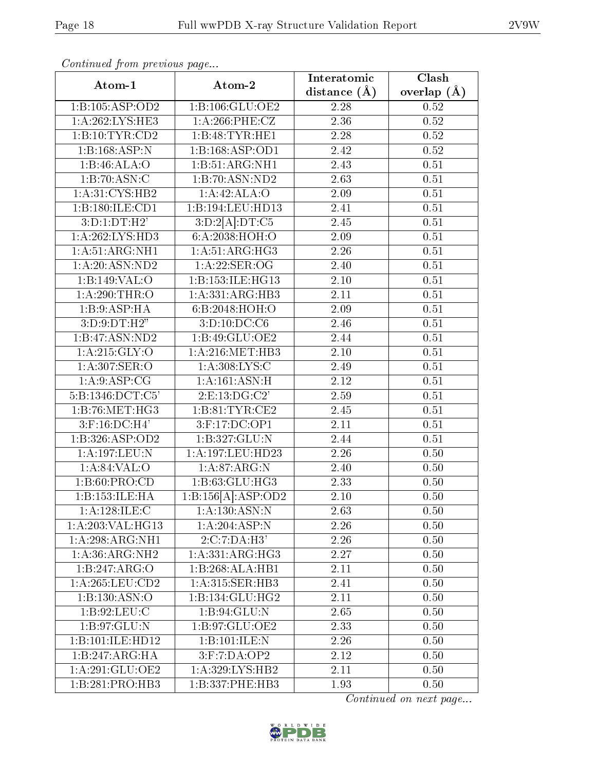*Continued from previous page...*

| Atom-1 | Atom-2 | Interatomic distance (Å) | Clash overlap (Å) |
|---|---|---|---|
| 1:B:105:ASP:OD2 | 1:B:106:GLU:OE2 | 2.28 | 0.52 |
| 1:A:262:LYS:HE3 | 1:A:266:PHE:CZ | 2.36 | 0.52 |
| 1:B:10:TYR:CD2 | 1:B:48:TYR:HE1 | 2.28 | 0.52 |
| 1:B:168:ASP:N | 1:B:168:ASP:OD1 | 2.42 | 0.52 |
| 1:B:46:ALA:O | 1:B:51:ARG:NH1 | 2.43 | 0.51 |
| 1:B:70:ASN:C | 1:B:70:ASN:ND2 | 2.63 | 0.51 |
| 1:A:31:CYS:HB2 | 1:A:42:ALA:O | 2.09 | 0.51 |
| 1:B:180:ILE:CD1 | 1:B:194:LEU:HD13 | 2.41 | 0.51 |
| 3:D:1:DT:H2' | 3:D:2[A]:DT:C5 | 2.45 | 0.51 |
| 1:A:262:LYS:HD3 | 6:A:2038:HOH:O | 2.09 | 0.51 |
| 1:A:51:ARG:NH1 | 1:A:51:ARG:HG3 | 2.26 | 0.51 |
| 1:A:20:ASN:ND2 | 1:A:22:SER:OG | 2.40 | 0.51 |
| 1:B:149:VAL:O | 1:B:153:ILE:HG13 | 2.10 | 0.51 |
| 1:A:290:THR:O | 1:A:331:ARG:HB3 | 2.11 | 0.51 |
| 1:B:9:ASP:HA | 6:B:2048:HOH:O | 2.09 | 0.51 |
| 3:D:9:DT:H2" | 3:D:10:DC:C6 | 2.46 | 0.51 |
| 1:B:47:ASN:ND2 | 1:B:49:GLU:OE2 | 2.44 | 0.51 |
| 1:A:215:GLY:O | 1:A:216:MET:HB3 | 2.10 | 0.51 |
| 1:A:307:SER:O | 1:A:308:LYS:C | 2.49 | 0.51 |
| 1:A:9:ASP:CG | 1:A:161:ASN:H | 2.12 | 0.51 |
| 5:B:1346:DCT:C5' | 2:E:13:DG:C2' | 2.59 | 0.51 |
| 1:B:76:MET:HG3 | 1:B:81:TYR:CE2 | 2.45 | 0.51 |
| 3:F:16:DC:H4' | 3:F:17:DC:OP1 | 2.11 | 0.51 |
| 1:B:326:ASP:OD2 | 1:B:327:GLU:N | 2.44 | 0.51 |
| 1:A:197:LEU:N | 1:A:197:LEU:HD23 | 2.26 | 0.50 |
| 1:A:84:VAL:O | 1:A:87:ARG:N | 2.40 | 0.50 |
| 1:B:60:PRO:CD | 1:B:63:GLU:HG3 | 2.33 | 0.50 |
| 1:B:153:ILE:HA | 1:B:156[A]:ASP:OD2 | 2.10 | 0.50 |
| 1:A:128:ILE:C | 1:A:130:ASN:N | 2.63 | 0.50 |
| 1:A:203:VAL:HG13 | 1:A:204:ASP:N | 2.26 | 0.50 |
| 1:A:298:ARG:NH1 | 2:C:7:DA:H3' | 2.26 | 0.50 |
| 1:A:36:ARG:NH2 | 1:A:331:ARG:HG3 | 2.27 | 0.50 |
| 1:B:247:ARG:O | 1:B:268:ALA:HB1 | 2.11 | 0.50 |
| 1:A:265:LEU:CD2 | 1:A:315:SER:HB3 | 2.41 | 0.50 |
| 1:B:130:ASN:O | 1:B:134:GLU:HG2 | 2.11 | 0.50 |
| 1:B:92:LEU:C | 1:B:94:GLU:N | 2.65 | 0.50 |
| 1:B:97:GLU:N | 1:B:97:GLU:OE2 | 2.33 | 0.50 |
| 1:B:101:ILE:HD12 | 1:B:101:ILE:N | 2.26 | 0.50 |
| 1:B:247:ARG:HA | 3:F:7:DA:OP2 | 2.12 | 0.50 |
| 1:A:291:GLU:OE2 | 1:A:329:LYS:HB2 | 2.11 | 0.50 |
| 1:B:281:PRO:HB3 | 1:B:337:PHE:HB3 | 1.93 | 0.50 |

*Continued on next page...*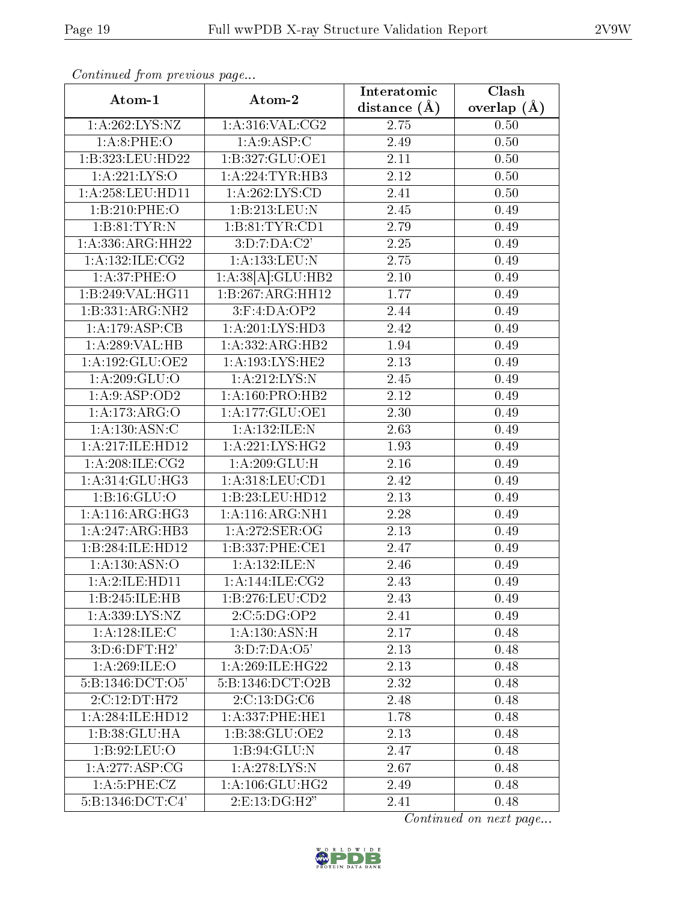*Continued from previous page...*

| Atom-1 | Atom-2 | Interatomic distance (Å) | Clash overlap (Å) |
| --- | --- | --- | --- |
| 1:A:262:LYS:NZ | 1:A:316:VAL:CG2 | 2.75 | 0.50 |
| 1:A:8:PHE:O | 1:A:9:ASP:C | 2.49 | 0.50 |
| 1:B:323:LEU:HD22 | 1:B:327:GLU:OE1 | 2.11 | 0.50 |
| 1:A:221:LYS:O | 1:A:224:TYR:HB3 | 2.12 | 0.50 |
| 1:A:258:LEU:HD11 | 1:A:262:LYS:CD | 2.41 | 0.50 |
| 1:B:210:PHE:O | 1:B:213:LEU:N | 2.45 | 0.49 |
| 1:B:81:TYR:N | 1:B:81:TYR:CD1 | 2.79 | 0.49 |
| 1:A:336:ARG:HH22 | 3:D:7:DA:C2' | 2.25 | 0.49 |
| 1:A:132:ILE:CG2 | 1:A:133:LEU:N | 2.75 | 0.49 |
| 1:A:37:PHE:O | 1:A:38[A]:GLU:HB2 | 2.10 | 0.49 |
| 1:B:249:VAL:HG11 | 1:B:267:ARG:HH12 | 1.77 | 0.49 |
| 1:B:331:ARG:NH2 | 3:F:4:DA:OP2 | 2.44 | 0.49 |
| 1:A:179:ASP:CB | 1:A:201:LYS:HD3 | 2.42 | 0.49 |
| 1:A:289:VAL:HB | 1:A:332:ARG:HB2 | 1.94 | 0.49 |
| 1:A:192:GLU:OE2 | 1:A:193:LYS:HE2 | 2.13 | 0.49 |
| 1:A:209:GLU:O | 1:A:212:LYS:N | 2.45 | 0.49 |
| 1:A:9:ASP:OD2 | 1:A:160:PRO:HB2 | 2.12 | 0.49 |
| 1:A:173:ARG:O | 1:A:177:GLU:OE1 | 2.30 | 0.49 |
| 1:A:130:ASN:C | 1:A:132:ILE:N | 2.63 | 0.49 |
| 1:A:217:ILE:HD12 | 1:A:221:LYS:HG2 | 1.93 | 0.49 |
| 1:A:208:ILE:CG2 | 1:A:209:GLU:H | 2.16 | 0.49 |
| 1:A:314:GLU:HG3 | 1:A:318:LEU:CD1 | 2.42 | 0.49 |
| 1:B:16:GLU:O | 1:B:23:LEU:HD12 | 2.13 | 0.49 |
| 1:A:116:ARG:HG3 | 1:A:116:ARG:NH1 | 2.28 | 0.49 |
| 1:A:247:ARG:HB3 | 1:A:272:SER:OG | 2.13 | 0.49 |
| 1:B:284:ILE:HD12 | 1:B:337:PHE:CE1 | 2.47 | 0.49 |
| 1:A:130:ASN:O | 1:A:132:ILE:N | 2.46 | 0.49 |
| 1:A:2:ILE:HD11 | 1:A:144:ILE:CG2 | 2.43 | 0.49 |
| 1:B:245:ILE:HB | 1:B:276:LEU:CD2 | 2.43 | 0.49 |
| 1:A:339:LYS:NZ | 2:C:5:DG:OP2 | 2.41 | 0.49 |
| 1:A:128:ILE:C | 1:A:130:ASN:H | 2.17 | 0.48 |
| 3:D:6:DFT:H2' | 3:D:7:DA:O5' | 2.13 | 0.48 |
| 1:A:269:ILE:O | 1:A:269:ILE:HG22 | 2.13 | 0.48 |
| 5:B:1346:DCT:O5' | 5:B:1346:DCT:O2B | 2.32 | 0.48 |
| 2:C:12:DT:H72 | 2:C:13:DG:C6 | 2.48 | 0.48 |
| 1:A:284:ILE:HD12 | 1:A:337:PHE:HE1 | 1.78 | 0.48 |
| 1:B:38:GLU:HA | 1:B:38:GLU:OE2 | 2.13 | 0.48 |
| 1:B:92:LEU:O | 1:B:94:GLU:N | 2.47 | 0.48 |
| 1:A:277:ASP:CG | 1:A:278:LYS:N | 2.67 | 0.48 |
| 1:A:5:PHE:CZ | 1:A:106:GLU:HG2 | 2.49 | 0.48 |
| 5:B:1346:DCT:C4' | 2:E:13:DG:H2" | 2.41 | 0.48 |

*Continued on next page...*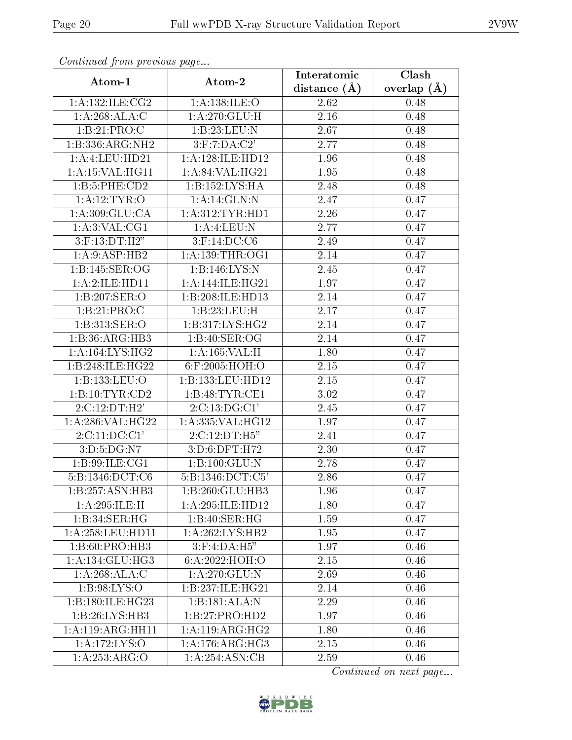*Continued from previous page...*

| Atom-1 | Atom-2 | Interatomic distance (Å) | Clash overlap (Å) |
|---|---|---|---|
| 1:A:132:ILE:CG2 | 1:A:138:ILE:O | 2.62 | 0.48 |
| 1:A:268:ALA:C | 1:A:270:GLU:H | 2.16 | 0.48 |
| 1:B:21:PRO:C | 1:B:23:LEU:N | 2.67 | 0.48 |
| 1:B:336:ARG:NH2 | 3:F:7:DA:C2' | 2.77 | 0.48 |
| 1:A:4:LEU:HD21 | 1:A:128:ILE:HD12 | 1.96 | 0.48 |
| 1:A:15:VAL:HG11 | 1:A:84:VAL:HG21 | 1.95 | 0.48 |
| 1:B:5:PHE:CD2 | 1:B:152:LYS:HA | 2.48 | 0.48 |
| 1:A:12:TYR:O | 1:A:14:GLN:N | 2.47 | 0.47 |
| 1:A:309:GLU:CA | 1:A:312:TYR:HD1 | 2.26 | 0.47 |
| 1:A:3:VAL:CG1 | 1:A:4:LEU:N | 2.77 | 0.47 |
| 3:F:13:DT:H2" | 3:F:14:DC:C6 | 2.49 | 0.47 |
| 1:A:9:ASP:HB2 | 1:A:139:THR:OG1 | 2.14 | 0.47 |
| 1:B:145:SER:OG | 1:B:146:LYS:N | 2.45 | 0.47 |
| 1:A:2:ILE:HD11 | 1:A:144:ILE:HG21 | 1.97 | 0.47 |
| 1:B:207:SER:O | 1:B:208:ILE:HD13 | 2.14 | 0.47 |
| 1:B:21:PRO:C | 1:B:23:LEU:H | 2.17 | 0.47 |
| 1:B:313:SER:O | 1:B:317:LYS:HG2 | 2.14 | 0.47 |
| 1:B:36:ARG:HB3 | 1:B:40:SER:OG | 2.14 | 0.47 |
| 1:A:164:LYS:HG2 | 1:A:165:VAL:H | 1.80 | 0.47 |
| 1:B:248:ILE:HG22 | 6:F:2005:HOH:O | 2.15 | 0.47 |
| 1:B:133:LEU:O | 1:B:133:LEU:HD12 | 2.15 | 0.47 |
| 1:B:10:TYR:CD2 | 1:B:48:TYR:CE1 | 3.02 | 0.47 |
| 2:C:12:DT:H2' | 2:C:13:DG:C1' | 2.45 | 0.47 |
| 1:A:286:VAL:HG22 | 1:A:335:VAL:HG12 | 1.97 | 0.47 |
| 2:C:11:DC:C1' | 2:C:12:DT:H5" | 2.41 | 0.47 |
| 3:D:5:DG:N7 | 3:D:6:DFT:H72 | 2.30 | 0.47 |
| 1:B:99:ILE:CG1 | 1:B:100:GLU:N | 2.78 | 0.47 |
| 5:B:1346:DCT:C6 | 5:B:1346:DCT:C5' | 2.86 | 0.47 |
| 1:B:257:ASN:HB3 | 1:B:260:GLU:HB3 | 1.96 | 0.47 |
| 1:A:295:ILE:H | 1:A:295:ILE:HD12 | 1.80 | 0.47 |
| 1:B:34:SER:HG | 1:B:40:SER:HG | 1.59 | 0.47 |
| 1:A:258:LEU:HD11 | 1:A:262:LYS:HB2 | 1.95 | 0.47 |
| 1:B:60:PRO:HB3 | 3:F:4:DA:H5" | 1.97 | 0.46 |
| 1:A:134:GLU:HG3 | 6:A:2022:HOH:O | 2.15 | 0.46 |
| 1:A:268:ALA:C | 1:A:270:GLU:N | 2.69 | 0.46 |
| 1:B:98:LYS:O | 1:B:237:ILE:HG21 | 2.14 | 0.46 |
| 1:B:180:ILE:HG23 | 1:B:181:ALA:N | 2.29 | 0.46 |
| 1:B:26:LYS:HB3 | 1:B:27:PRO:HD2 | 1.97 | 0.46 |
| 1:A:119:ARG:HH11 | 1:A:119:ARG:HG2 | 1.80 | 0.46 |
| 1:A:172:LYS:O | 1:A:176:ARG:HG3 | 2.15 | 0.46 |
| 1:A:253:ARG:O | 1:A:254:ASN:CB | 2.59 | 0.46 |

*Continued on next page...*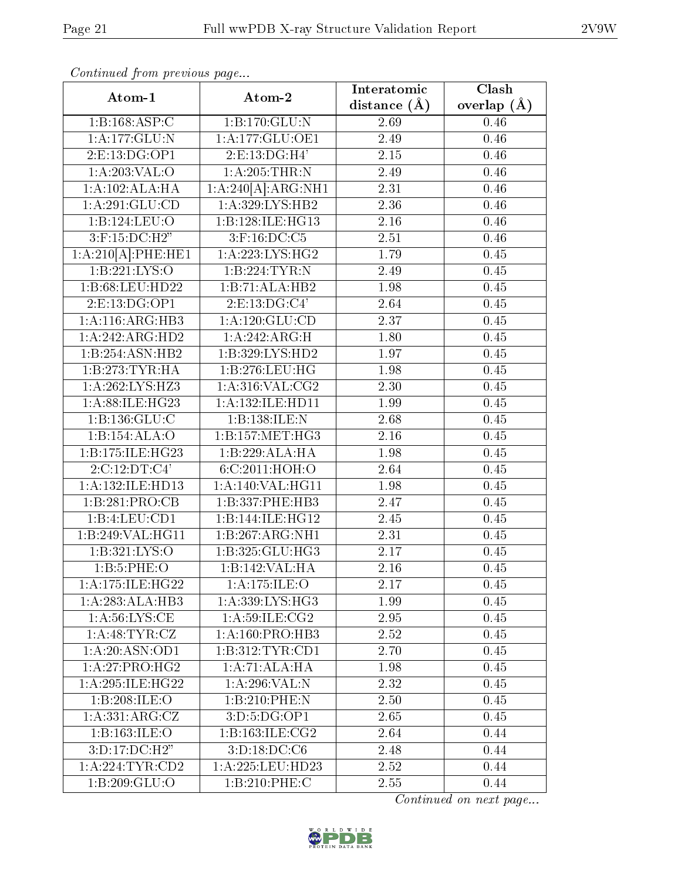*Continued from previous page...*

| Atom-1 | Atom-2 | Interatomic distance (Å) | Clash overlap (Å) |
|---|---|---|---|
| 1:B:168:ASP:C | 1:B:170:GLU:N | 2.69 | 0.46 |
| 1:A:177:GLU:N | 1:A:177:GLU:OE1 | 2.49 | 0.46 |
| 2:E:13:DG:OP1 | 2:E:13:DG:H4' | 2.15 | 0.46 |
| 1:A:203:VAL:O | 1:A:205:THR:N | 2.49 | 0.46 |
| 1:A:102:ALA:HA | 1:A:240[A]:ARG:NH1 | 2.31 | 0.46 |
| 1:A:291:GLU:CD | 1:A:329:LYS:HB2 | 2.36 | 0.46 |
| 1:B:124:LEU:O | 1:B:128:ILE:HG13 | 2.16 | 0.46 |
| 3:F:15:DC:H2" | 3:F:16:DC:C5 | 2.51 | 0.46 |
| 1:A:210[A]:PHE:HE1 | 1:A:223:LYS:HG2 | 1.79 | 0.45 |
| 1:B:221:LYS:O | 1:B:224:TYR:N | 2.49 | 0.45 |
| 1:B:68:LEU:HD22 | 1:B:71:ALA:HB2 | 1.98 | 0.45 |
| 2:E:13:DG:OP1 | 2:E:13:DG:C4' | 2.64 | 0.45 |
| 1:A:116:ARG:HB3 | 1:A:120:GLU:CD | 2.37 | 0.45 |
| 1:A:242:ARG:HD2 | 1:A:242:ARG:H | 1.80 | 0.45 |
| 1:B:254:ASN:HB2 | 1:B:329:LYS:HD2 | 1.97 | 0.45 |
| 1:B:273:TYR:HA | 1:B:276:LEU:HG | 1.98 | 0.45 |
| 1:A:262:LYS:HZ3 | 1:A:316:VAL:CG2 | 2.30 | 0.45 |
| 1:A:88:ILE:HG23 | 1:A:132:ILE:HD11 | 1.99 | 0.45 |
| 1:B:136:GLU:C | 1:B:138:ILE:N | 2.68 | 0.45 |
| 1:B:154:ALA:O | 1:B:157:MET:HG3 | 2.16 | 0.45 |
| 1:B:175:ILE:HG23 | 1:B:229:ALA:HA | 1.98 | 0.45 |
| 2:C:12:DT:C4' | 6:C:2011:HOH:O | 2.64 | 0.45 |
| 1:A:132:ILE:HD13 | 1:A:140:VAL:HG11 | 1.98 | 0.45 |
| 1:B:281:PRO:CB | 1:B:337:PHE:HB3 | 2.47 | 0.45 |
| 1:B:4:LEU:CD1 | 1:B:144:ILE:HG12 | 2.45 | 0.45 |
| 1:B:249:VAL:HG11 | 1:B:267:ARG:NH1 | 2.31 | 0.45 |
| 1:B:321:LYS:O | 1:B:325:GLU:HG3 | 2.17 | 0.45 |
| 1:B:5:PHE:O | 1:B:142:VAL:HA | 2.16 | 0.45 |
| 1:A:175:ILE:HG22 | 1:A:175:ILE:O | 2.17 | 0.45 |
| 1:A:283:ALA:HB3 | 1:A:339:LYS:HG3 | 1.99 | 0.45 |
| 1:A:56:LYS:CE | 1:A:59:ILE:CG2 | 2.95 | 0.45 |
| 1:A:48:TYR:CZ | 1:A:160:PRO:HB3 | 2.52 | 0.45 |
| 1:A:20:ASN:OD1 | 1:B:312:TYR:CD1 | 2.70 | 0.45 |
| 1:A:27:PRO:HG2 | 1:A:71:ALA:HA | 1.98 | 0.45 |
| 1:A:295:ILE:HG22 | 1:A:296:VAL:N | 2.32 | 0.45 |
| 1:B:208:ILE:O | 1:B:210:PHE:N | 2.50 | 0.45 |
| 1:A:331:ARG:CZ | 3:D:5:DG:OP1 | 2.65 | 0.45 |
| 1:B:163:ILE:O | 1:B:163:ILE:CG2 | 2.64 | 0.44 |
| 3:D:17:DC:H2" | 3:D:18:DC:C6 | 2.48 | 0.44 |
| 1:A:224:TYR:CD2 | 1:A:225:LEU:HD23 | 2.52 | 0.44 |
| 1:B:209:GLU:O | 1:B:210:PHE:C | 2.55 | 0.44 |

*Continued on next page...*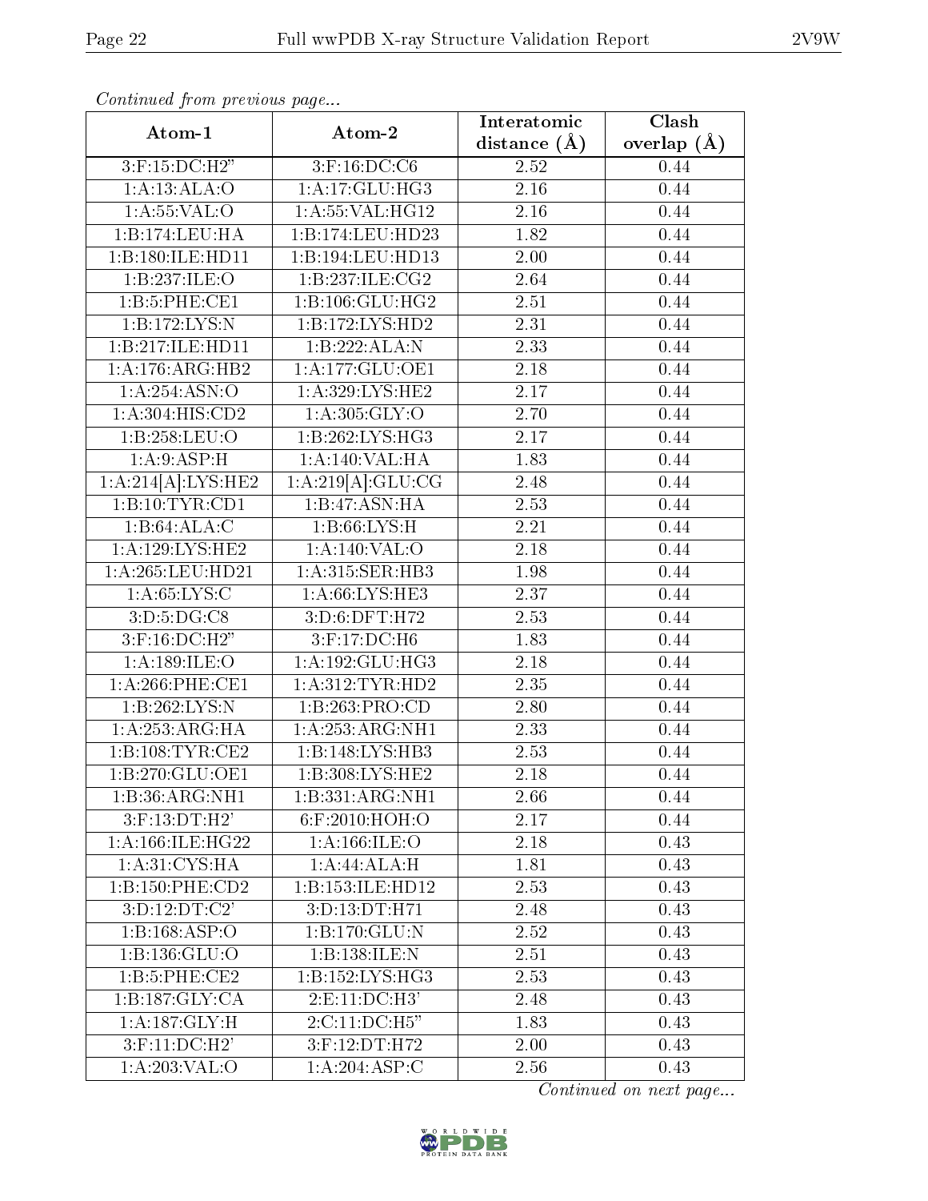*Continued from previous page...*

| Atom-1 | Atom-2 | Interatomic distance (Å) | Clash overlap (Å) |
| --- | --- | --- | --- |
| 3:F:15:DC:H2" | 3:F:16:DC:C6 | 2.52 | 0.44 |
| 1:A:13:ALA:O | 1:A:17:GLU:HG3 | 2.16 | 0.44 |
| 1:A:55:VAL:O | 1:A:55:VAL:HG12 | 2.16 | 0.44 |
| 1:B:174:LEU:HA | 1:B:174:LEU:HD23 | 1.82 | 0.44 |
| 1:B:180:ILE:HD11 | 1:B:194:LEU:HD13 | 2.00 | 0.44 |
| 1:B:237:ILE:O | 1:B:237:ILE:CG2 | 2.64 | 0.44 |
| 1:B:5:PHE:CE1 | 1:B:106:GLU:HG2 | 2.51 | 0.44 |
| 1:B:172:LYS:N | 1:B:172:LYS:HD2 | 2.31 | 0.44 |
| 1:B:217:ILE:HD11 | 1:B:222:ALA:N | 2.33 | 0.44 |
| 1:A:176:ARG:HB2 | 1:A:177:GLU:OE1 | 2.18 | 0.44 |
| 1:A:254:ASN:O | 1:A:329:LYS:HE2 | 2.17 | 0.44 |
| 1:A:304:HIS:CD2 | 1:A:305:GLY:O | 2.70 | 0.44 |
| 1:B:258:LEU:O | 1:B:262:LYS:HG3 | 2.17 | 0.44 |
| 1:A:9:ASP:H | 1:A:140:VAL:HA | 1.83 | 0.44 |
| 1:A:214[A]:LYS:HE2 | 1:A:219[A]:GLU:CG | 2.48 | 0.44 |
| 1:B:10:TYR:CD1 | 1:B:47:ASN:HA | 2.53 | 0.44 |
| 1:B:64:ALA:C | 1:B:66:LYS:H | 2.21 | 0.44 |
| 1:A:129:LYS:HE2 | 1:A:140:VAL:O | 2.18 | 0.44 |
| 1:A:265:LEU:HD21 | 1:A:315:SER:HB3 | 1.98 | 0.44 |
| 1:A:65:LYS:C | 1:A:66:LYS:HE3 | 2.37 | 0.44 |
| 3:D:5:DG:C8 | 3:D:6:DFT:H72 | 2.53 | 0.44 |
| 3:F:16:DC:H2" | 3:F:17:DC:H6 | 1.83 | 0.44 |
| 1:A:189:ILE:O | 1:A:192:GLU:HG3 | 2.18 | 0.44 |
| 1:A:266:PHE:CE1 | 1:A:312:TYR:HD2 | 2.35 | 0.44 |
| 1:B:262:LYS:N | 1:B:263:PRO:CD | 2.80 | 0.44 |
| 1:A:253:ARG:HA | 1:A:253:ARG:NH1 | 2.33 | 0.44 |
| 1:B:108:TYR:CE2 | 1:B:148:LYS:HB3 | 2.53 | 0.44 |
| 1:B:270:GLU:OE1 | 1:B:308:LYS:HE2 | 2.18 | 0.44 |
| 1:B:36:ARG:NH1 | 1:B:331:ARG:NH1 | 2.66 | 0.44 |
| 3:F:13:DT:H2' | 6:F:2010:HOH:O | 2.17 | 0.44 |
| 1:A:166:ILE:HG22 | 1:A:166:ILE:O | 2.18 | 0.43 |
| 1:A:31:CYS:HA | 1:A:44:ALA:H | 1.81 | 0.43 |
| 1:B:150:PHE:CD2 | 1:B:153:ILE:HD12 | 2.53 | 0.43 |
| 3:D:12:DT:C2' | 3:D:13:DT:H71 | 2.48 | 0.43 |
| 1:B:168:ASP:O | 1:B:170:GLU:N | 2.52 | 0.43 |
| 1:B:136:GLU:O | 1:B:138:ILE:N | 2.51 | 0.43 |
| 1:B:5:PHE:CE2 | 1:B:152:LYS:HG3 | 2.53 | 0.43 |
| 1:B:187:GLY:CA | 2:E:11:DC:H3' | 2.48 | 0.43 |
| 1:A:187:GLY:H | 2:C:11:DC:H5" | 1.83 | 0.43 |
| 3:F:11:DC:H2' | 3:F:12:DT:H72 | 2.00 | 0.43 |
| 1:A:203:VAL:O | 1:A:204:ASP:C | 2.56 | 0.43 |

*Continued on next page...*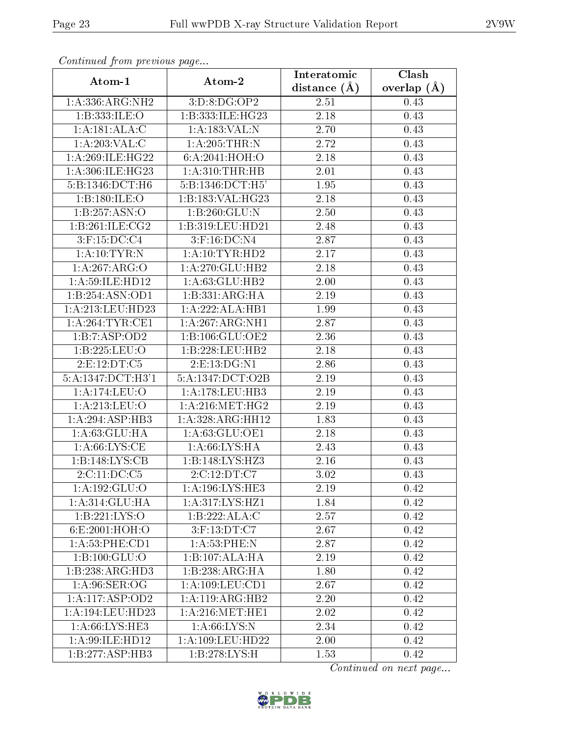*Continued from previous page...*

| Atom-1 | Atom-2 | Interatomic distance (Å) | Clash overlap (Å) |
|---|---|---|---|
| 1:A:336:ARG:NH2 | 3:D:8:DG:OP2 | 2.51 | 0.43 |
| 1:B:333:ILE:O | 1:B:333:ILE:HG23 | 2.18 | 0.43 |
| 1:A:181:ALA:C | 1:A:183:VAL:N | 2.70 | 0.43 |
| 1:A:203:VAL:C | 1:A:205:THR:N | 2.72 | 0.43 |
| 1:A:269:ILE:HG22 | 6:A:2041:HOH:O | 2.18 | 0.43 |
| 1:A:306:ILE:HG23 | 1:A:310:THR:HB | 2.01 | 0.43 |
| 5:B:1346:DCT:H6 | 5:B:1346:DCT:H5' | 1.95 | 0.43 |
| 1:B:180:ILE:O | 1:B:183:VAL:HG23 | 2.18 | 0.43 |
| 1:B:257:ASN:O | 1:B:260:GLU:N | 2.50 | 0.43 |
| 1:B:261:ILE:CG2 | 1:B:319:LEU:HD21 | 2.48 | 0.43 |
| 3:F:15:DC:C4 | 3:F:16:DC:N4 | 2.87 | 0.43 |
| 1:A:10:TYR:N | 1:A:10:TYR:HD2 | 2.17 | 0.43 |
| 1:A:267:ARG:O | 1:A:270:GLU:HB2 | 2.18 | 0.43 |
| 1:A:59:ILE:HD12 | 1:A:63:GLU:HB2 | 2.00 | 0.43 |
| 1:B:254:ASN:OD1 | 1:B:331:ARG:HA | 2.19 | 0.43 |
| 1:A:213:LEU:HD23 | 1:A:222:ALA:HB1 | 1.99 | 0.43 |
| 1:A:264:TYR:CE1 | 1:A:267:ARG:NH1 | 2.87 | 0.43 |
| 1:B:7:ASP:OD2 | 1:B:106:GLU:OE2 | 2.36 | 0.43 |
| 1:B:225:LEU:O | 1:B:228:LEU:HB2 | 2.18 | 0.43 |
| 2:E:12:DT:C5 | 2:E:13:DG:N1 | 2.86 | 0.43 |
| 5:A:1347:DCT:H3'1 | 5:A:1347:DCT:O2B | 2.19 | 0.43 |
| 1:A:174:LEU:O | 1:A:178:LEU:HB3 | 2.19 | 0.43 |
| 1:A:213:LEU:O | 1:A:216:MET:HG2 | 2.19 | 0.43 |
| 1:A:294:ASP:HB3 | 1:A:328:ARG:HH12 | 1.83 | 0.43 |
| 1:A:63:GLU:HA | 1:A:63:GLU:OE1 | 2.18 | 0.43 |
| 1:A:66:LYS:CE | 1:A:66:LYS:HA | 2.43 | 0.43 |
| 1:B:148:LYS:CB | 1:B:148:LYS:HZ3 | 2.16 | 0.43 |
| 2:C:11:DC:C5 | 2:C:12:DT:C7 | 3.02 | 0.43 |
| 1:A:192:GLU:O | 1:A:196:LYS:HE3 | 2.19 | 0.42 |
| 1:A:314:GLU:HA | 1:A:317:LYS:HZ1 | 1.84 | 0.42 |
| 1:B:221:LYS:O | 1:B:222:ALA:C | 2.57 | 0.42 |
| 6:E:2001:HOH:O | 3:F:13:DT:C7 | 2.67 | 0.42 |
| 1:A:53:PHE:CD1 | 1:A:53:PHE:N | 2.87 | 0.42 |
| 1:B:100:GLU:O | 1:B:107:ALA:HA | 2.19 | 0.42 |
| 1:B:238:ARG:HD3 | 1:B:238:ARG:HA | 1.80 | 0.42 |
| 1:A:96:SER:OG | 1:A:109:LEU:CD1 | 2.67 | 0.42 |
| 1:A:117:ASP:OD2 | 1:A:119:ARG:HB2 | 2.20 | 0.42 |
| 1:A:194:LEU:HD23 | 1:A:216:MET:HE1 | 2.02 | 0.42 |
| 1:A:66:LYS:HE3 | 1:A:66:LYS:N | 2.34 | 0.42 |
| 1:A:99:ILE:HD12 | 1:A:109:LEU:HD22 | 2.00 | 0.42 |
| 1:B:277:ASP:HB3 | 1:B:278:LYS:H | 1.53 | 0.42 |

*Continued on next page...*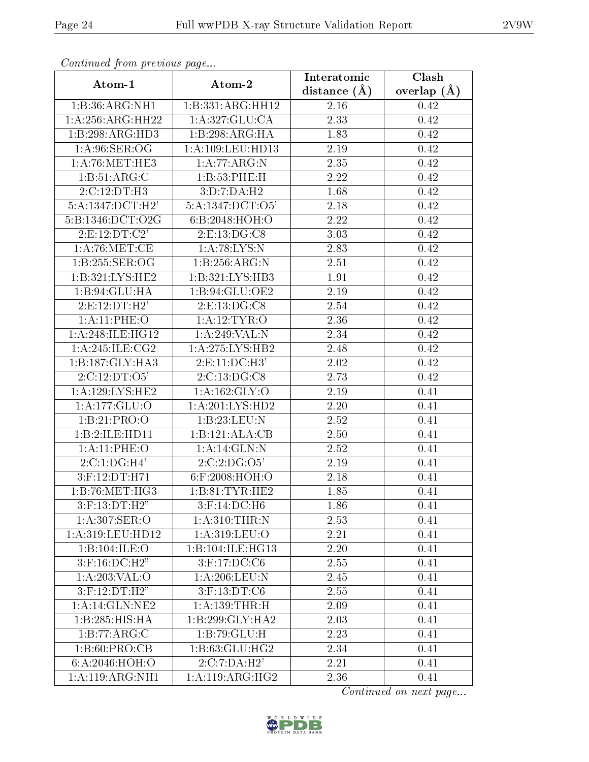*Continued from previous page...*

| Atom-1 | Atom-2 | Interatomic distance (Å) | Clash overlap (Å) |
| --- | --- | --- | --- |
| 1:B:36:ARG:NH1 | 1:B:331:ARG:HH12 | 2.16 | 0.42 |
| 1:A:256:ARG:HH22 | 1:A:327:GLU:CA | 2.33 | 0.42 |
| 1:B:298:ARG:HD3 | 1:B:298:ARG:HA | 1.83 | 0.42 |
| 1:A:96:SER:OG | 1:A:109:LEU:HD13 | 2.19 | 0.42 |
| 1:A:76:MET:HE3 | 1:A:77:ARG:N | 2.35 | 0.42 |
| 1:B:51:ARG:C | 1:B:53:PHE:H | 2.22 | 0.42 |
| 2:C:12:DT:H3 | 3:D:7:DA:H2 | 1.68 | 0.42 |
| 5:A:1347:DCT:H2' | 5:A:1347:DCT:O5' | 2.18 | 0.42 |
| 5:B:1346:DCT:O2G | 6:B:2048:HOH:O | 2.22 | 0.42 |
| 2:E:12:DT:C2' | 2:E:13:DG:C8 | 3.03 | 0.42 |
| 1:A:76:MET:CE | 1:A:78:LYS:N | 2.83 | 0.42 |
| 1:B:255:SER:OG | 1:B:256:ARG:N | 2.51 | 0.42 |
| 1:B:321:LYS:HE2 | 1:B:321:LYS:HB3 | 1.91 | 0.42 |
| 1:B:94:GLU:HA | 1:B:94:GLU:OE2 | 2.19 | 0.42 |
| 2:E:12:DT:H2' | 2:E:13:DG:C8 | 2.54 | 0.42 |
| 1:A:11:PHE:O | 1:A:12:TYR:O | 2.36 | 0.42 |
| 1:A:248:ILE:HG12 | 1:A:249:VAL:N | 2.34 | 0.42 |
| 1:A:245:ILE:CG2 | 1:A:275:LYS:HB2 | 2.48 | 0.42 |
| 1:B:187:GLY:HA3 | 2:E:11:DC:H3' | 2.02 | 0.42 |
| 2:C:12:DT:O5' | 2:C:13:DG:C8 | 2.73 | 0.42 |
| 1:A:129:LYS:HE2 | 1:A:162:GLY:O | 2.19 | 0.41 |
| 1:A:177:GLU:O | 1:A:201:LYS:HD2 | 2.20 | 0.41 |
| 1:B:21:PRO:O | 1:B:23:LEU:N | 2.52 | 0.41 |
| 1:B:2:ILE:HD11 | 1:B:121:ALA:CB | 2.50 | 0.41 |
| 1:A:11:PHE:O | 1:A:14:GLN:N | 2.52 | 0.41 |
| 2:C:1:DG:H4' | 2:C:2:DG:O5' | 2.19 | 0.41 |
| 3:F:12:DT:H71 | 6:F:2008:HOH:O | 2.18 | 0.41 |
| 1:B:76:MET:HG3 | 1:B:81:TYR:HE2 | 1.85 | 0.41 |
| 3:F:13:DT:H2" | 3:F:14:DC:H6 | 1.86 | 0.41 |
| 1:A:307:SER:O | 1:A:310:THR:N | 2.53 | 0.41 |
| 1:A:319:LEU:HD12 | 1:A:319:LEU:O | 2.21 | 0.41 |
| 1:B:104:ILE:O | 1:B:104:ILE:HG13 | 2.20 | 0.41 |
| 3:F:16:DC:H2" | 3:F:17:DC:C6 | 2.55 | 0.41 |
| 1:A:203:VAL:O | 1:A:206:LEU:N | 2.45 | 0.41 |
| 3:F:12:DT:H2" | 3:F:13:DT:C6 | 2.55 | 0.41 |
| 1:A:14:GLN:NE2 | 1:A:139:THR:H | 2.09 | 0.41 |
| 1:B:285:HIS:HA | 1:B:299:GLY:HA2 | 2.03 | 0.41 |
| 1:B:77:ARG:C | 1:B:79:GLU:H | 2.23 | 0.41 |
| 1:B:60:PRO:CB | 1:B:63:GLU:HG2 | 2.34 | 0.41 |
| 6:A:2046:HOH:O | 2:C:7:DA:H2' | 2.21 | 0.41 |
| 1:A:119:ARG:NH1 | 1:A:119:ARG:HG2 | 2.36 | 0.41 |

*Continued on next page...*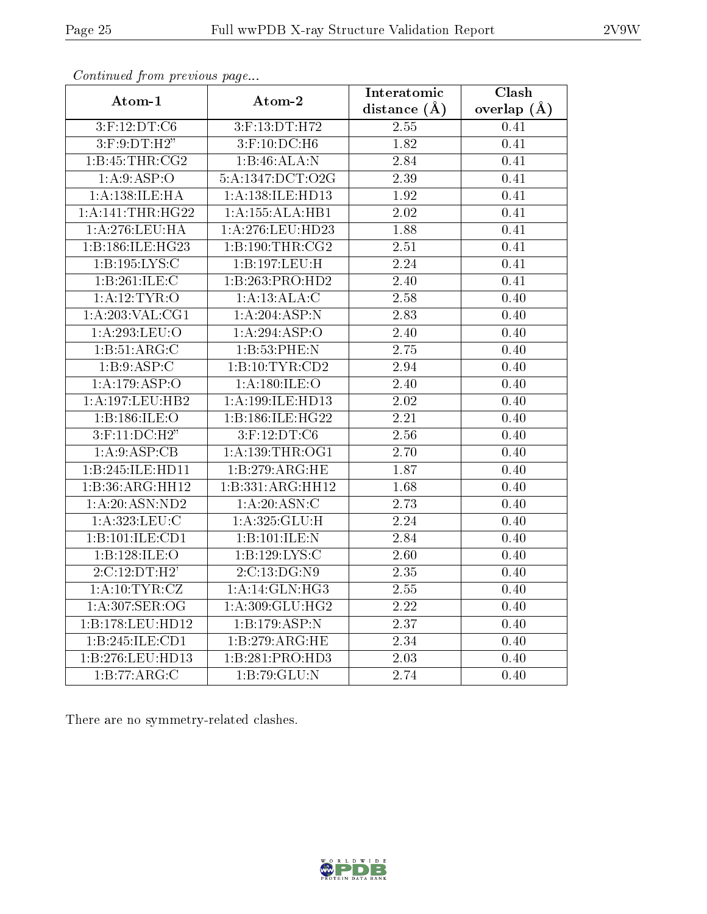*Continued from previous page...*

| Atom-1 | Atom-2 | Interatomic distance (Å) | Clash overlap (Å) |
|---|---|---|---|
| 3:F:12:DT:C6 | 3:F:13:DT:H72 | 2.55 | 0.41 |
| 3:F:9:DT:H2" | 3:F:10:DC:H6 | 1.82 | 0.41 |
| 1:B:45:THR:CG2 | 1:B:46:ALA:N | 2.84 | 0.41 |
| 1:A:9:ASP:O | 5:A:1347:DCT:O2G | 2.39 | 0.41 |
| 1:A:138:ILE:HA | 1:A:138:ILE:HD13 | 1.92 | 0.41 |
| 1:A:141:THR:HG22 | 1:A:155:ALA:HB1 | 2.02 | 0.41 |
| 1:A:276:LEU:HA | 1:A:276:LEU:HD23 | 1.88 | 0.41 |
| 1:B:186:ILE:HG23 | 1:B:190:THR:CG2 | 2.51 | 0.41 |
| 1:B:195:LYS:C | 1:B:197:LEU:H | 2.24 | 0.41 |
| 1:B:261:ILE:C | 1:B:263:PRO:HD2 | 2.40 | 0.41 |
| 1:A:12:TYR:O | 1:A:13:ALA:C | 2.58 | 0.40 |
| 1:A:203:VAL:CG1 | 1:A:204:ASP:N | 2.83 | 0.40 |
| 1:A:293:LEU:O | 1:A:294:ASP:O | 2.40 | 0.40 |
| 1:B:51:ARG:C | 1:B:53:PHE:N | 2.75 | 0.40 |
| 1:B:9:ASP:C | 1:B:10:TYR:CD2 | 2.94 | 0.40 |
| 1:A:179:ASP:O | 1:A:180:ILE:O | 2.40 | 0.40 |
| 1:A:197:LEU:HB2 | 1:A:199:ILE:HD13 | 2.02 | 0.40 |
| 1:B:186:ILE:O | 1:B:186:ILE:HG22 | 2.21 | 0.40 |
| 3:F:11:DC:H2" | 3:F:12:DT:C6 | 2.56 | 0.40 |
| 1:A:9:ASP:CB | 1:A:139:THR:OG1 | 2.70 | 0.40 |
| 1:B:245:ILE:HD11 | 1:B:279:ARG:HE | 1.87 | 0.40 |
| 1:B:36:ARG:HH12 | 1:B:331:ARG:HH12 | 1.68 | 0.40 |
| 1:A:20:ASN:ND2 | 1:A:20:ASN:C | 2.73 | 0.40 |
| 1:A:323:LEU:C | 1:A:325:GLU:H | 2.24 | 0.40 |
| 1:B:101:ILE:CD1 | 1:B:101:ILE:N | 2.84 | 0.40 |
| 1:B:128:ILE:O | 1:B:129:LYS:C | 2.60 | 0.40 |
| 2:C:12:DT:H2' | 2:C:13:DG:N9 | 2.35 | 0.40 |
| 1:A:10:TYR:CZ | 1:A:14:GLN:HG3 | 2.55 | 0.40 |
| 1:A:307:SER:OG | 1:A:309:GLU:HG2 | 2.22 | 0.40 |
| 1:B:178:LEU:HD12 | 1:B:179:ASP:N | 2.37 | 0.40 |
| 1:B:245:ILE:CD1 | 1:B:279:ARG:HE | 2.34 | 0.40 |
| 1:B:276:LEU:HD13 | 1:B:281:PRO:HD3 | 2.03 | 0.40 |
| 1:B:77:ARG:C | 1:B:79:GLU:N | 2.74 | 0.40 |

There are no symmetry-related clashes.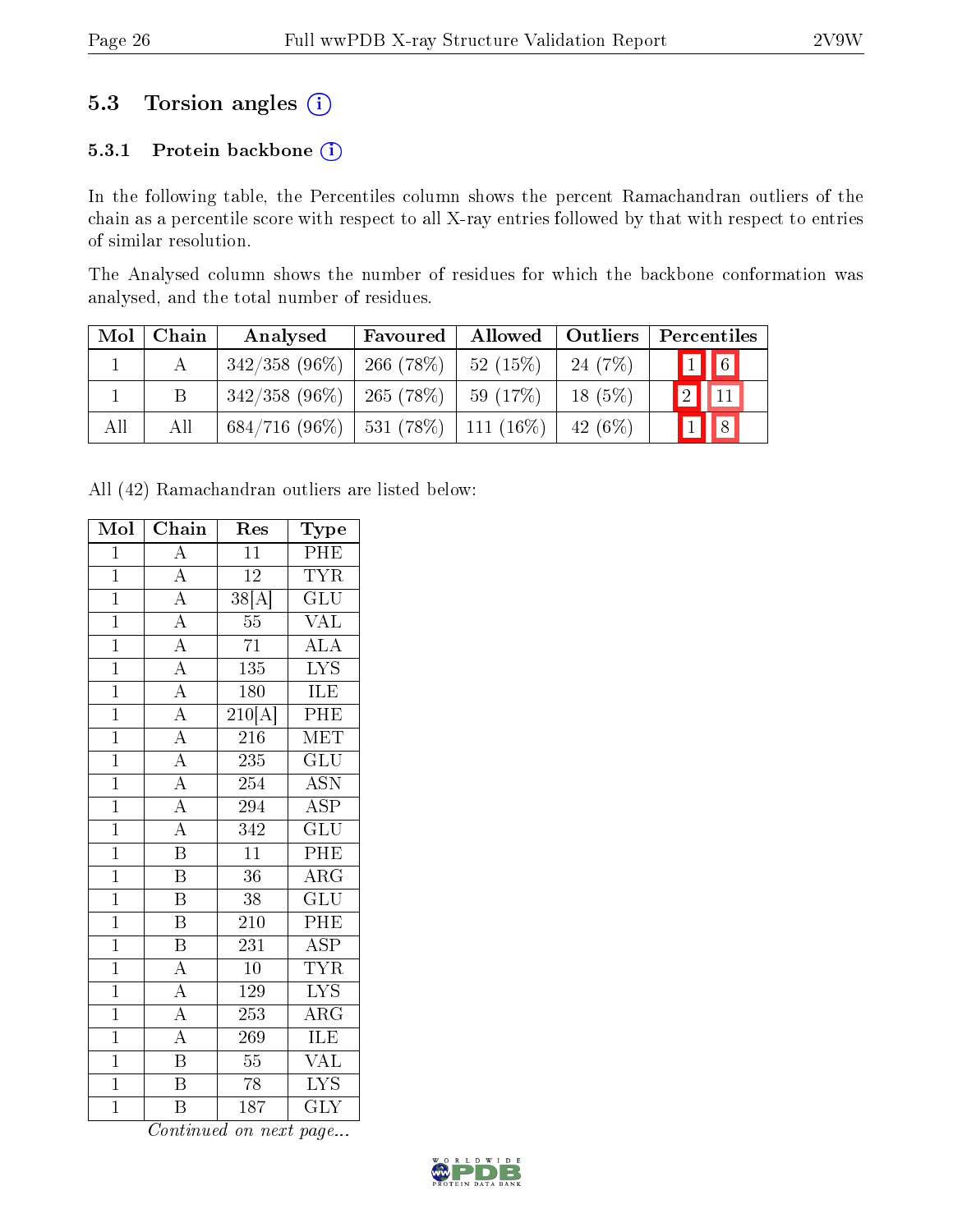## 5.3 Torsion angles

### 5.3.1 Protein backbone

In the following table, the Percentiles column shows the percent Ramachandran outliers of the chain as a percentile score with respect to all X-ray entries followed by that with respect to entries of similar resolution.

The Analysed column shows the number of residues for which the backbone conformation was analysed, and the total number of residues.

| Mol | Chain | Analysed | Favoured | Allowed | Outliers | Percentiles | |
|---|---|---|---|---|---|---|---|
| 1 | A | 342/358 (96%) | 266 (78%) | 52 (15%) | 24 (7%) | 1 | 6 |
| 1 | B | 342/358 (96%) | 265 (78%) | 59 (17%) | 18 (5%) | 2 | 11 |
| All | All | 684/716 (96%) | 531 (78%) | 111 (16%) | 42 (6%) | 1 | 8 |

All (42) Ramachandran outliers are listed below:

| Mol | Chain | Res | Type |
|---|---|---|---|
| 1 | A | 11 | PHE |
| 1 | A | 12 | TYR |
| 1 | A | 38[A] | GLU |
| 1 | A | 55 | VAL |
| 1 | A | 71 | ALA |
| 1 | A | 135 | LYS |
| 1 | A | 180 | ILE |
| 1 | A | 210[A] | PHE |
| 1 | A | 216 | MET |
| 1 | A | 235 | GLU |
| 1 | A | 254 | ASN |
| 1 | A | 294 | ASP |
| 1 | A | 342 | GLU |
| 1 | B | 11 | PHE |
| 1 | B | 36 | ARG |
| 1 | B | 38 | GLU |
| 1 | B | 210 | PHE |
| 1 | B | 231 | ASP |
| 1 | A | 10 | TYR |
| 1 | A | 129 | LYS |
| 1 | A | 253 | ARG |
| 1 | A | 269 | ILE |
| 1 | B | 55 | VAL |
| 1 | B | 78 | LYS |
| 1 | B | 187 | GLY |

*Continued on next page...*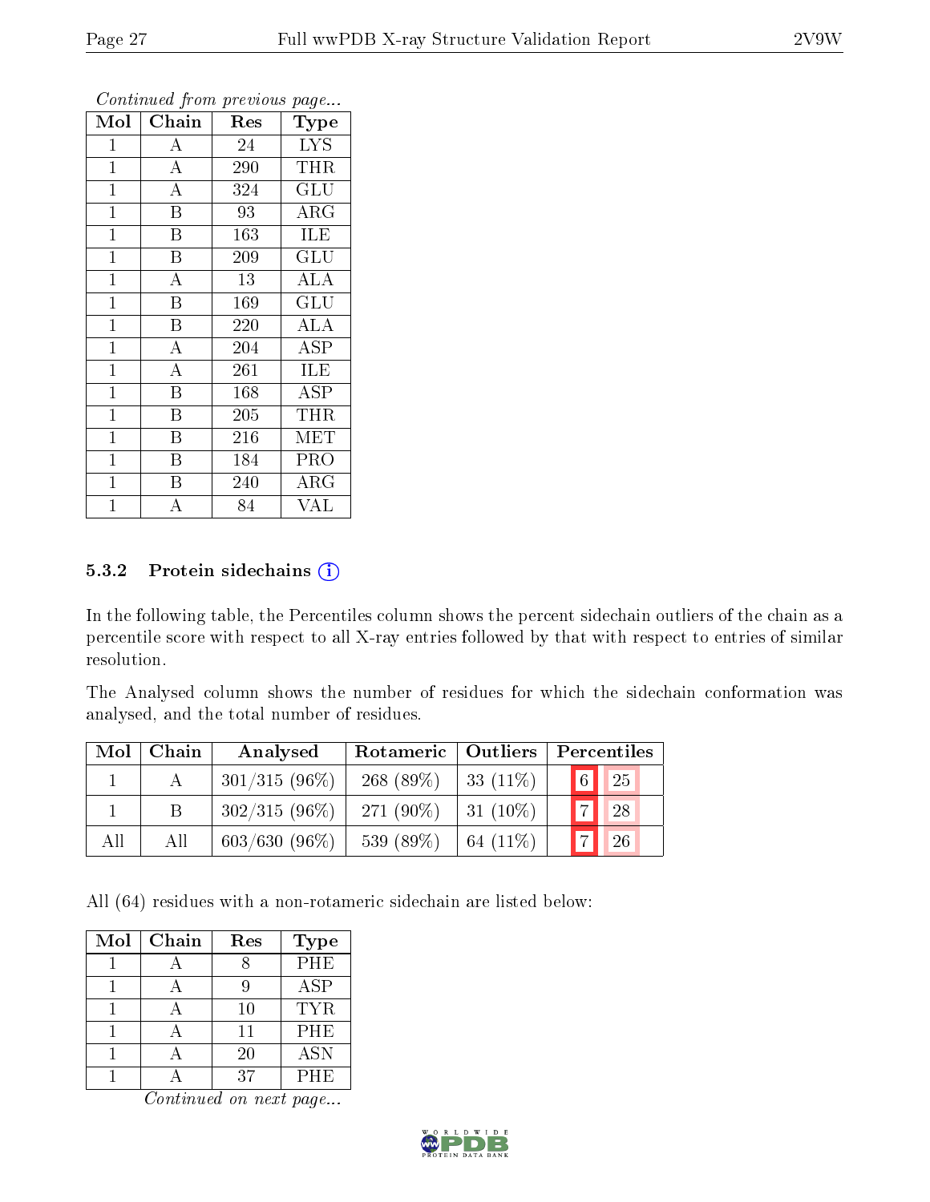*Continued from previous page...*

| Mol | Chain | Res | Type |
|---|---|---|---|
| 1 | A | 24 | LYS |
| 1 | A | 290 | THR |
| 1 | A | 324 | GLU |
| 1 | B | 93 | ARG |
| 1 | B | 163 | ILE |
| 1 | B | 209 | GLU |
| 1 | A | 13 | ALA |
| 1 | B | 169 | GLU |
| 1 | B | 220 | ALA |
| 1 | A | 204 | ASP |
| 1 | A | 261 | ILE |
| 1 | B | 168 | ASP |
| 1 | B | 205 | THR |
| 1 | B | 216 | MET |
| 1 | B | 184 | PRO |
| 1 | B | 240 | ARG |
| 1 | A | 84 | VAL |

### 5.3.2 Protein sidechains

In the following table, the Percentiles column shows the percent sidechain outliers of the chain as a percentile score with respect to all X-ray entries followed by that with respect to entries of similar resolution.

The Analysed column shows the number of residues for which the sidechain conformation was analysed, and the total number of residues.

| Mol | Chain | Analysed | Rotameric | Outliers | Percentiles | |
|---|---|---|---|---|---|---|
| 1 | A | 301/315 (96%) | 268 (89%) | 33 (11%) | 6 | 25 |
| 1 | B | 302/315 (96%) | 271 (90%) | 31 (10%) | 7 | 28 |
| All | All | 603/630 (96%) | 539 (89%) | 64 (11%) | 7 | 26 |

All (64) residues with a non-rotameric sidechain are listed below:

| Mol | Chain | Res | Type |
|---|---|---|---|
| 1 | A | 8 | PHE |
| 1 | A | 9 | ASP |
| 1 | A | 10 | TYR |
| 1 | A | 11 | PHE |
| 1 | A | 20 | ASN |
| 1 | A | 37 | PHE |

*Continued on next page...*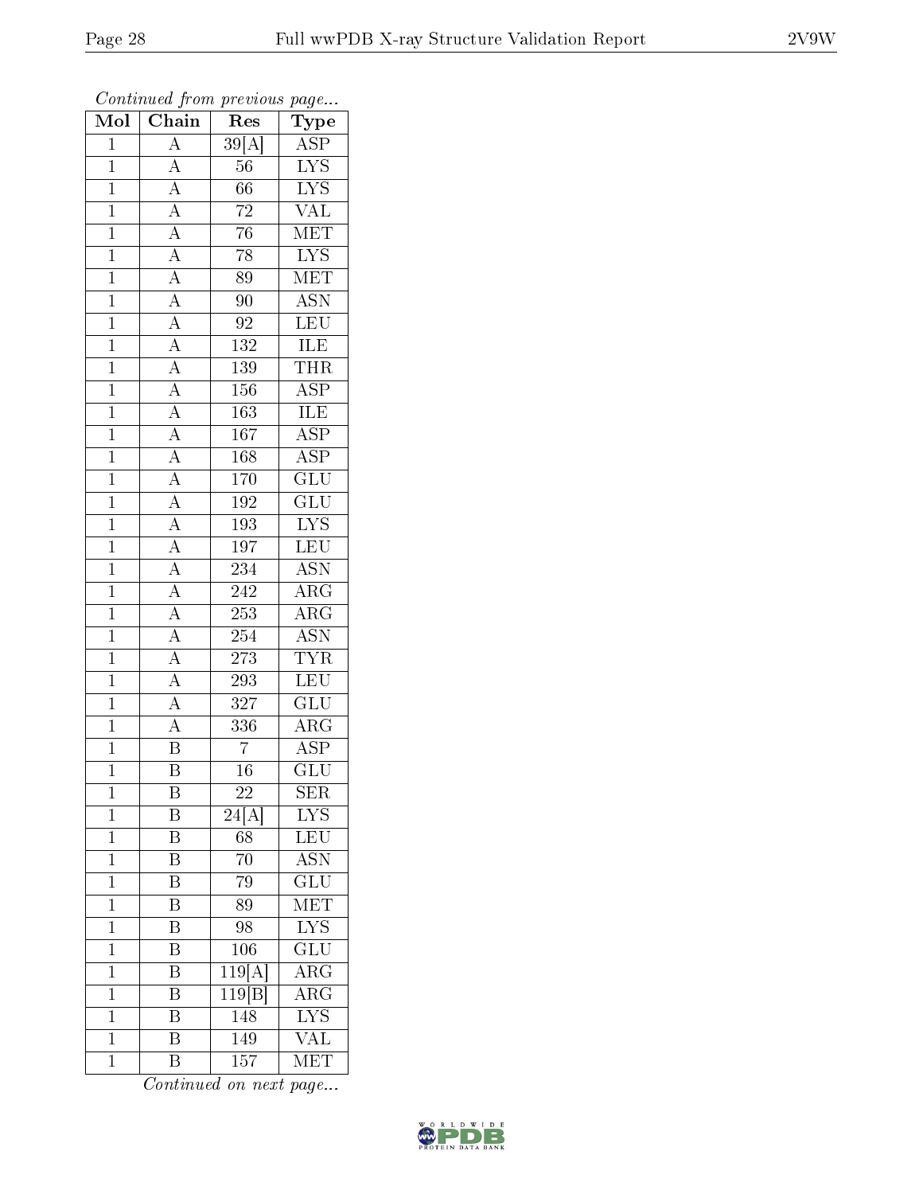*Continued from previous page...*

| Mol | Chain | Res | Type |
|---|---|---|---|
| 1 | A | 39[A] | ASP |
| 1 | A | 56 | LYS |
| 1 | A | 66 | LYS |
| 1 | A | 72 | VAL |
| 1 | A | 76 | MET |
| 1 | A | 78 | LYS |
| 1 | A | 89 | MET |
| 1 | A | 90 | ASN |
| 1 | A | 92 | LEU |
| 1 | A | 132 | ILE |
| 1 | A | 139 | THR |
| 1 | A | 156 | ASP |
| 1 | A | 163 | ILE |
| 1 | A | 167 | ASP |
| 1 | A | 168 | ASP |
| 1 | A | 170 | GLU |
| 1 | A | 192 | GLU |
| 1 | A | 193 | LYS |
| 1 | A | 197 | LEU |
| 1 | A | 234 | ASN |
| 1 | A | 242 | ARG |
| 1 | A | 253 | ARG |
| 1 | A | 254 | ASN |
| 1 | A | 273 | TYR |
| 1 | A | 293 | LEU |
| 1 | A | 327 | GLU |
| 1 | A | 336 | ARG |
| 1 | B | 7 | ASP |
| 1 | B | 16 | GLU |
| 1 | B | 22 | SER |
| 1 | B | 24[A] | LYS |
| 1 | B | 68 | LEU |
| 1 | B | 70 | ASN |
| 1 | B | 79 | GLU |
| 1 | B | 89 | MET |
| 1 | B | 98 | LYS |
| 1 | B | 106 | GLU |
| 1 | B | 119[A] | ARG |
| 1 | B | 119[B] | ARG |
| 1 | B | 148 | LYS |
| 1 | B | 149 | VAL |
| 1 | B | 157 | MET |

*Continued on next page...*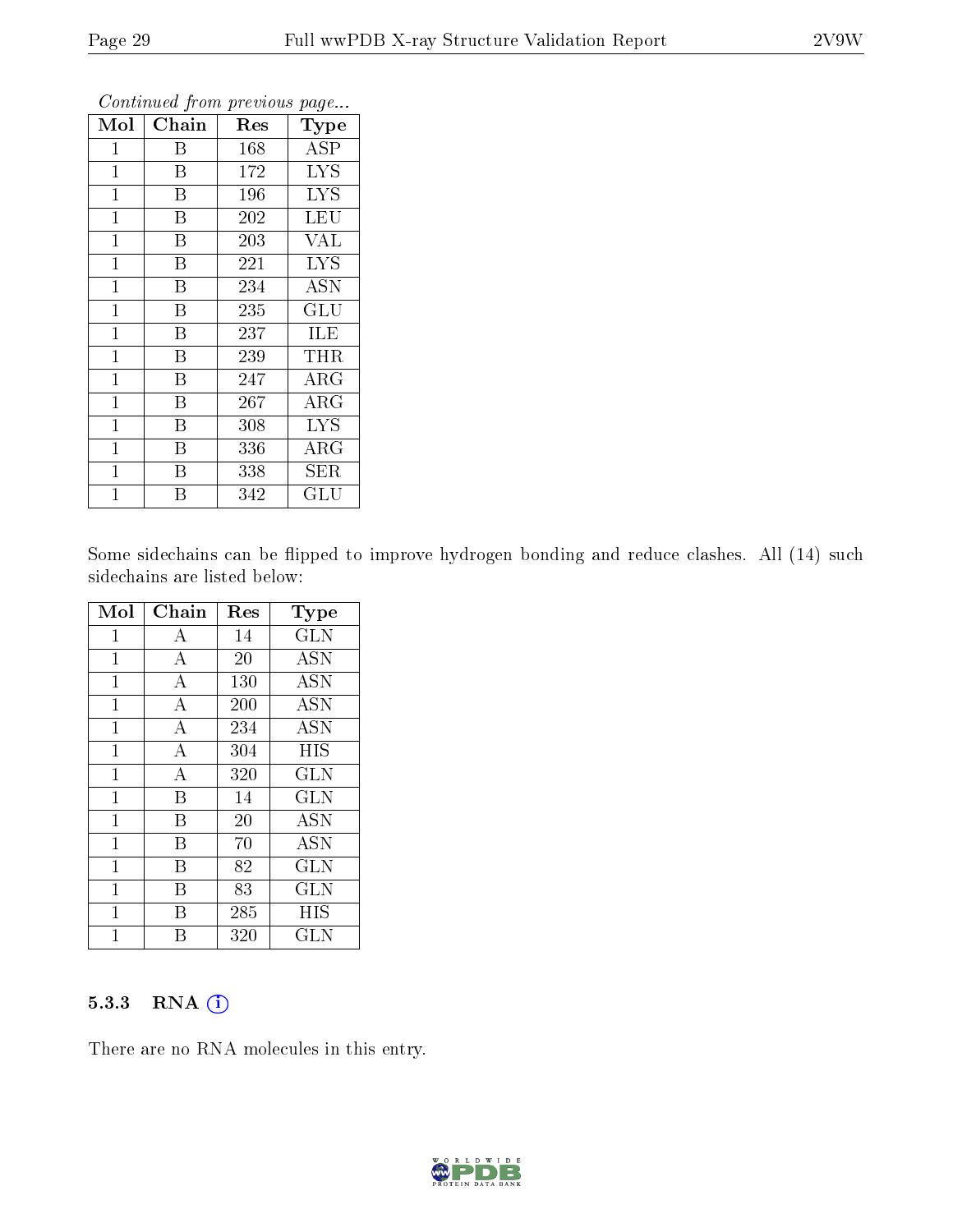*Continued from previous page...*

| Mol | Chain | Res | Type |
|---|---|---|---|
| 1 | B | 168 | ASP |
| 1 | B | 172 | LYS |
| 1 | B | 196 | LYS |
| 1 | B | 202 | LEU |
| 1 | B | 203 | VAL |
| 1 | B | 221 | LYS |
| 1 | B | 234 | ASN |
| 1 | B | 235 | GLU |
| 1 | B | 237 | ILE |
| 1 | B | 239 | THR |
| 1 | B | 247 | ARG |
| 1 | B | 267 | ARG |
| 1 | B | 308 | LYS |
| 1 | B | 336 | ARG |
| 1 | B | 338 | SER |
| 1 | B | 342 | GLU |

Some sidechains can be flipped to improve hydrogen bonding and reduce clashes. All (14) such sidechains are listed below:

| Mol | Chain | Res | Type |
|---|---|---|---|
| 1 | A | 14 | GLN |
| 1 | A | 20 | ASN |
| 1 | A | 130 | ASN |
| 1 | A | 200 | ASN |
| 1 | A | 234 | ASN |
| 1 | A | 304 | HIS |
| 1 | A | 320 | GLN |
| 1 | B | 14 | GLN |
| 1 | B | 20 | ASN |
| 1 | B | 70 | ASN |
| 1 | B | 82 | GLN |
| 1 | B | 83 | GLN |
| 1 | B | 285 | HIS |
| 1 | B | 320 | GLN |

### 5.3.3 RNA

There are no RNA molecules in this entry.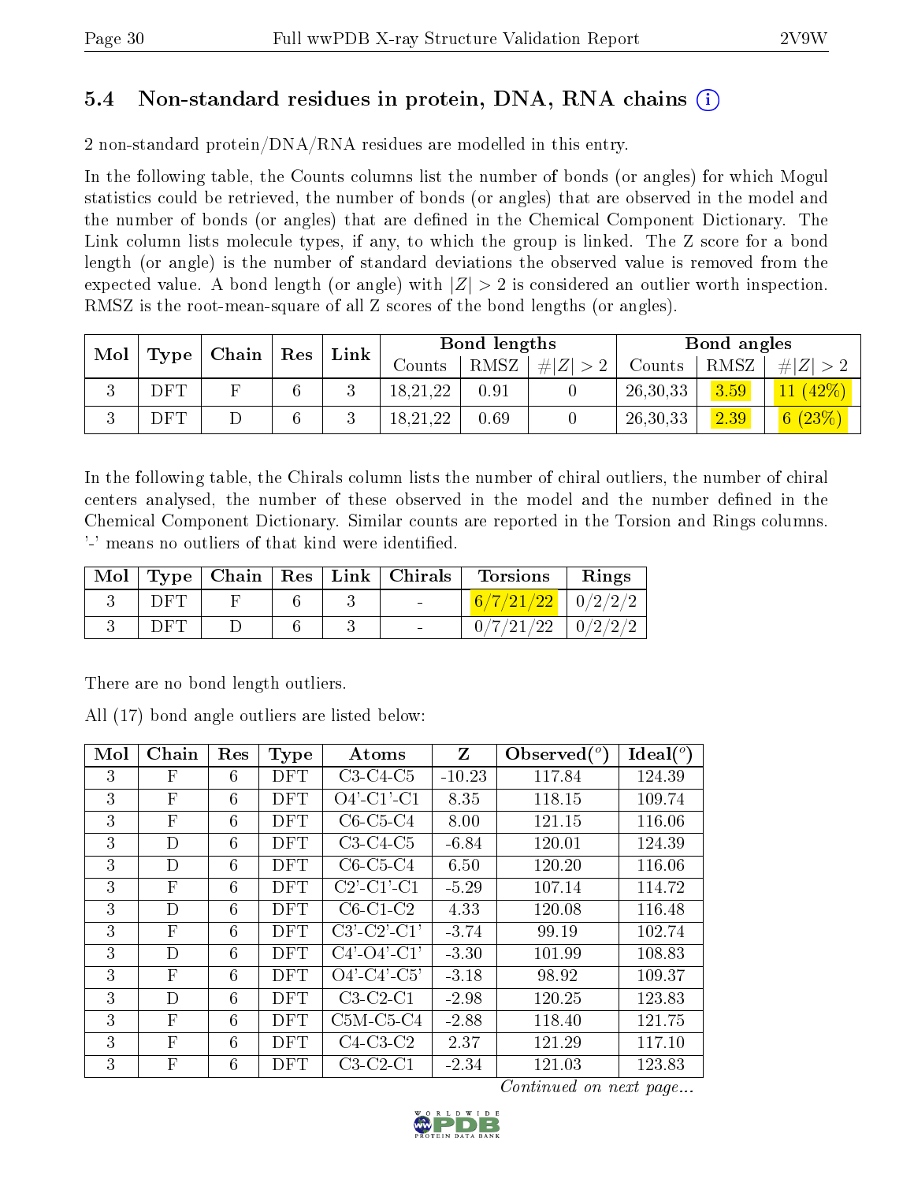## 5.4 Non-standard residues in protein, DNA, RNA chains (i)

2 non-standard protein/DNA/RNA residues are modelled in this entry.

In the following table, the Counts columns list the number of bonds (or angles) for which Mogul statistics could be retrieved, the number of bonds (or angles) that are observed in the model and the number of bonds (or angles) that are defined in the Chemical Component Dictionary. The Link column lists molecule types, if any, to which the group is linked. The Z score for a bond length (or angle) is the number of standard deviations the observed value is removed from the expected value. A bond length (or angle) with $|Z| > 2$ is considered an outlier worth inspection. RMSZ is the root-mean-square of all Z scores of the bond lengths (or angles).

| Mol | Type | Chain | Res | Link | Bond lengths | | | Bond angles | | |
|---|---|---|---|---|---|---|---|---|---|---|
| | | | | | Counts | RMSZ | $\#|Z| > 2$ | Counts | RMSZ | $\#|Z| > 2$ |
| 3 | DFT | F | 6 | 3 | 18,21,22 | 0.91 | 0 | 26,30,33 | 3.59 | 11 (42%) |
| 3 | DFT | D | 6 | 3 | 18,21,22 | 0.69 | 0 | 26,30,33 | 2.39 | 6 (23%) |

In the following table, the Chirals column lists the number of chiral outliers, the number of chiral centers analysed, the number of these observed in the model and the number defined in the Chemical Component Dictionary. Similar counts are reported in the Torsion and Rings columns. '-' means no outliers of that kind were identified.

| Mol | Type | Chain | Res | Link | Chirals | Torsions | Rings |
|---|---|---|---|---|---|---|---|
| 3 | DFT | F | 6 | 3 | - | 6/7/21/22 | 0/2/2/2 |
| 3 | DFT | D | 6 | 3 | - | 0/7/21/22 | 0/2/2/2 |

There are no bond length outliers.

All (17) bond angle outliers are listed below:

| Mol | Chain | Res | Type | Atoms | Z | Observed(°) | Ideal(°) |
|---|---|---|---|---|---|---|---|
| 3 | F | 6 | DFT | C3-C4-C5 | -10.23 | 117.84 | 124.39 |
| 3 | F | 6 | DFT | O4'-C1'-C1 | 8.35 | 118.15 | 109.74 |
| 3 | F | 6 | DFT | C6-C5-C4 | 8.00 | 121.15 | 116.06 |
| 3 | D | 6 | DFT | C3-C4-C5 | -6.84 | 120.01 | 124.39 |
| 3 | D | 6 | DFT | C6-C5-C4 | 6.50 | 120.20 | 116.06 |
| 3 | F | 6 | DFT | C2'-C1'-C1 | -5.29 | 107.14 | 114.72 |
| 3 | D | 6 | DFT | C6-C1-C2 | 4.33 | 120.08 | 116.48 |
| 3 | F | 6 | DFT | C3'-C2'-C1' | -3.74 | 99.19 | 102.74 |
| 3 | D | 6 | DFT | C4'-O4'-C1' | -3.30 | 101.99 | 108.83 |
| 3 | F | 6 | DFT | O4'-C4'-C5' | -3.18 | 98.92 | 109.37 |
| 3 | D | 6 | DFT | C3-C2-C1 | -2.98 | 120.25 | 123.83 |
| 3 | F | 6 | DFT | C5M-C5-C4 | -2.88 | 118.40 | 121.75 |
| 3 | F | 6 | DFT | C4-C3-C2 | 2.37 | 121.29 | 117.10 |
| 3 | F | 6 | DFT | C3-C2-C1 | -2.34 | 121.03 | 123.83 |

*Continued on next page...*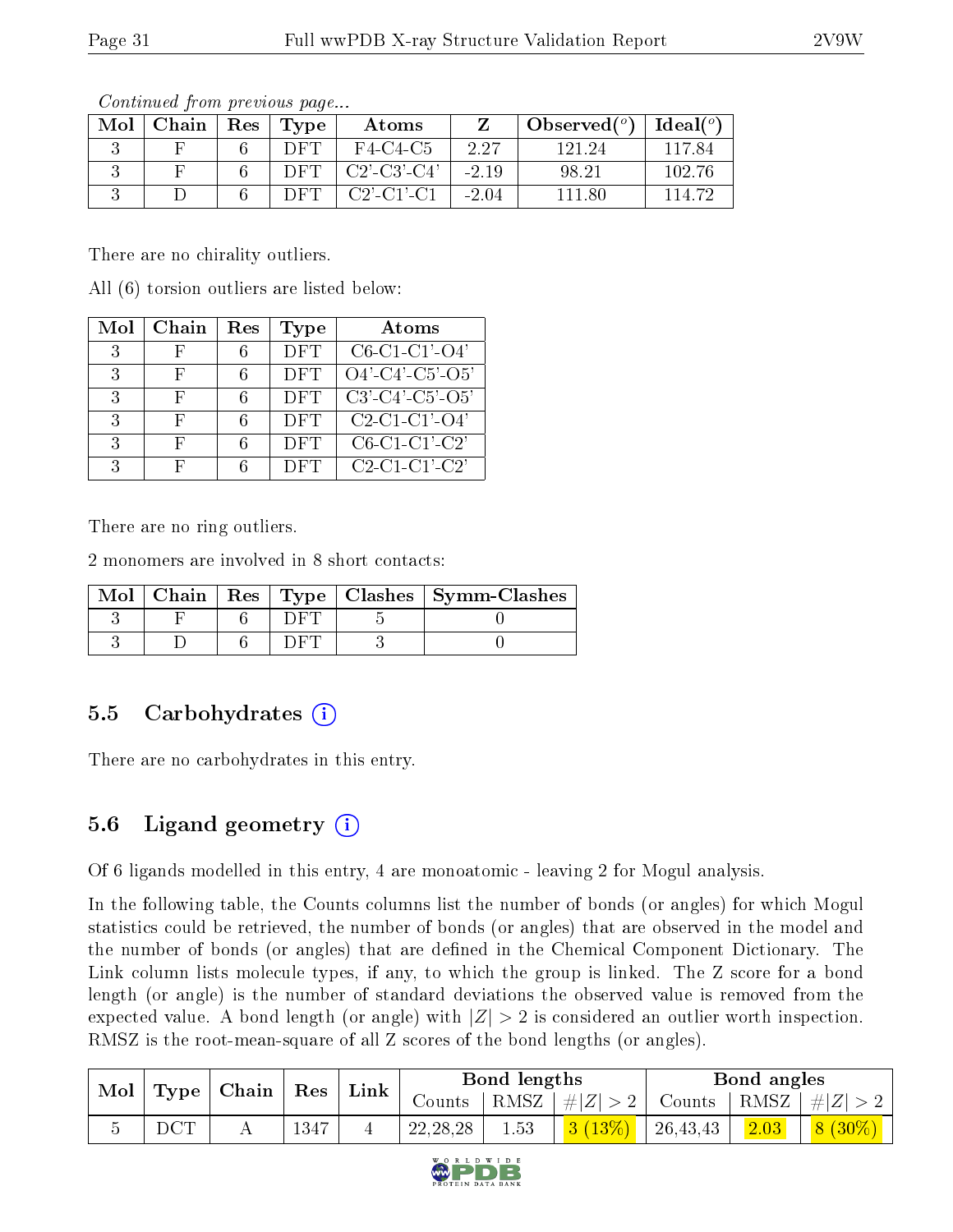Continued from previous page...

| Mol | Chain | Res | Type | Atoms | Z | Observed(°) | Ideal(°) |
|---|---|---|---|---|---|---|---|
| 3 | F | 6 | DFT | F4-C4-C5 | 2.27 | 121.24 | 117.84 |
| 3 | F | 6 | DFT | C2'-C3'-C4' | -2.19 | 98.21 | 102.76 |
| 3 | D | 6 | DFT | C2'-C1'-C1 | -2.04 | 111.80 | 114.72 |

There are no chirality outliers.

All (6) torsion outliers are listed below:

| Mol | Chain | Res | Type | Atoms |
|---|---|---|---|---|
| 3 | F | 6 | DFT | C6-C1-C1'-O4' |
| 3 | F | 6 | DFT | O4'-C4'-C5'-O5' |
| 3 | F | 6 | DFT | C3'-C4'-C5'-O5' |
| 3 | F | 6 | DFT | C2-C1-C1'-O4' |
| 3 | F | 6 | DFT | C6-C1-C1'-C2' |
| 3 | F | 6 | DFT | C2-C1-C1'-C2' |

There are no ring outliers.

2 monomers are involved in 8 short contacts:

| Mol | Chain | Res | Type | Clashes | Symm-Clashes |
|---|---|---|---|---|---|
| 3 | F | 6 | DFT | 5 | 0 |
| 3 | D | 6 | DFT | 3 | 0 |

## 5.5 Carbohydrates

There are no carbohydrates in this entry.

## 5.6 Ligand geometry

Of 6 ligands modelled in this entry, 4 are monoatomic - leaving 2 for Mogul analysis.

In the following table, the Counts columns list the number of bonds (or angles) for which Mogul statistics could be retrieved, the number of bonds (or angles) that are observed in the model and the number of bonds (or angles) that are defined in the Chemical Component Dictionary. The Link column lists molecule types, if any, to which the group is linked. The Z score for a bond length (or angle) is the number of standard deviations the observed value is removed from the expected value. A bond length (or angle) with $|Z| > 2$ is considered an outlier worth inspection. RMSZ is the root-mean-square of all Z scores of the bond lengths (or angles).

| Mol | Type | Chain | Res | Link | Bond lengths | | | Bond angles | | |
|---|---|---|---|---|---|---|---|---|---|---|
| | | | | | Counts | RMSZ | $\#\|Z\| > 2$ | Counts | RMSZ | $\#\|Z\| > 2$ |
| 5 | DCT | A | 1347 | 4 | 22,28,28 | 1.53 | 3 (13%) | 26,43,43 | 2.03 | 8 (30%) |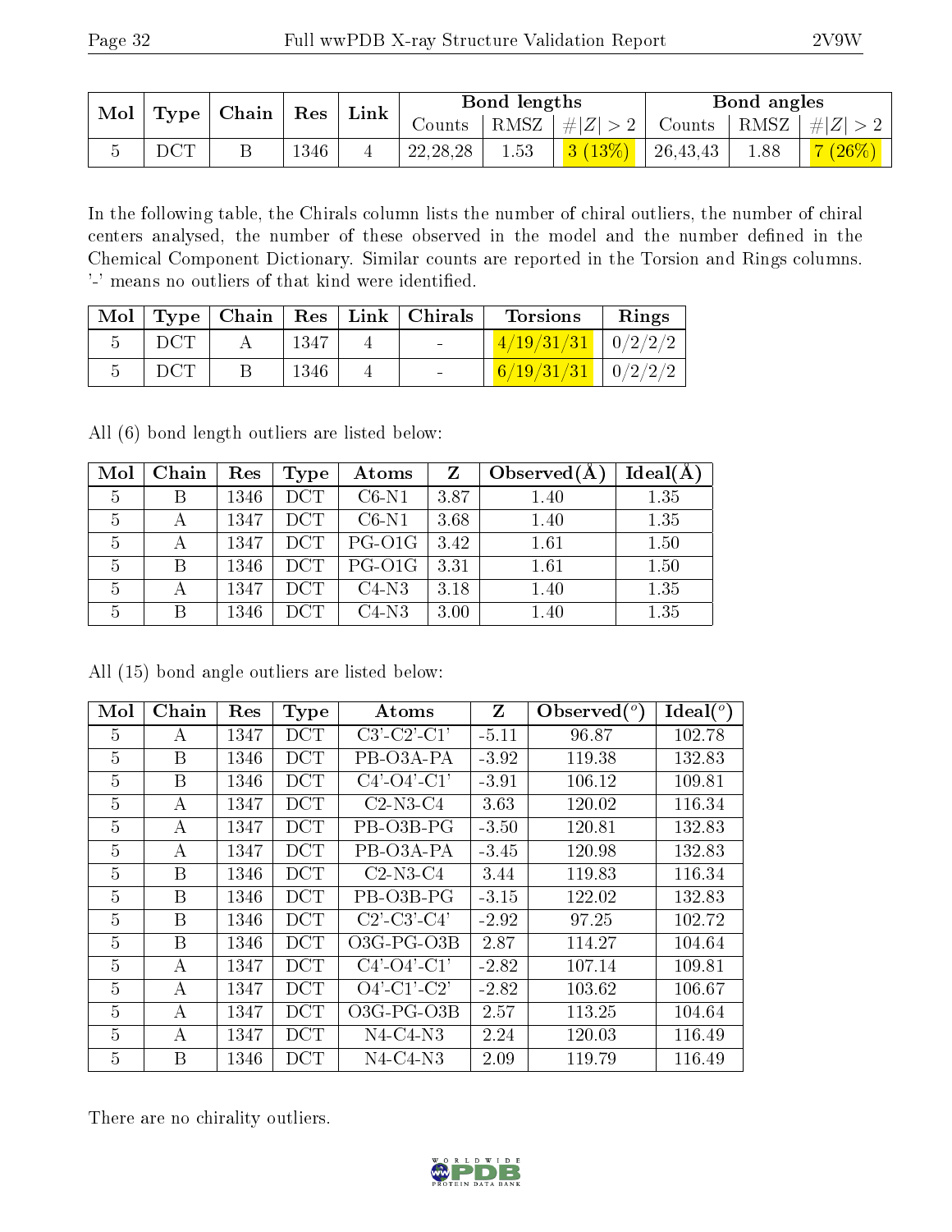| Mol | Type | Chain | Res | Link | Bond lengths | | | Bond angles | | |
|---|---|---|---|---|---|---|---|---|---|---|
| | | | | | Counts | RMSZ | #\|Z\| > 2 | Counts | RMSZ | #\|Z\| > 2 |
| 5 | DCT | B | 1346 | 4 | 22,28,28 | 1.53 | 3 (13%) | 26,43,43 | 1.88 | 7 (26%) |

In the following table, the Chirals column lists the number of chiral outliers, the number of chiral centers analysed, the number of these observed in the model and the number defined in the Chemical Component Dictionary. Similar counts are reported in the Torsion and Rings columns. '-' means no outliers of that kind were identified.

| Mol | Type | Chain | Res | Link | Chirals | Torsions | Rings |
|---|---|---|---|---|---|---|---|
| 5 | DCT | A | 1347 | 4 | - | 4/19/31/31 | 0/2/2/2 |
| 5 | DCT | B | 1346 | 4 | - | 6/19/31/31 | 0/2/2/2 |

All (6) bond length outliers are listed below:

| Mol | Chain | Res | Type | Atoms | Z | Observed(Å) | Ideal(Å) |
|---|---|---|---|---|---|---|---|
| 5 | B | 1346 | DCT | C6-N1 | 3.87 | 1.40 | 1.35 |
| 5 | A | 1347 | DCT | C6-N1 | 3.68 | 1.40 | 1.35 |
| 5 | A | 1347 | DCT | PG-O1G | 3.42 | 1.61 | 1.50 |
| 5 | B | 1346 | DCT | PG-O1G | 3.31 | 1.61 | 1.50 |
| 5 | A | 1347 | DCT | C4-N3 | 3.18 | 1.40 | 1.35 |
| 5 | B | 1346 | DCT | C4-N3 | 3.00 | 1.40 | 1.35 |

All (15) bond angle outliers are listed below:

| Mol | Chain | Res | Type | Atoms | Z | Observed(°) | Ideal(°) |
|---|---|---|---|---|---|---|---|
| 5 | A | 1347 | DCT | C3'-C2'-C1' | -5.11 | 96.87 | 102.78 |
| 5 | B | 1346 | DCT | PB-O3A-PA | -3.92 | 119.38 | 132.83 |
| 5 | B | 1346 | DCT | C4'-O4'-C1' | -3.91 | 106.12 | 109.81 |
| 5 | A | 1347 | DCT | C2-N3-C4 | 3.63 | 120.02 | 116.34 |
| 5 | A | 1347 | DCT | PB-O3B-PG | -3.50 | 120.81 | 132.83 |
| 5 | A | 1347 | DCT | PB-O3A-PA | -3.45 | 120.98 | 132.83 |
| 5 | B | 1346 | DCT | C2-N3-C4 | 3.44 | 119.83 | 116.34 |
| 5 | B | 1346 | DCT | PB-O3B-PG | -3.15 | 122.02 | 132.83 |
| 5 | B | 1346 | DCT | C2'-C3'-C4' | -2.92 | 97.25 | 102.72 |
| 5 | B | 1346 | DCT | O3G-PG-O3B | 2.87 | 114.27 | 104.64 |
| 5 | A | 1347 | DCT | C4'-O4'-C1' | -2.82 | 107.14 | 109.81 |
| 5 | A | 1347 | DCT | O4'-C1'-C2' | -2.82 | 103.62 | 106.67 |
| 5 | A | 1347 | DCT | O3G-PG-O3B | 2.57 | 113.25 | 104.64 |
| 5 | A | 1347 | DCT | N4-C4-N3 | 2.24 | 120.03 | 116.49 |
| 5 | B | 1346 | DCT | N4-C4-N3 | 2.09 | 119.79 | 116.49 |

There are no chirality outliers.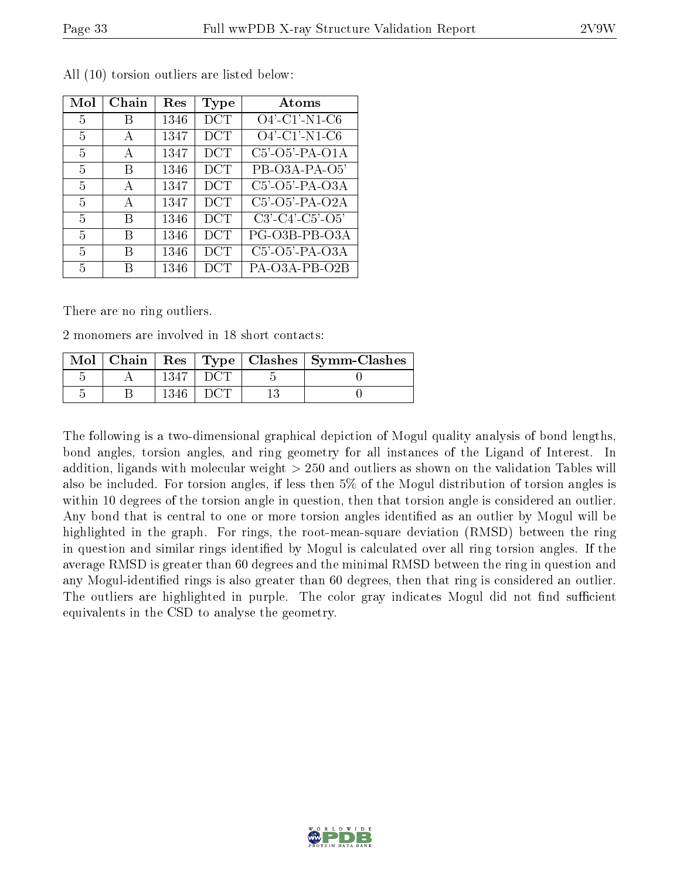All (10) torsion outliers are listed below:

| Mol | Chain | Res | Type | Atoms |
|---|---|---|---|---|
| 5 | B | 1346 | DCT | O4'-C1'-N1-C6 |
| 5 | A | 1347 | DCT | O4'-C1'-N1-C6 |
| 5 | A | 1347 | DCT | C5'-O5'-PA-O1A |
| 5 | B | 1346 | DCT | PB-O3A-PA-O5' |
| 5 | A | 1347 | DCT | C5'-O5'-PA-O3A |
| 5 | A | 1347 | DCT | C5'-O5'-PA-O2A |
| 5 | B | 1346 | DCT | C3'-C4'-C5'-O5' |
| 5 | B | 1346 | DCT | PG-O3B-PB-O3A |
| 5 | B | 1346 | DCT | C5'-O5'-PA-O3A |
| 5 | B | 1346 | DCT | PA-O3A-PB-O2B |

There are no ring outliers.

2 monomers are involved in 18 short contacts:

| Mol | Chain | Res | Type | Clashes | Symm-Clashes |
|---|---|---|---|---|---|
| 5 | A | 1347 | DCT | 5 | 0 |
| 5 | B | 1346 | DCT | 13 | 0 |

The following is a two-dimensional graphical depiction of Mogul quality analysis of bond lengths, bond angles, torsion angles, and ring geometry for all instances of the Ligand of Interest. In addition, ligands with molecular weight > 250 and outliers as shown on the validation Tables will also be included. For torsion angles, if less then 5% of the Mogul distribution of torsion angles is within 10 degrees of the torsion angle in question, then that torsion angle is considered an outlier. Any bond that is central to one or more torsion angles identified as an outlier by Mogul will be highlighted in the graph. For rings, the root-mean-square deviation (RMSD) between the ring in question and similar rings identified by Mogul is calculated over all ring torsion angles. If the average RMSD is greater than 60 degrees and the minimal RMSD between the ring in question and any Mogul-identified rings is also greater than 60 degrees, then that ring is considered an outlier. The outliers are highlighted in purple. The color gray indicates Mogul did not find sufficient equivalents in the CSD to analyse the geometry.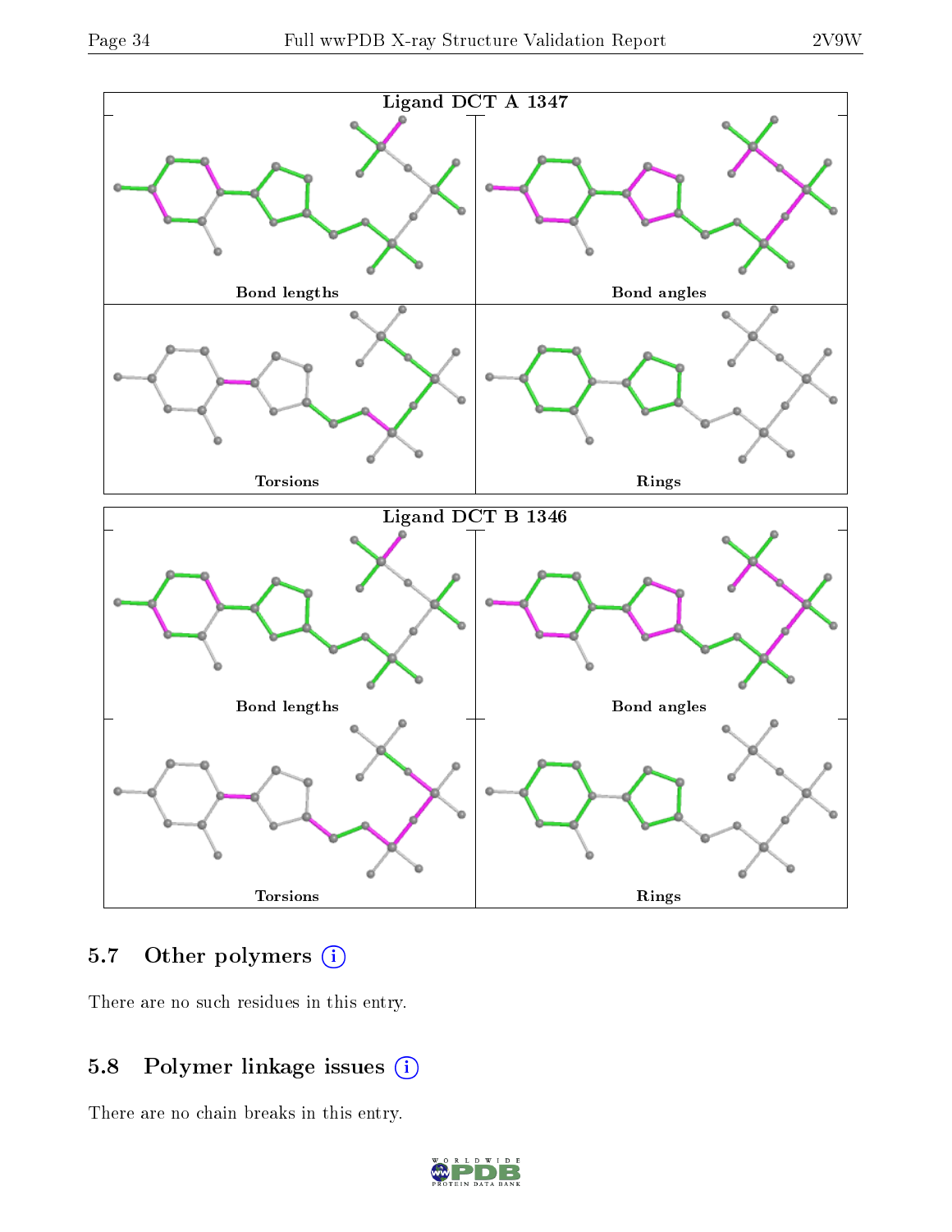Ligand DCT A 1347

Bond lengths

Bond angles

Torsions

Rings

Ligand DCT B 1346

Bond lengths

Bond angles

Torsions

Rings

## 5.7 Other polymers

There are no such residues in this entry.

## 5.8 Polymer linkage issues

There are no chain breaks in this entry.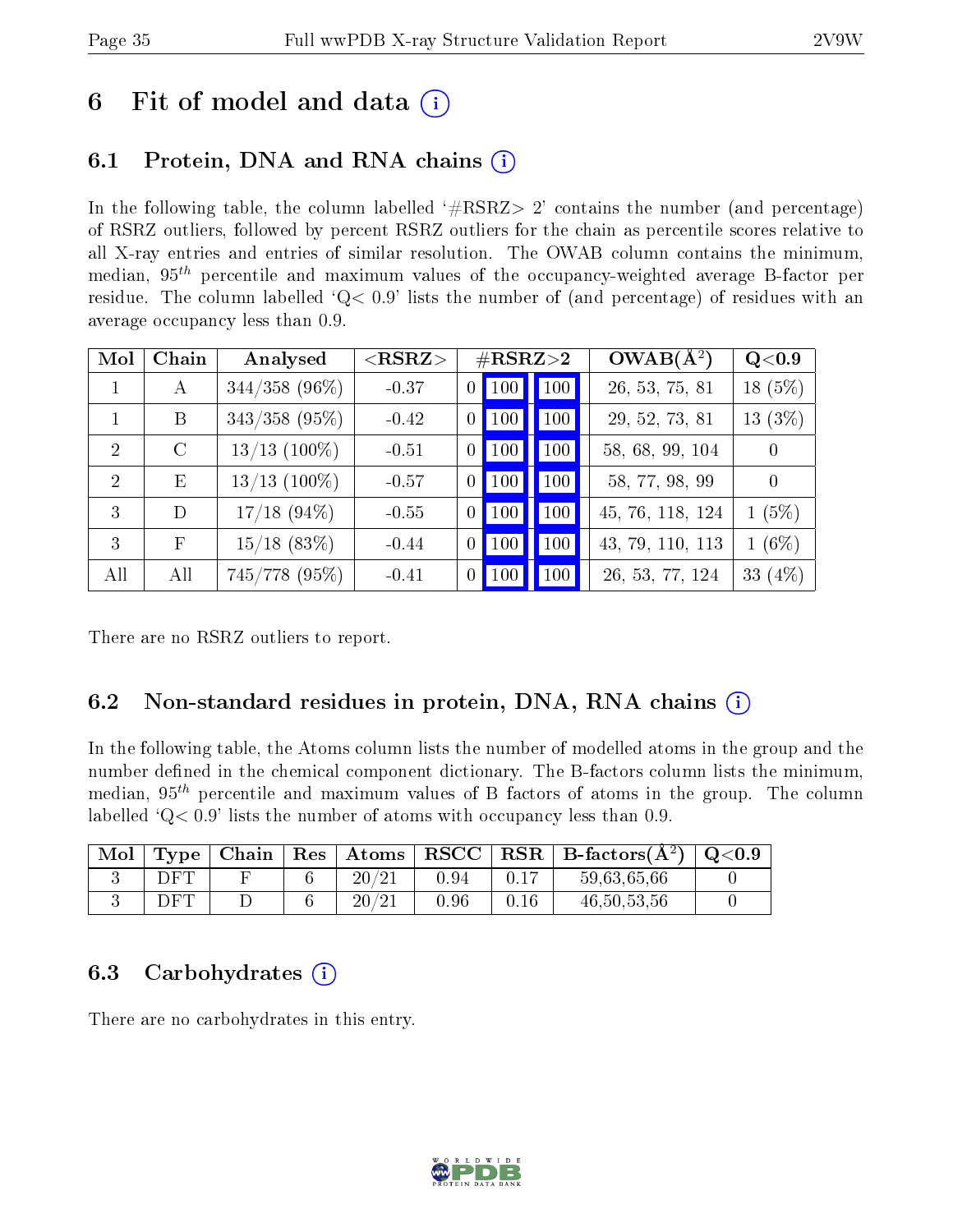# 6 Fit of model and data (i)

## 6.1 Protein, DNA and RNA chains (i)

In the following table, the column labelled '#RSRZ> 2' contains the number (and percentage) of RSRZ outliers, followed by percent RSRZ outliers for the chain as percentile scores relative to all X-ray entries and entries of similar resolution. The OWAB column contains the minimum, median, $95^{th}$ percentile and maximum values of the occupancy-weighted average B-factor per residue. The column labelled 'Q< 0.9' lists the number of (and percentage) of residues with an average occupancy less than 0.9.

| Mol | Chain | Analysed | <RSRZ> | #RSRZ>2 | | | OWAB(Å$^2$) | Q<0.9 |
|---|---|---|---|---|---|---|---|---|
| 1 | A | 344/358 (96%) | -0.37 | 0 | 100 | 100 | 26, 53, 75, 81 | 18 (5%) |
| 1 | B | 343/358 (95%) | -0.42 | 0 | 100 | 100 | 29, 52, 73, 81 | 13 (3%) |
| 2 | C | 13/13 (100%) | -0.51 | 0 | 100 | 100 | 58, 68, 99, 104 | 0 |
| 2 | E | 13/13 (100%) | -0.57 | 0 | 100 | 100 | 58, 77, 98, 99 | 0 |
| 3 | D | 17/18 (94%) | -0.55 | 0 | 100 | 100 | 45, 76, 118, 124 | 1 (5%) |
| 3 | F | 15/18 (83%) | -0.44 | 0 | 100 | 100 | 43, 79, 110, 113 | 1 (6%) |
| All | All | 745/778 (95%) | -0.41 | 0 | 100 | 100 | 26, 53, 77, 124 | 33 (4%) |

There are no RSRZ outliers to report.

## 6.2 Non-standard residues in protein, DNA, RNA chains (i)

In the following table, the Atoms column lists the number of modelled atoms in the group and the number defined in the chemical component dictionary. The B-factors column lists the minimum, median, $95^{th}$ percentile and maximum values of B factors of atoms in the group. The column labelled 'Q< 0.9' lists the number of atoms with occupancy less than 0.9.

| Mol | Type | Chain | Res | Atoms | RSCC | RSR | B-factors(Å$^2$) | Q<0.9 |
|---|---|---|---|---|---|---|---|---|
| 3 | DFT | F | 6 | 20/21 | 0.94 | 0.17 | 59,63,65,66 | 0 |
| 3 | DFT | D | 6 | 20/21 | 0.96 | 0.16 | 46,50,53,56 | 0 |

## 6.3 Carbohydrates (i)

There are no carbohydrates in this entry.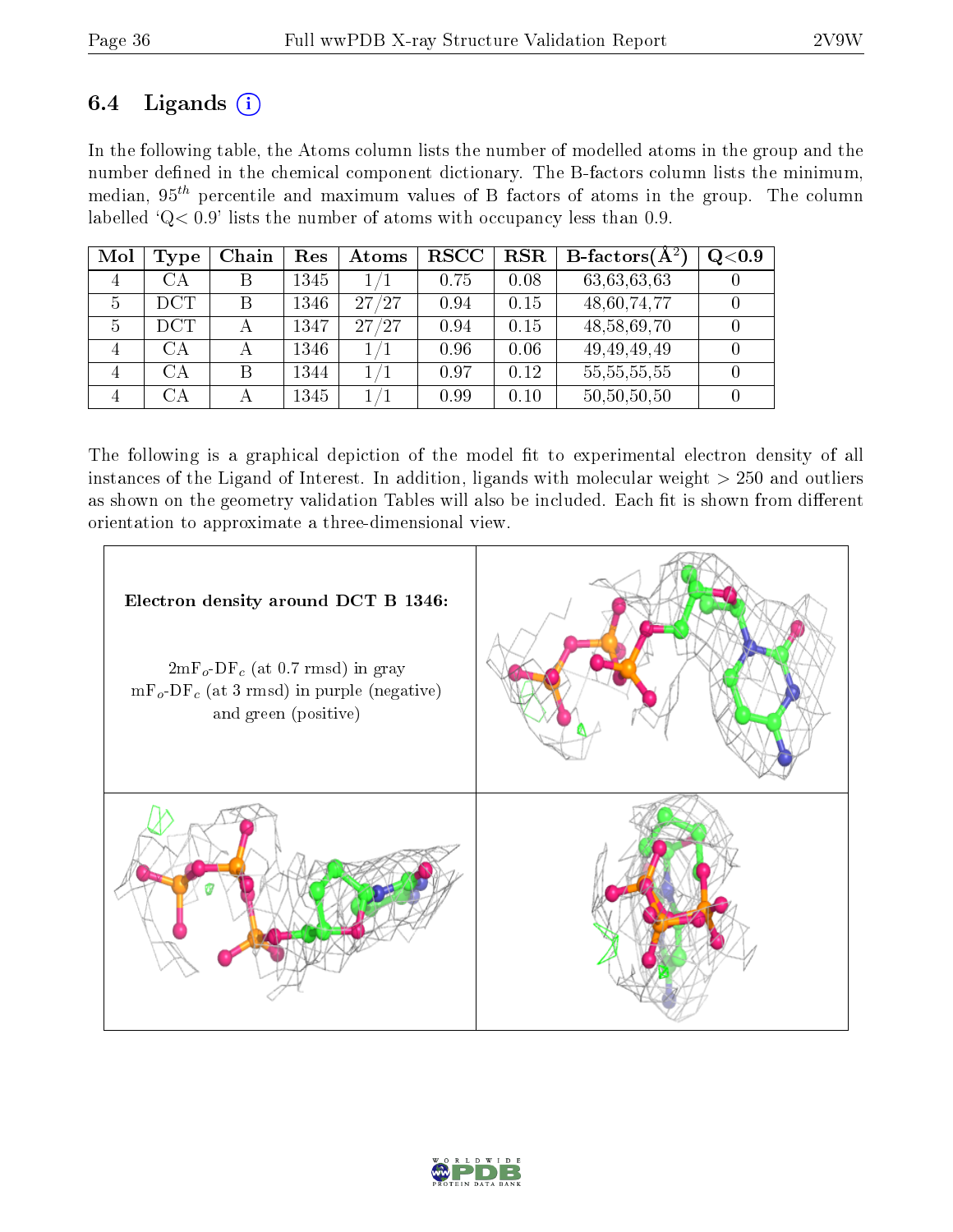## 6.4 Ligands (i)

In the following table, the Atoms column lists the number of modelled atoms in the group and the number defined in the chemical component dictionary. The B-factors column lists the minimum, median, $95^{th}$ percentile and maximum values of B factors of atoms in the group. The column labelled 'Q< 0.9' lists the number of atoms with occupancy less than 0.9.

| Mol | Type | Chain | Res | Atoms | RSCC | RSR | B-factors($Å^2$) | Q<0.9 |
|---|---|---|---|---|---|---|---|---|
| 4 | CA | B | 1345 | 1/1 | 0.75 | 0.08 | 63,63,63,63 | 0 |
| 5 | DCT | B | 1346 | 27/27 | 0.94 | 0.15 | 48,60,74,77 | 0 |
| 5 | DCT | A | 1347 | 27/27 | 0.94 | 0.15 | 48,58,69,70 | 0 |
| 4 | CA | A | 1346 | 1/1 | 0.96 | 0.06 | 49,49,49,49 | 0 |
| 4 | CA | B | 1344 | 1/1 | 0.97 | 0.12 | 55,55,55,55 | 0 |
| 4 | CA | A | 1345 | 1/1 | 0.99 | 0.10 | 50,50,50,50 | 0 |

The following is a graphical depiction of the model fit to experimental electron density of all instances of the Ligand of Interest. In addition, ligands with molecular weight > 250 and outliers as shown on the geometry validation Tables will also be included. Each fit is shown from different orientation to approximate a three-dimensional view.

**Electron density around DCT B 1346:**

$2mF_o$-$DF_c$ (at 0.7 rmsd) in gray
$mF_o$-$DF_c$ (at 3 rmsd) in purple (negative) and green (positive)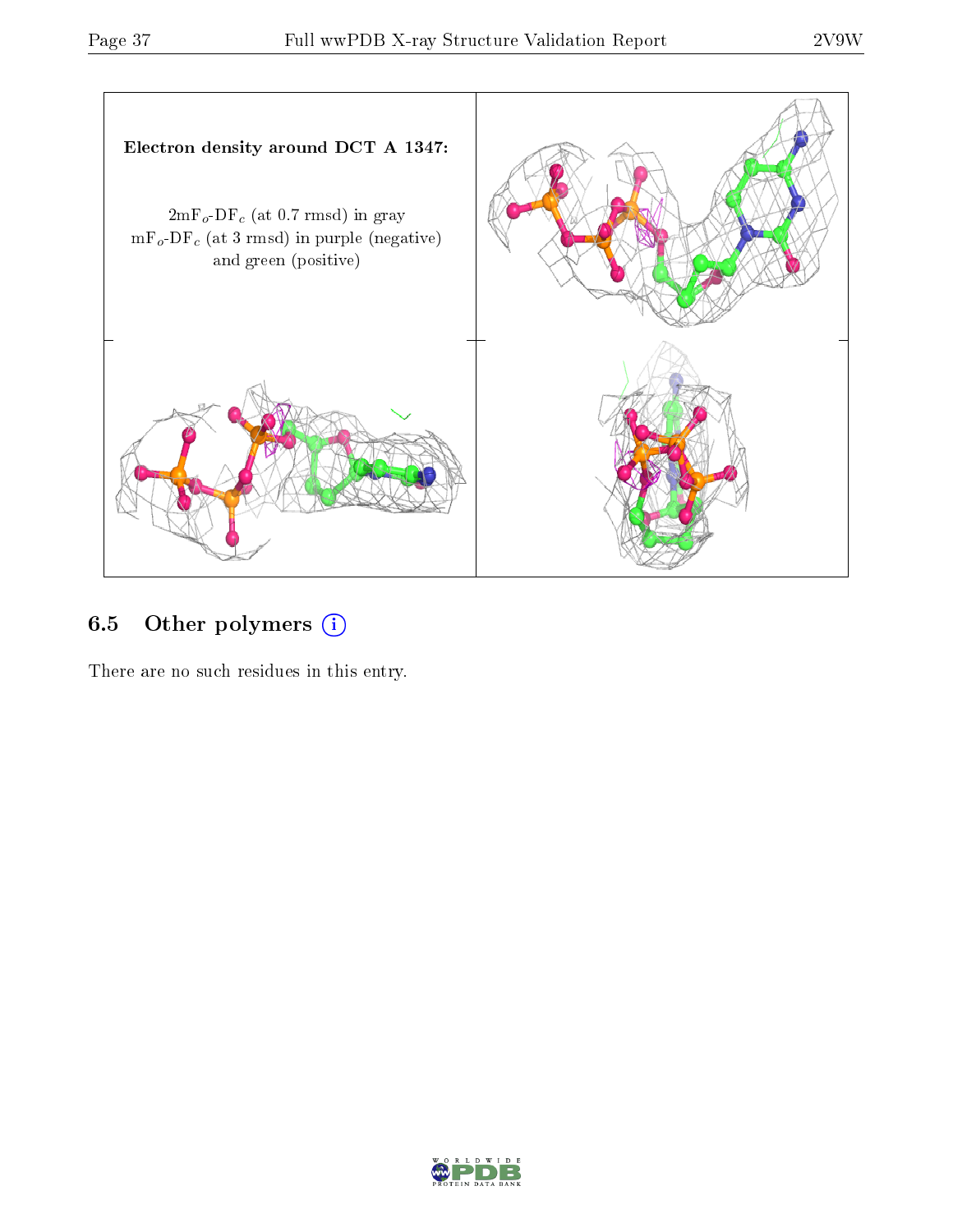**Electron density around DCT A 1347:**

$2mF_o$-$DF_c$ (at 0.7 rmsd) in gray
$mF_o$-$DF_c$ (at 3 rmsd) in purple (negative)
and green (positive)

### 6.5 Other polymers

There are no such residues in this entry.